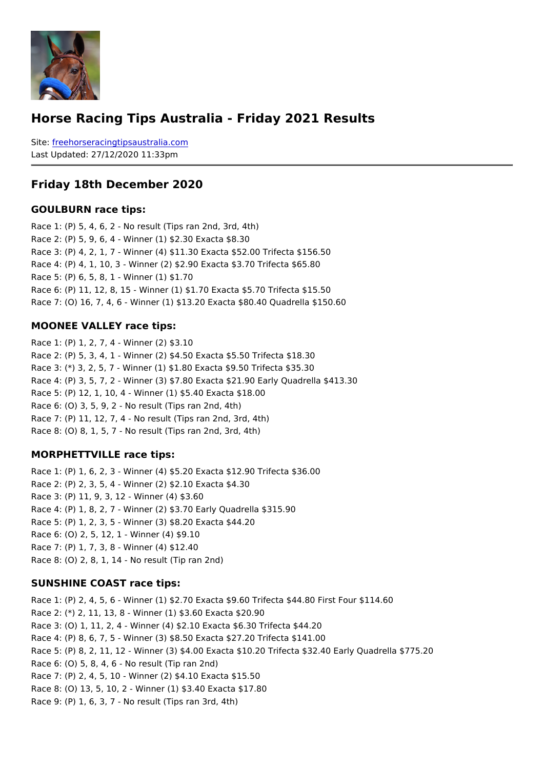# Horse Racing Tips Australia - Friday 2021 Results

Site: freehorseracingtipsaustralia.com
Last Updated: 27/12/2020 11:33pm

## Friday 18th December 2020

### GOULBURN race tips:

Race 1: (P) 5, 4, 6, 2 - No result (Tips ran 2nd, 3rd, 4th)
Race 2: (P) 5, 9, 6, 4 - Winner (1) $2.30 Exacta $8.30
Race 3: (P) 4, 2, 1, 7 - Winner (4) $11.30 Exacta $52.00 Trifecta $156.50
Race 4: (P) 4, 1, 10, 3 - Winner (2) $2.90 Exacta $3.70 Trifecta $65.80
Race 5: (P) 6, 5, 8, 1 - Winner (1) $1.70
Race 6: (P) 11, 12, 8, 15 - Winner (1) $1.70 Exacta $5.70 Trifecta $15.50
Race 7: (O) 16, 7, 4, 6 - Winner (1) $13.20 Exacta $80.40 Quadrella $150.60

### MOONEE VALLEY race tips:

Race 1: (P) 1, 2, 7, 4 - Winner (2) $3.10
Race 2: (P) 5, 3, 4, 1 - Winner (2) $4.50 Exacta $5.50 Trifecta $18.30
Race 3: (*) 3, 2, 5, 7 - Winner (1) $1.80 Exacta $9.50 Trifecta $35.30
Race 4: (P) 3, 5, 7, 2 - Winner (3) $7.80 Exacta $21.90 Early Quadrella $413.30
Race 5: (P) 12, 1, 10, 4 - Winner (1) $5.40 Exacta $18.00
Race 6: (O) 3, 5, 9, 2 - No result (Tips ran 2nd, 4th)
Race 7: (P) 11, 12, 7, 4 - No result (Tips ran 2nd, 3rd, 4th)
Race 8: (O) 8, 1, 5, 7 - No result (Tips ran 2nd, 3rd, 4th)

### MORPHETTVILLE race tips:

Race 1: (P) 1, 6, 2, 3 - Winner (4) $5.20 Exacta $12.90 Trifecta $36.00
Race 2: (P) 2, 3, 5, 4 - Winner (2) $2.10 Exacta $4.30
Race 3: (P) 11, 9, 3, 12 - Winner (4) $3.60
Race 4: (P) 1, 8, 2, 7 - Winner (2) $3.70 Early Quadrella $315.90
Race 5: (P) 1, 2, 3, 5 - Winner (3) $8.20 Exacta $44.20
Race 6: (O) 2, 5, 12, 1 - Winner (4) $9.10
Race 7: (P) 1, 7, 3, 8 - Winner (4) $12.40
Race 8: (O) 2, 8, 1, 14 - No result (Tip ran 2nd)

### SUNSHINE COAST race tips:

Race 1: (P) 2, 4, 5, 6 - Winner (1) $2.70 Exacta $9.60 Trifecta $44.80 First Four $114.60
Race 2: (*) 2, 11, 13, 8 - Winner (1) $3.60 Exacta $20.90
Race 3: (O) 1, 11, 2, 4 - Winner (4) $2.10 Exacta $6.30 Trifecta $44.20
Race 4: (P) 8, 6, 7, 5 - Winner (3) $8.50 Exacta $27.20 Trifecta $141.00
Race 5: (P) 8, 2, 11, 12 - Winner (3) $4.00 Exacta $10.20 Trifecta $32.40 Early Quadrella $775.20
Race 6: (O) 5, 8, 4, 6 - No result (Tip ran 2nd)
Race 7: (P) 2, 4, 5, 10 - Winner (2) $4.10 Exacta $15.50
Race 8: (O) 13, 5, 10, 2 - Winner (1) $3.40 Exacta $17.80
Race 9: (P) 1, 6, 3, 7 - No result (Tips ran 3rd, 4th)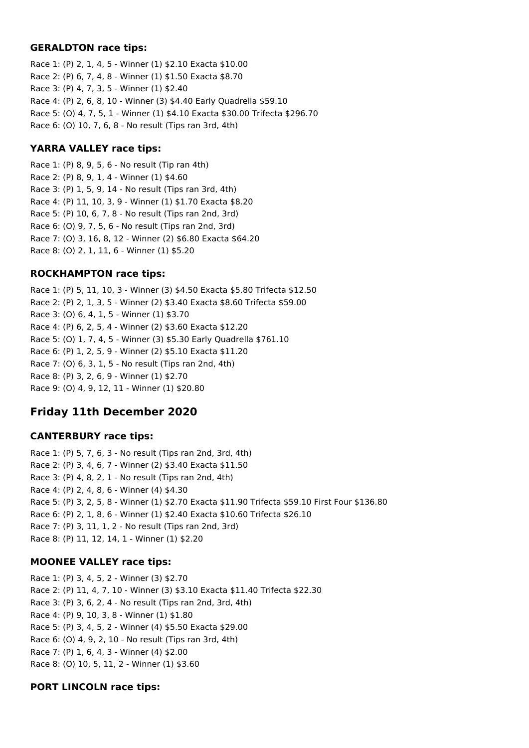### GERALDTON race tips:

Race 1: (P) 2, 1, 4, 5 - Winner (1) $2.10 Exacta $10.00
Race 2: (P) 6, 7, 4, 8 - Winner (1) $1.50 Exacta $8.70
Race 3: (P) 4, 7, 3, 5 - Winner (1) $2.40
Race 4: (P) 2, 6, 8, 10 - Winner (3) $4.40 Early Quadrella $59.10
Race 5: (O) 4, 7, 5, 1 - Winner (1) $4.10 Exacta $30.00 Trifecta $296.70
Race 6: (O) 10, 7, 6, 8 - No result (Tips ran 3rd, 4th)

### YARRA VALLEY race tips:

Race 1: (P) 8, 9, 5, 6 - No result (Tip ran 4th)
Race 2: (P) 8, 9, 1, 4 - Winner (1) $4.60
Race 3: (P) 1, 5, 9, 14 - No result (Tips ran 3rd, 4th)
Race 4: (P) 11, 10, 3, 9 - Winner (1) $1.70 Exacta $8.20
Race 5: (P) 10, 6, 7, 8 - No result (Tips ran 2nd, 3rd)
Race 6: (O) 9, 7, 5, 6 - No result (Tips ran 2nd, 3rd)
Race 7: (O) 3, 16, 8, 12 - Winner (2) $6.80 Exacta $64.20
Race 8: (O) 2, 1, 11, 6 - Winner (1) $5.20

### ROCKHAMPTON race tips:

Race 1: (P) 5, 11, 10, 3 - Winner (3) $4.50 Exacta $5.80 Trifecta $12.50
Race 2: (P) 2, 1, 3, 5 - Winner (2) $3.40 Exacta $8.60 Trifecta $59.00
Race 3: (O) 6, 4, 1, 5 - Winner (1) $3.70
Race 4: (P) 6, 2, 5, 4 - Winner (2) $3.60 Exacta $12.20
Race 5: (O) 1, 7, 4, 5 - Winner (3) $5.30 Early Quadrella $761.10
Race 6: (P) 1, 2, 5, 9 - Winner (2) $5.10 Exacta $11.20
Race 7: (O) 6, 3, 1, 5 - No result (Tips ran 2nd, 4th)
Race 8: (P) 3, 2, 6, 9 - Winner (1) $2.70
Race 9: (O) 4, 9, 12, 11 - Winner (1) $20.80

## Friday 11th December 2020

### CANTERBURY race tips:

Race 1: (P) 5, 7, 6, 3 - No result (Tips ran 2nd, 3rd, 4th)
Race 2: (P) 3, 4, 6, 7 - Winner (2) $3.40 Exacta $11.50
Race 3: (P) 4, 8, 2, 1 - No result (Tips ran 2nd, 4th)
Race 4: (P) 2, 4, 8, 6 - Winner (4) $4.30
Race 5: (P) 3, 2, 5, 8 - Winner (1) $2.70 Exacta $11.90 Trifecta $59.10 First Four $136.80
Race 6: (P) 2, 1, 8, 6 - Winner (1) $2.40 Exacta $10.60 Trifecta $26.10
Race 7: (P) 3, 11, 1, 2 - No result (Tips ran 2nd, 3rd)
Race 8: (P) 11, 12, 14, 1 - Winner (1) $2.20

### MOONEE VALLEY race tips:

Race 1: (P) 3, 4, 5, 2 - Winner (3) $2.70
Race 2: (P) 11, 4, 7, 10 - Winner (3) $3.10 Exacta $11.40 Trifecta $22.30
Race 3: (P) 3, 6, 2, 4 - No result (Tips ran 2nd, 3rd, 4th)
Race 4: (P) 9, 10, 3, 8 - Winner (1) $1.80
Race 5: (P) 3, 4, 5, 2 - Winner (4) $5.50 Exacta $29.00
Race 6: (O) 4, 9, 2, 10 - No result (Tips ran 3rd, 4th)
Race 7: (P) 1, 6, 4, 3 - Winner (4) $2.00
Race 8: (O) 10, 5, 11, 2 - Winner (1) $3.60

### PORT LINCOLN race tips: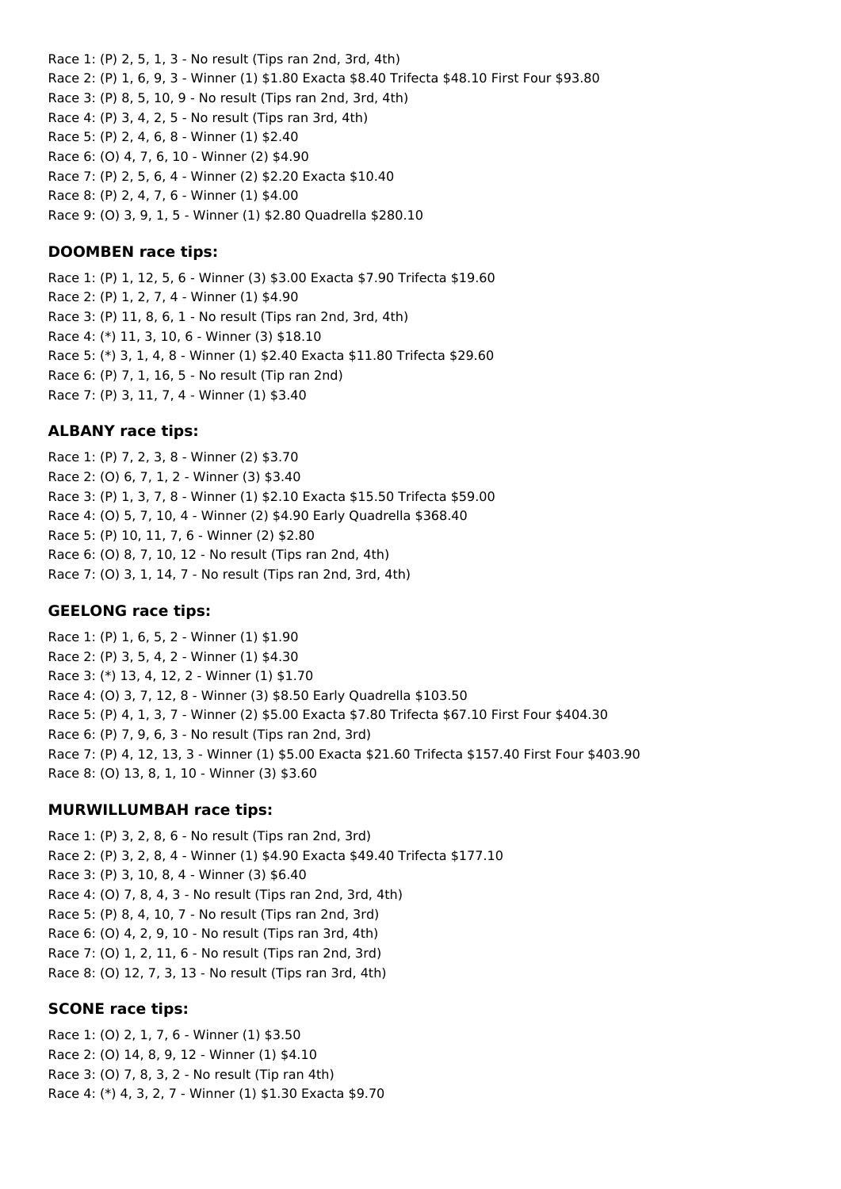Race 1: (P) 2, 5, 1, 3 - No result (Tips ran 2nd, 3rd, 4th)
Race 2: (P) 1, 6, 9, 3 - Winner (1) $1.80 Exacta $8.40 Trifecta $48.10 First Four $93.80
Race 3: (P) 8, 5, 10, 9 - No result (Tips ran 2nd, 3rd, 4th)
Race 4: (P) 3, 4, 2, 5 - No result (Tips ran 3rd, 4th)
Race 5: (P) 2, 4, 6, 8 - Winner (1) $2.40
Race 6: (O) 4, 7, 6, 10 - Winner (2) $4.90
Race 7: (P) 2, 5, 6, 4 - Winner (2) $2.20 Exacta $10.40
Race 8: (P) 2, 4, 7, 6 - Winner (1) $4.00
Race 9: (O) 3, 9, 1, 5 - Winner (1) $2.80 Quadrella $280.10

### DOOMBEN race tips:

Race 1: (P) 1, 12, 5, 6 - Winner (3) $3.00 Exacta $7.90 Trifecta $19.60
Race 2: (P) 1, 2, 7, 4 - Winner (1) $4.90
Race 3: (P) 11, 8, 6, 1 - No result (Tips ran 2nd, 3rd, 4th)
Race 4: (*) 11, 3, 10, 6 - Winner (3) $18.10
Race 5: (*) 3, 1, 4, 8 - Winner (1) $2.40 Exacta $11.80 Trifecta $29.60
Race 6: (P) 7, 1, 16, 5 - No result (Tip ran 2nd)
Race 7: (P) 3, 11, 7, 4 - Winner (1) $3.40

### ALBANY race tips:

Race 1: (P) 7, 2, 3, 8 - Winner (2) $3.70
Race 2: (O) 6, 7, 1, 2 - Winner (3) $3.40
Race 3: (P) 1, 3, 7, 8 - Winner (1) $2.10 Exacta $15.50 Trifecta $59.00
Race 4: (O) 5, 7, 10, 4 - Winner (2) $4.90 Early Quadrella $368.40
Race 5: (P) 10, 11, 7, 6 - Winner (2) $2.80
Race 6: (O) 8, 7, 10, 12 - No result (Tips ran 2nd, 4th)
Race 7: (O) 3, 1, 14, 7 - No result (Tips ran 2nd, 3rd, 4th)

### GEELONG race tips:

Race 1: (P) 1, 6, 5, 2 - Winner (1) $1.90
Race 2: (P) 3, 5, 4, 2 - Winner (1) $4.30
Race 3: (*) 13, 4, 12, 2 - Winner (1) $1.70
Race 4: (O) 3, 7, 12, 8 - Winner (3) $8.50 Early Quadrella $103.50
Race 5: (P) 4, 1, 3, 7 - Winner (2) $5.00 Exacta $7.80 Trifecta $67.10 First Four $404.30
Race 6: (P) 7, 9, 6, 3 - No result (Tips ran 2nd, 3rd)
Race 7: (P) 4, 12, 13, 3 - Winner (1) $5.00 Exacta $21.60 Trifecta $157.40 First Four $403.90
Race 8: (O) 13, 8, 1, 10 - Winner (3) $3.60

### MURWILLUMBAH race tips:

Race 1: (P) 3, 2, 8, 6 - No result (Tips ran 2nd, 3rd)
Race 2: (P) 3, 2, 8, 4 - Winner (1) $4.90 Exacta $49.40 Trifecta $177.10
Race 3: (P) 3, 10, 8, 4 - Winner (3) $6.40
Race 4: (O) 7, 8, 4, 3 - No result (Tips ran 2nd, 3rd, 4th)
Race 5: (P) 8, 4, 10, 7 - No result (Tips ran 2nd, 3rd)
Race 6: (O) 4, 2, 9, 10 - No result (Tips ran 3rd, 4th)
Race 7: (O) 1, 2, 11, 6 - No result (Tips ran 2nd, 3rd)
Race 8: (O) 12, 7, 3, 13 - No result (Tips ran 3rd, 4th)

### SCONE race tips:

Race 1: (O) 2, 1, 7, 6 - Winner (1) $3.50
Race 2: (O) 14, 8, 9, 12 - Winner (1) $4.10
Race 3: (O) 7, 8, 3, 2 - No result (Tip ran 4th)
Race 4: (*) 4, 3, 2, 7 - Winner (1) $1.30 Exacta $9.70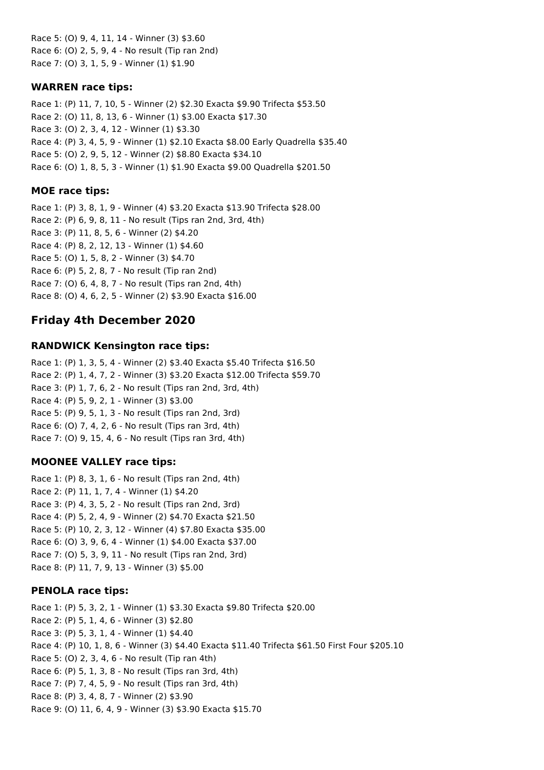Race 5: (O) 9, 4, 11, 14 - Winner (3) $3.60
Race 6: (O) 2, 5, 9, 4 - No result (Tip ran 2nd)
Race 7: (O) 3, 1, 5, 9 - Winner (1) $1.90

### WARREN race tips:

Race 1: (P) 11, 7, 10, 5 - Winner (2) $2.30 Exacta $9.90 Trifecta $53.50
Race 2: (O) 11, 8, 13, 6 - Winner (1) $3.00 Exacta $17.30
Race 3: (O) 2, 3, 4, 12 - Winner (1) $3.30
Race 4: (P) 3, 4, 5, 9 - Winner (1) $2.10 Exacta $8.00 Early Quadrella $35.40
Race 5: (O) 2, 9, 5, 12 - Winner (2) $8.80 Exacta $34.10
Race 6: (O) 1, 8, 5, 3 - Winner (1) $1.90 Exacta $9.00 Quadrella $201.50

### MOE race tips:

Race 1: (P) 3, 8, 1, 9 - Winner (4) $3.20 Exacta $13.90 Trifecta $28.00
Race 2: (P) 6, 9, 8, 11 - No result (Tips ran 2nd, 3rd, 4th)
Race 3: (P) 11, 8, 5, 6 - Winner (2) $4.20
Race 4: (P) 8, 2, 12, 13 - Winner (1) $4.60
Race 5: (O) 1, 5, 8, 2 - Winner (3) $4.70
Race 6: (P) 5, 2, 8, 7 - No result (Tip ran 2nd)
Race 7: (O) 6, 4, 8, 7 - No result (Tips ran 2nd, 4th)
Race 8: (O) 4, 6, 2, 5 - Winner (2) $3.90 Exacta $16.00

## Friday 4th December 2020

### RANDWICK Kensington race tips:

Race 1: (P) 1, 3, 5, 4 - Winner (2) $3.40 Exacta $5.40 Trifecta $16.50
Race 2: (P) 1, 4, 7, 2 - Winner (3) $3.20 Exacta $12.00 Trifecta $59.70
Race 3: (P) 1, 7, 6, 2 - No result (Tips ran 2nd, 3rd, 4th)
Race 4: (P) 5, 9, 2, 1 - Winner (3) $3.00
Race 5: (P) 9, 5, 1, 3 - No result (Tips ran 2nd, 3rd)
Race 6: (O) 7, 4, 2, 6 - No result (Tips ran 3rd, 4th)
Race 7: (O) 9, 15, 4, 6 - No result (Tips ran 3rd, 4th)

### MOONEE VALLEY race tips:

Race 1: (P) 8, 3, 1, 6 - No result (Tips ran 2nd, 4th)
Race 2: (P) 11, 1, 7, 4 - Winner (1) $4.20
Race 3: (P) 4, 3, 5, 2 - No result (Tips ran 2nd, 3rd)
Race 4: (P) 5, 2, 4, 9 - Winner (2) $4.70 Exacta $21.50
Race 5: (P) 10, 2, 3, 12 - Winner (4) $7.80 Exacta $35.00
Race 6: (O) 3, 9, 6, 4 - Winner (1) $4.00 Exacta $37.00
Race 7: (O) 5, 3, 9, 11 - No result (Tips ran 2nd, 3rd)
Race 8: (P) 11, 7, 9, 13 - Winner (3) $5.00

### PENOLA race tips:

Race 1: (P) 5, 3, 2, 1 - Winner (1) $3.30 Exacta $9.80 Trifecta $20.00
Race 2: (P) 5, 1, 4, 6 - Winner (3) $2.80
Race 3: (P) 5, 3, 1, 4 - Winner (1) $4.40
Race 4: (P) 10, 1, 8, 6 - Winner (3) $4.40 Exacta $11.40 Trifecta $61.50 First Four $205.10
Race 5: (O) 2, 3, 4, 6 - No result (Tip ran 4th)
Race 6: (P) 5, 1, 3, 8 - No result (Tips ran 3rd, 4th)
Race 7: (P) 7, 4, 5, 9 - No result (Tips ran 3rd, 4th)
Race 8: (P) 3, 4, 8, 7 - Winner (2) $3.90
Race 9: (O) 11, 6, 4, 9 - Winner (3) $3.90 Exacta $15.70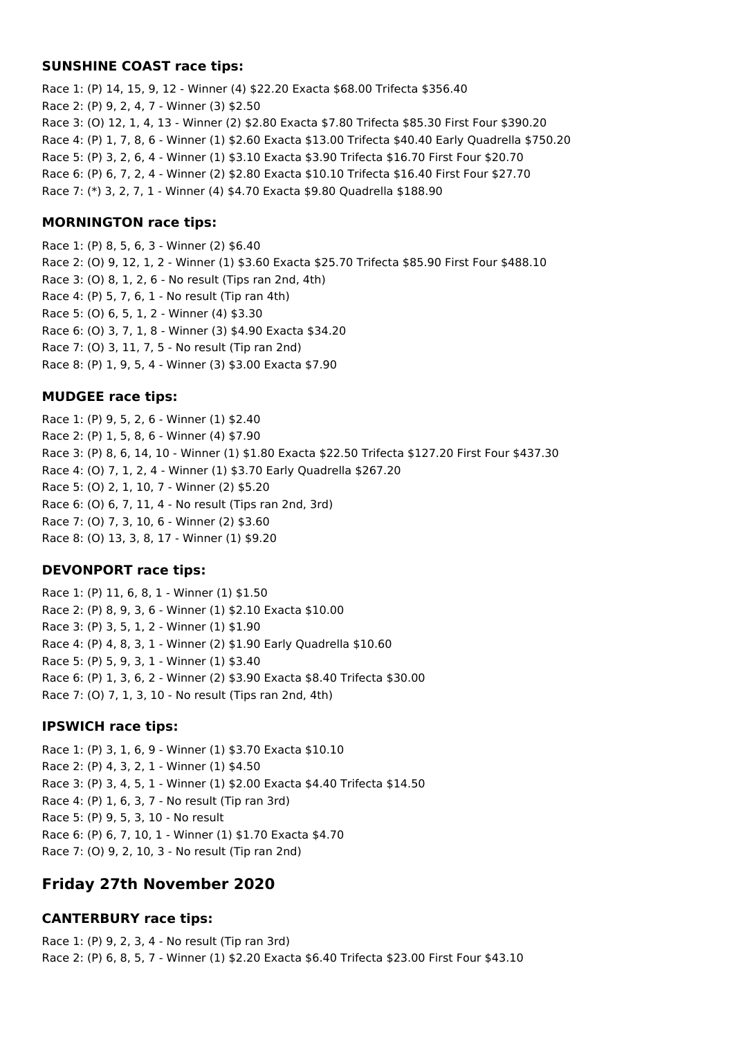### SUNSHINE COAST race tips:

Race 1: (P) 14, 15, 9, 12 - Winner (4) $22.20 Exacta $68.00 Trifecta $356.40
Race 2: (P) 9, 2, 4, 7 - Winner (3) $2.50
Race 3: (O) 12, 1, 4, 13 - Winner (2) $2.80 Exacta $7.80 Trifecta $85.30 First Four $390.20
Race 4: (P) 1, 7, 8, 6 - Winner (1) $2.60 Exacta $13.00 Trifecta $40.40 Early Quadrella $750.20
Race 5: (P) 3, 2, 6, 4 - Winner (1) $3.10 Exacta $3.90 Trifecta $16.70 First Four $20.70
Race 6: (P) 6, 7, 2, 4 - Winner (2) $2.80 Exacta $10.10 Trifecta $16.40 First Four $27.70
Race 7: (*) 3, 2, 7, 1 - Winner (4) $4.70 Exacta $9.80 Quadrella $188.90

### MORNINGTON race tips:

Race 1: (P) 8, 5, 6, 3 - Winner (2) $6.40
Race 2: (O) 9, 12, 1, 2 - Winner (1) $3.60 Exacta $25.70 Trifecta $85.90 First Four $488.10
Race 3: (O) 8, 1, 2, 6 - No result (Tips ran 2nd, 4th)
Race 4: (P) 5, 7, 6, 1 - No result (Tip ran 4th)
Race 5: (O) 6, 5, 1, 2 - Winner (4) $3.30
Race 6: (O) 3, 7, 1, 8 - Winner (3) $4.90 Exacta $34.20
Race 7: (O) 3, 11, 7, 5 - No result (Tip ran 2nd)
Race 8: (P) 1, 9, 5, 4 - Winner (3) $3.00 Exacta $7.90

### MUDGEE race tips:

Race 1: (P) 9, 5, 2, 6 - Winner (1) $2.40
Race 2: (P) 1, 5, 8, 6 - Winner (4) $7.90
Race 3: (P) 8, 6, 14, 10 - Winner (1) $1.80 Exacta $22.50 Trifecta $127.20 First Four $437.30
Race 4: (O) 7, 1, 2, 4 - Winner (1) $3.70 Early Quadrella $267.20
Race 5: (O) 2, 1, 10, 7 - Winner (2) $5.20
Race 6: (O) 6, 7, 11, 4 - No result (Tips ran 2nd, 3rd)
Race 7: (O) 7, 3, 10, 6 - Winner (2) $3.60
Race 8: (O) 13, 3, 8, 17 - Winner (1) $9.20

### DEVONPORT race tips:

Race 1: (P) 11, 6, 8, 1 - Winner (1) $1.50
Race 2: (P) 8, 9, 3, 6 - Winner (1) $2.10 Exacta $10.00
Race 3: (P) 3, 5, 1, 2 - Winner (1) $1.90
Race 4: (P) 4, 8, 3, 1 - Winner (2) $1.90 Early Quadrella $10.60
Race 5: (P) 5, 9, 3, 1 - Winner (1) $3.40
Race 6: (P) 1, 3, 6, 2 - Winner (2) $3.90 Exacta $8.40 Trifecta $30.00
Race 7: (O) 7, 1, 3, 10 - No result (Tips ran 2nd, 4th)

### IPSWICH race tips:

Race 1: (P) 3, 1, 6, 9 - Winner (1) $3.70 Exacta $10.10
Race 2: (P) 4, 3, 2, 1 - Winner (1) $4.50
Race 3: (P) 3, 4, 5, 1 - Winner (1) $2.00 Exacta $4.40 Trifecta $14.50
Race 4: (P) 1, 6, 3, 7 - No result (Tip ran 3rd)
Race 5: (P) 9, 5, 3, 10 - No result
Race 6: (P) 6, 7, 10, 1 - Winner (1) $1.70 Exacta $4.70
Race 7: (O) 9, 2, 10, 3 - No result (Tip ran 2nd)

## Friday 27th November 2020

### CANTERBURY race tips:

Race 1: (P) 9, 2, 3, 4 - No result (Tip ran 3rd)
Race 2: (P) 6, 8, 5, 7 - Winner (1) $2.20 Exacta $6.40 Trifecta $23.00 First Four $43.10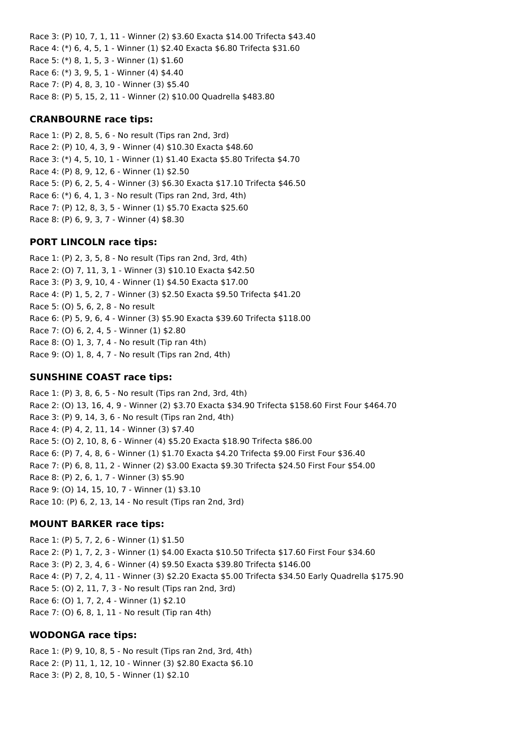Race 3: (P) 10, 7, 1, 11 - Winner (2) $3.60 Exacta $14.00 Trifecta $43.40
Race 4: (*) 6, 4, 5, 1 - Winner (1) $2.40 Exacta $6.80 Trifecta $31.60
Race 5: (*) 8, 1, 5, 3 - Winner (1) $1.60
Race 6: (*) 3, 9, 5, 1 - Winner (4) $4.40
Race 7: (P) 4, 8, 3, 10 - Winner (3) $5.40
Race 8: (P) 5, 15, 2, 11 - Winner (2) $10.00 Quadrella $483.80

### CRANBOURNE race tips:

Race 1: (P) 2, 8, 5, 6 - No result (Tips ran 2nd, 3rd)
Race 2: (P) 10, 4, 3, 9 - Winner (4) $10.30 Exacta $48.60
Race 3: (*) 4, 5, 10, 1 - Winner (1) $1.40 Exacta $5.80 Trifecta $4.70
Race 4: (P) 8, 9, 12, 6 - Winner (1) $2.50
Race 5: (P) 6, 2, 5, 4 - Winner (3) $6.30 Exacta $17.10 Trifecta $46.50
Race 6: (*) 6, 4, 1, 3 - No result (Tips ran 2nd, 3rd, 4th)
Race 7: (P) 12, 8, 3, 5 - Winner (1) $5.70 Exacta $25.60
Race 8: (P) 6, 9, 3, 7 - Winner (4) $8.30

### PORT LINCOLN race tips:

Race 1: (P) 2, 3, 5, 8 - No result (Tips ran 2nd, 3rd, 4th)
Race 2: (O) 7, 11, 3, 1 - Winner (3) $10.10 Exacta $42.50
Race 3: (P) 3, 9, 10, 4 - Winner (1) $4.50 Exacta $17.00
Race 4: (P) 1, 5, 2, 7 - Winner (3) $2.50 Exacta $9.50 Trifecta $41.20
Race 5: (O) 5, 6, 2, 8 - No result
Race 6: (P) 5, 9, 6, 4 - Winner (3) $5.90 Exacta $39.60 Trifecta $118.00
Race 7: (O) 6, 2, 4, 5 - Winner (1) $2.80
Race 8: (O) 1, 3, 7, 4 - No result (Tip ran 4th)
Race 9: (O) 1, 8, 4, 7 - No result (Tips ran 2nd, 4th)

### SUNSHINE COAST race tips:

Race 1: (P) 3, 8, 6, 5 - No result (Tips ran 2nd, 3rd, 4th)
Race 2: (O) 13, 16, 4, 9 - Winner (2) $3.70 Exacta $34.90 Trifecta $158.60 First Four $464.70
Race 3: (P) 9, 14, 3, 6 - No result (Tips ran 2nd, 4th)
Race 4: (P) 4, 2, 11, 14 - Winner (3) $7.40
Race 5: (O) 2, 10, 8, 6 - Winner (4) $5.20 Exacta $18.90 Trifecta $86.00
Race 6: (P) 7, 4, 8, 6 - Winner (1) $1.70 Exacta $4.20 Trifecta $9.00 First Four $36.40
Race 7: (P) 6, 8, 11, 2 - Winner (2) $3.00 Exacta $9.30 Trifecta $24.50 First Four $54.00
Race 8: (P) 2, 6, 1, 7 - Winner (3) $5.90
Race 9: (O) 14, 15, 10, 7 - Winner (1) $3.10
Race 10: (P) 6, 2, 13, 14 - No result (Tips ran 2nd, 3rd)

### MOUNT BARKER race tips:

Race 1: (P) 5, 7, 2, 6 - Winner (1) $1.50
Race 2: (P) 1, 7, 2, 3 - Winner (1) $4.00 Exacta $10.50 Trifecta $17.60 First Four $34.60
Race 3: (P) 2, 3, 4, 6 - Winner (4) $9.50 Exacta $39.80 Trifecta $146.00
Race 4: (P) 7, 2, 4, 11 - Winner (3) $2.20 Exacta $5.00 Trifecta $34.50 Early Quadrella $175.90
Race 5: (O) 2, 11, 7, 3 - No result (Tips ran 2nd, 3rd)
Race 6: (O) 1, 7, 2, 4 - Winner (1) $2.10
Race 7: (O) 6, 8, 1, 11 - No result (Tip ran 4th)

### WODONGA race tips:

Race 1: (P) 9, 10, 8, 5 - No result (Tips ran 2nd, 3rd, 4th)
Race 2: (P) 11, 1, 12, 10 - Winner (3) $2.80 Exacta $6.10
Race 3: (P) 2, 8, 10, 5 - Winner (1) $2.10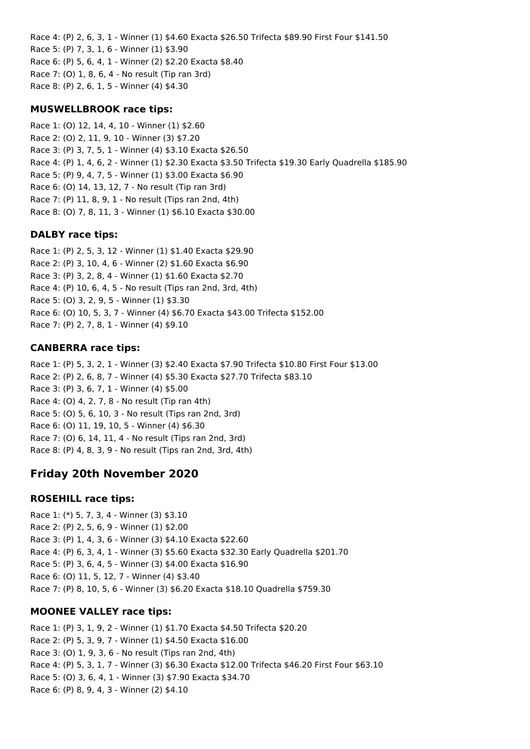Race 4: (P) 2, 6, 3, 1 - Winner (1) $4.60 Exacta $26.50 Trifecta $89.90 First Four $141.50
Race 5: (P) 7, 3, 1, 6 - Winner (1) $3.90
Race 6: (P) 5, 6, 4, 1 - Winner (2) $2.20 Exacta $8.40
Race 7: (O) 1, 8, 6, 4 - No result (Tip ran 3rd)
Race 8: (P) 2, 6, 1, 5 - Winner (4) $4.30

### MUSWELLBROOK race tips:

Race 1: (O) 12, 14, 4, 10 - Winner (1) $2.60
Race 2: (O) 2, 11, 9, 10 - Winner (3) $7.20
Race 3: (P) 3, 7, 5, 1 - Winner (4) $3.10 Exacta $26.50
Race 4: (P) 1, 4, 6, 2 - Winner (1) $2.30 Exacta $3.50 Trifecta $19.30 Early Quadrella $185.90
Race 5: (P) 9, 4, 7, 5 - Winner (1) $3.00 Exacta $6.90
Race 6: (O) 14, 13, 12, 7 - No result (Tip ran 3rd)
Race 7: (P) 11, 8, 9, 1 - No result (Tips ran 2nd, 4th)
Race 8: (O) 7, 8, 11, 3 - Winner (1) $6.10 Exacta $30.00

### DALBY race tips:

Race 1: (P) 2, 5, 3, 12 - Winner (1) $1.40 Exacta $29.90
Race 2: (P) 3, 10, 4, 6 - Winner (2) $1.60 Exacta $6.90
Race 3: (P) 3, 2, 8, 4 - Winner (1) $1.60 Exacta $2.70
Race 4: (P) 10, 6, 4, 5 - No result (Tips ran 2nd, 3rd, 4th)
Race 5: (O) 3, 2, 9, 5 - Winner (1) $3.30
Race 6: (O) 10, 5, 3, 7 - Winner (4) $6.70 Exacta $43.00 Trifecta $152.00
Race 7: (P) 2, 7, 8, 1 - Winner (4) $9.10

### CANBERRA race tips:

Race 1: (P) 5, 3, 2, 1 - Winner (3) $2.40 Exacta $7.90 Trifecta $10.80 First Four $13.00
Race 2: (P) 2, 6, 8, 7 - Winner (4) $5.30 Exacta $27.70 Trifecta $83.10
Race 3: (P) 3, 6, 7, 1 - Winner (4) $5.00
Race 4: (O) 4, 2, 7, 8 - No result (Tip ran 4th)
Race 5: (O) 5, 6, 10, 3 - No result (Tips ran 2nd, 3rd)
Race 6: (O) 11, 19, 10, 5 - Winner (4) $6.30
Race 7: (O) 6, 14, 11, 4 - No result (Tips ran 2nd, 3rd)
Race 8: (P) 4, 8, 3, 9 - No result (Tips ran 2nd, 3rd, 4th)

## Friday 20th November 2020

### ROSEHILL race tips:

Race 1: (*) 5, 7, 3, 4 - Winner (3) $3.10
Race 2: (P) 2, 5, 6, 9 - Winner (1) $2.00
Race 3: (P) 1, 4, 3, 6 - Winner (3) $4.10 Exacta $22.60
Race 4: (P) 6, 3, 4, 1 - Winner (3) $5.60 Exacta $32.30 Early Quadrella $201.70
Race 5: (P) 3, 6, 4, 5 - Winner (3) $4.00 Exacta $16.90
Race 6: (O) 11, 5, 12, 7 - Winner (4) $3.40
Race 7: (P) 8, 10, 5, 6 - Winner (3) $6.20 Exacta $18.10 Quadrella $759.30

### MOONEE VALLEY race tips:

Race 1: (P) 3, 1, 9, 2 - Winner (1) $1.70 Exacta $4.50 Trifecta $20.20
Race 2: (P) 5, 3, 9, 7 - Winner (1) $4.50 Exacta $16.00
Race 3: (O) 1, 9, 3, 6 - No result (Tips ran 2nd, 4th)
Race 4: (P) 5, 3, 1, 7 - Winner (3) $6.30 Exacta $12.00 Trifecta $46.20 First Four $63.10
Race 5: (O) 3, 6, 4, 1 - Winner (3) $7.90 Exacta $34.70
Race 6: (P) 8, 9, 4, 3 - Winner (2) $4.10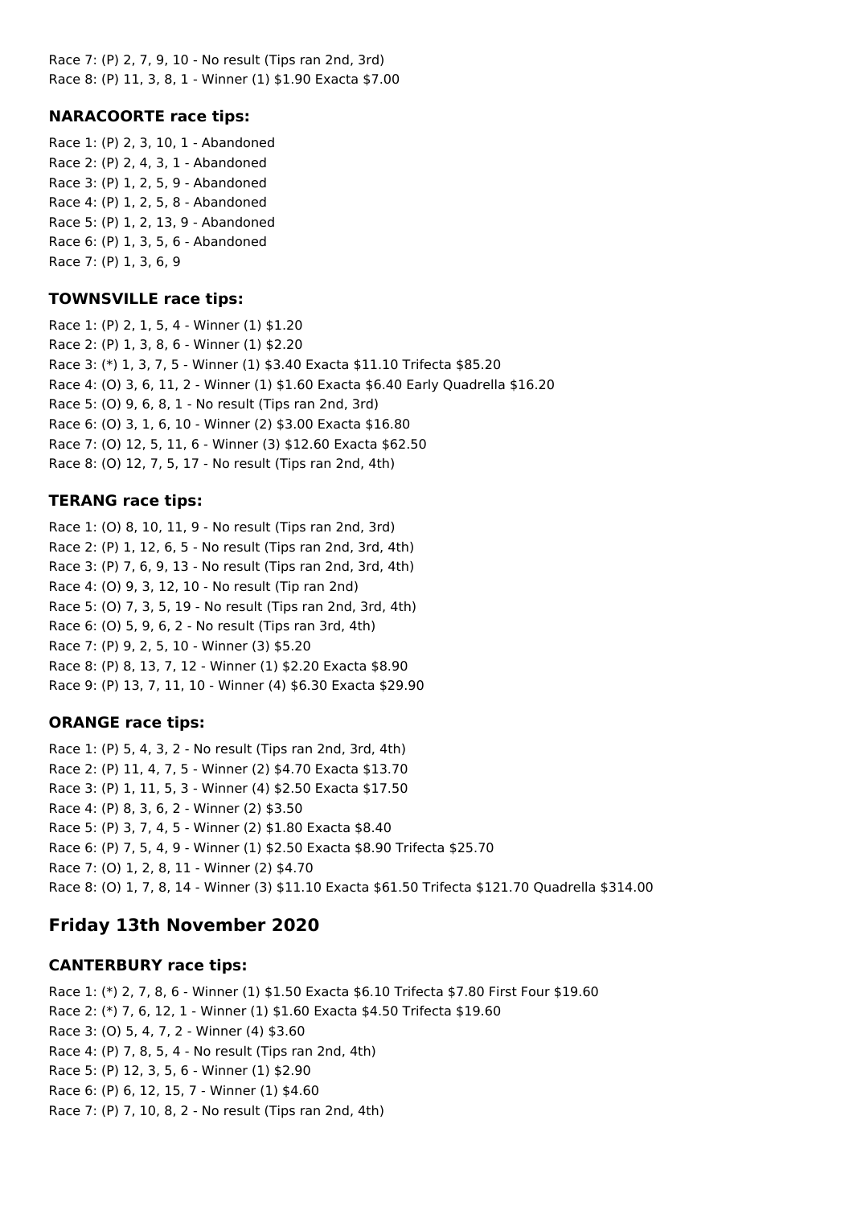Race 7: (P) 2, 7, 9, 10 - No result (Tips ran 2nd, 3rd)
Race 8: (P) 11, 3, 8, 1 - Winner (1) $1.90 Exacta $7.00

### NARACOORTE race tips:

Race 1: (P) 2, 3, 10, 1 - Abandoned
Race 2: (P) 2, 4, 3, 1 - Abandoned
Race 3: (P) 1, 2, 5, 9 - Abandoned
Race 4: (P) 1, 2, 5, 8 - Abandoned
Race 5: (P) 1, 2, 13, 9 - Abandoned
Race 6: (P) 1, 3, 5, 6 - Abandoned
Race 7: (P) 1, 3, 6, 9

### TOWNSVILLE race tips:

Race 1: (P) 2, 1, 5, 4 - Winner (1) $1.20
Race 2: (P) 1, 3, 8, 6 - Winner (1) $2.20
Race 3: (*) 1, 3, 7, 5 - Winner (1) $3.40 Exacta $11.10 Trifecta $85.20
Race 4: (O) 3, 6, 11, 2 - Winner (1) $1.60 Exacta $6.40 Early Quadrella $16.20
Race 5: (O) 9, 6, 8, 1 - No result (Tips ran 2nd, 3rd)
Race 6: (O) 3, 1, 6, 10 - Winner (2) $3.00 Exacta $16.80
Race 7: (O) 12, 5, 11, 6 - Winner (3) $12.60 Exacta $62.50
Race 8: (O) 12, 7, 5, 17 - No result (Tips ran 2nd, 4th)

### TERANG race tips:

Race 1: (O) 8, 10, 11, 9 - No result (Tips ran 2nd, 3rd)
Race 2: (P) 1, 12, 6, 5 - No result (Tips ran 2nd, 3rd, 4th)
Race 3: (P) 7, 6, 9, 13 - No result (Tips ran 2nd, 3rd, 4th)
Race 4: (O) 9, 3, 12, 10 - No result (Tip ran 2nd)
Race 5: (O) 7, 3, 5, 19 - No result (Tips ran 2nd, 3rd, 4th)
Race 6: (O) 5, 9, 6, 2 - No result (Tips ran 3rd, 4th)
Race 7: (P) 9, 2, 5, 10 - Winner (3) $5.20
Race 8: (P) 8, 13, 7, 12 - Winner (1) $2.20 Exacta $8.90
Race 9: (P) 13, 7, 11, 10 - Winner (4) $6.30 Exacta $29.90

### ORANGE race tips:

Race 1: (P) 5, 4, 3, 2 - No result (Tips ran 2nd, 3rd, 4th)
Race 2: (P) 11, 4, 7, 5 - Winner (2) $4.70 Exacta $13.70
Race 3: (P) 1, 11, 5, 3 - Winner (4) $2.50 Exacta $17.50
Race 4: (P) 8, 3, 6, 2 - Winner (2) $3.50
Race 5: (P) 3, 7, 4, 5 - Winner (2) $1.80 Exacta $8.40
Race 6: (P) 7, 5, 4, 9 - Winner (1) $2.50 Exacta $8.90 Trifecta $25.70
Race 7: (O) 1, 2, 8, 11 - Winner (2) $4.70
Race 8: (O) 1, 7, 8, 14 - Winner (3) $11.10 Exacta $61.50 Trifecta $121.70 Quadrella $314.00

## Friday 13th November 2020

### CANTERBURY race tips:

Race 1: (*) 2, 7, 8, 6 - Winner (1) $1.50 Exacta $6.10 Trifecta $7.80 First Four $19.60
Race 2: (*) 7, 6, 12, 1 - Winner (1) $1.60 Exacta $4.50 Trifecta $19.60
Race 3: (O) 5, 4, 7, 2 - Winner (4) $3.60
Race 4: (P) 7, 8, 5, 4 - No result (Tips ran 2nd, 4th)
Race 5: (P) 12, 3, 5, 6 - Winner (1) $2.90
Race 6: (P) 6, 12, 15, 7 - Winner (1) $4.60
Race 7: (P) 7, 10, 8, 2 - No result (Tips ran 2nd, 4th)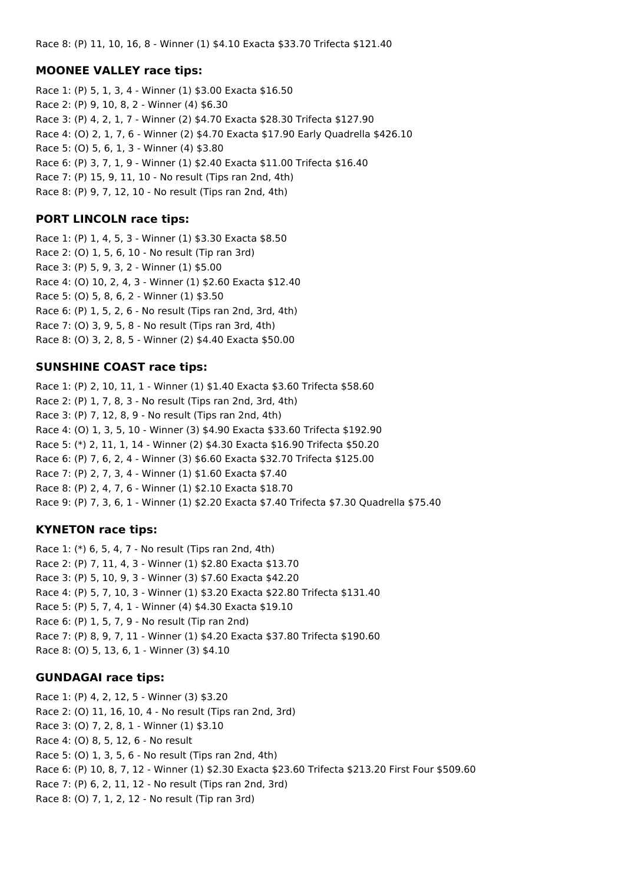Race 8: (P) 11, 10, 16, 8 - Winner (1) $4.10 Exacta $33.70 Trifecta $121.40

### MOONEE VALLEY race tips:

Race 1: (P) 5, 1, 3, 4 - Winner (1) $3.00 Exacta $16.50
Race 2: (P) 9, 10, 8, 2 - Winner (4) $6.30
Race 3: (P) 4, 2, 1, 7 - Winner (2) $4.70 Exacta $28.30 Trifecta $127.90
Race 4: (O) 2, 1, 7, 6 - Winner (2) $4.70 Exacta $17.90 Early Quadrella $426.10
Race 5: (O) 5, 6, 1, 3 - Winner (4) $3.80
Race 6: (P) 3, 7, 1, 9 - Winner (1) $2.40 Exacta $11.00 Trifecta $16.40
Race 7: (P) 15, 9, 11, 10 - No result (Tips ran 2nd, 4th)
Race 8: (P) 9, 7, 12, 10 - No result (Tips ran 2nd, 4th)

### PORT LINCOLN race tips:

Race 1: (P) 1, 4, 5, 3 - Winner (1) $3.30 Exacta $8.50
Race 2: (O) 1, 5, 6, 10 - No result (Tip ran 3rd)
Race 3: (P) 5, 9, 3, 2 - Winner (1) $5.00
Race 4: (O) 10, 2, 4, 3 - Winner (1) $2.60 Exacta $12.40
Race 5: (O) 5, 8, 6, 2 - Winner (1) $3.50
Race 6: (P) 1, 5, 2, 6 - No result (Tips ran 2nd, 3rd, 4th)
Race 7: (O) 3, 9, 5, 8 - No result (Tips ran 3rd, 4th)
Race 8: (O) 3, 2, 8, 5 - Winner (2) $4.40 Exacta $50.00

### SUNSHINE COAST race tips:

Race 1: (P) 2, 10, 11, 1 - Winner (1) $1.40 Exacta $3.60 Trifecta $58.60
Race 2: (P) 1, 7, 8, 3 - No result (Tips ran 2nd, 3rd, 4th)
Race 3: (P) 7, 12, 8, 9 - No result (Tips ran 2nd, 4th)
Race 4: (O) 1, 3, 5, 10 - Winner (3) $4.90 Exacta $33.60 Trifecta $192.90
Race 5: (*) 2, 11, 1, 14 - Winner (2) $4.30 Exacta $16.90 Trifecta $50.20
Race 6: (P) 7, 6, 2, 4 - Winner (3) $6.60 Exacta $32.70 Trifecta $125.00
Race 7: (P) 2, 7, 3, 4 - Winner (1) $1.60 Exacta $7.40
Race 8: (P) 2, 4, 7, 6 - Winner (1) $2.10 Exacta $18.70
Race 9: (P) 7, 3, 6, 1 - Winner (1) $2.20 Exacta $7.40 Trifecta $7.30 Quadrella $75.40

### KYNETON race tips:

Race 1: (*) 6, 5, 4, 7 - No result (Tips ran 2nd, 4th)
Race 2: (P) 7, 11, 4, 3 - Winner (1) $2.80 Exacta $13.70
Race 3: (P) 5, 10, 9, 3 - Winner (3) $7.60 Exacta $42.20
Race 4: (P) 5, 7, 10, 3 - Winner (1) $3.20 Exacta $22.80 Trifecta $131.40
Race 5: (P) 5, 7, 4, 1 - Winner (4) $4.30 Exacta $19.10
Race 6: (P) 1, 5, 7, 9 - No result (Tip ran 2nd)
Race 7: (P) 8, 9, 7, 11 - Winner (1) $4.20 Exacta $37.80 Trifecta $190.60
Race 8: (O) 5, 13, 6, 1 - Winner (3) $4.10

### GUNDAGAI race tips:

Race 1: (P) 4, 2, 12, 5 - Winner (3) $3.20
Race 2: (O) 11, 16, 10, 4 - No result (Tips ran 2nd, 3rd)
Race 3: (O) 7, 2, 8, 1 - Winner (1) $3.10
Race 4: (O) 8, 5, 12, 6 - No result
Race 5: (O) 1, 3, 5, 6 - No result (Tips ran 2nd, 4th)
Race 6: (P) 10, 8, 7, 12 - Winner (1) $2.30 Exacta $23.60 Trifecta $213.20 First Four $509.60
Race 7: (P) 6, 2, 11, 12 - No result (Tips ran 2nd, 3rd)
Race 8: (O) 7, 1, 2, 12 - No result (Tip ran 3rd)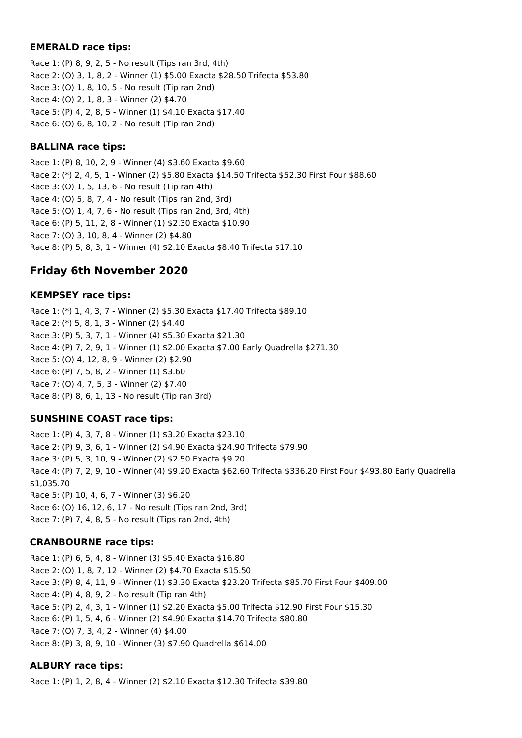### EMERALD race tips:

Race 1: (P) 8, 9, 2, 5 - No result (Tips ran 3rd, 4th)
Race 2: (O) 3, 1, 8, 2 - Winner (1) $5.00 Exacta $28.50 Trifecta $53.80
Race 3: (O) 1, 8, 10, 5 - No result (Tip ran 2nd)
Race 4: (O) 2, 1, 8, 3 - Winner (2) $4.70
Race 5: (P) 4, 2, 8, 5 - Winner (1) $4.10 Exacta $17.40
Race 6: (O) 6, 8, 10, 2 - No result (Tip ran 2nd)

### BALLINA race tips:

Race 1: (P) 8, 10, 2, 9 - Winner (4) $3.60 Exacta $9.60
Race 2: (*) 2, 4, 5, 1 - Winner (2) $5.80 Exacta $14.50 Trifecta $52.30 First Four $88.60
Race 3: (O) 1, 5, 13, 6 - No result (Tip ran 4th)
Race 4: (O) 5, 8, 7, 4 - No result (Tips ran 2nd, 3rd)
Race 5: (O) 1, 4, 7, 6 - No result (Tips ran 2nd, 3rd, 4th)
Race 6: (P) 5, 11, 2, 8 - Winner (1) $2.30 Exacta $10.90
Race 7: (O) 3, 10, 8, 4 - Winner (2) $4.80
Race 8: (P) 5, 8, 3, 1 - Winner (4) $2.10 Exacta $8.40 Trifecta $17.10

## Friday 6th November 2020

### KEMPSEY race tips:

Race 1: (*) 1, 4, 3, 7 - Winner (2) $5.30 Exacta $17.40 Trifecta $89.10
Race 2: (*) 5, 8, 1, 3 - Winner (2) $4.40
Race 3: (P) 5, 3, 7, 1 - Winner (4) $5.30 Exacta $21.30
Race 4: (P) 7, 2, 9, 1 - Winner (1) $2.00 Exacta $7.00 Early Quadrella $271.30
Race 5: (O) 4, 12, 8, 9 - Winner (2) $2.90
Race 6: (P) 7, 5, 8, 2 - Winner (1) $3.60
Race 7: (O) 4, 7, 5, 3 - Winner (2) $7.40
Race 8: (P) 8, 6, 1, 13 - No result (Tip ran 3rd)

### SUNSHINE COAST race tips:

Race 1: (P) 4, 3, 7, 8 - Winner (1) $3.20 Exacta $23.10
Race 2: (P) 9, 3, 6, 1 - Winner (2) $4.90 Exacta $24.90 Trifecta $79.90
Race 3: (P) 5, 3, 10, 9 - Winner (2) $2.50 Exacta $9.20
Race 4: (P) 7, 2, 9, 10 - Winner (4) $9.20 Exacta $62.60 Trifecta $336.20 First Four $493.80 Early Quadrella $1,035.70
Race 5: (P) 10, 4, 6, 7 - Winner (3) $6.20
Race 6: (O) 16, 12, 6, 17 - No result (Tips ran 2nd, 3rd)
Race 7: (P) 7, 4, 8, 5 - No result (Tips ran 2nd, 4th)

### CRANBOURNE race tips:

Race 1: (P) 6, 5, 4, 8 - Winner (3) $5.40 Exacta $16.80
Race 2: (O) 1, 8, 7, 12 - Winner (2) $4.70 Exacta $15.50
Race 3: (P) 8, 4, 11, 9 - Winner (1) $3.30 Exacta $23.20 Trifecta $85.70 First Four $409.00
Race 4: (P) 4, 8, 9, 2 - No result (Tip ran 4th)
Race 5: (P) 2, 4, 3, 1 - Winner (1) $2.20 Exacta $5.00 Trifecta $12.90 First Four $15.30
Race 6: (P) 1, 5, 4, 6 - Winner (2) $4.90 Exacta $14.70 Trifecta $80.80
Race 7: (O) 7, 3, 4, 2 - Winner (4) $4.00
Race 8: (P) 3, 8, 9, 10 - Winner (3) $7.90 Quadrella $614.00

### ALBURY race tips:

Race 1: (P) 1, 2, 8, 4 - Winner (2) $2.10 Exacta $12.30 Trifecta $39.80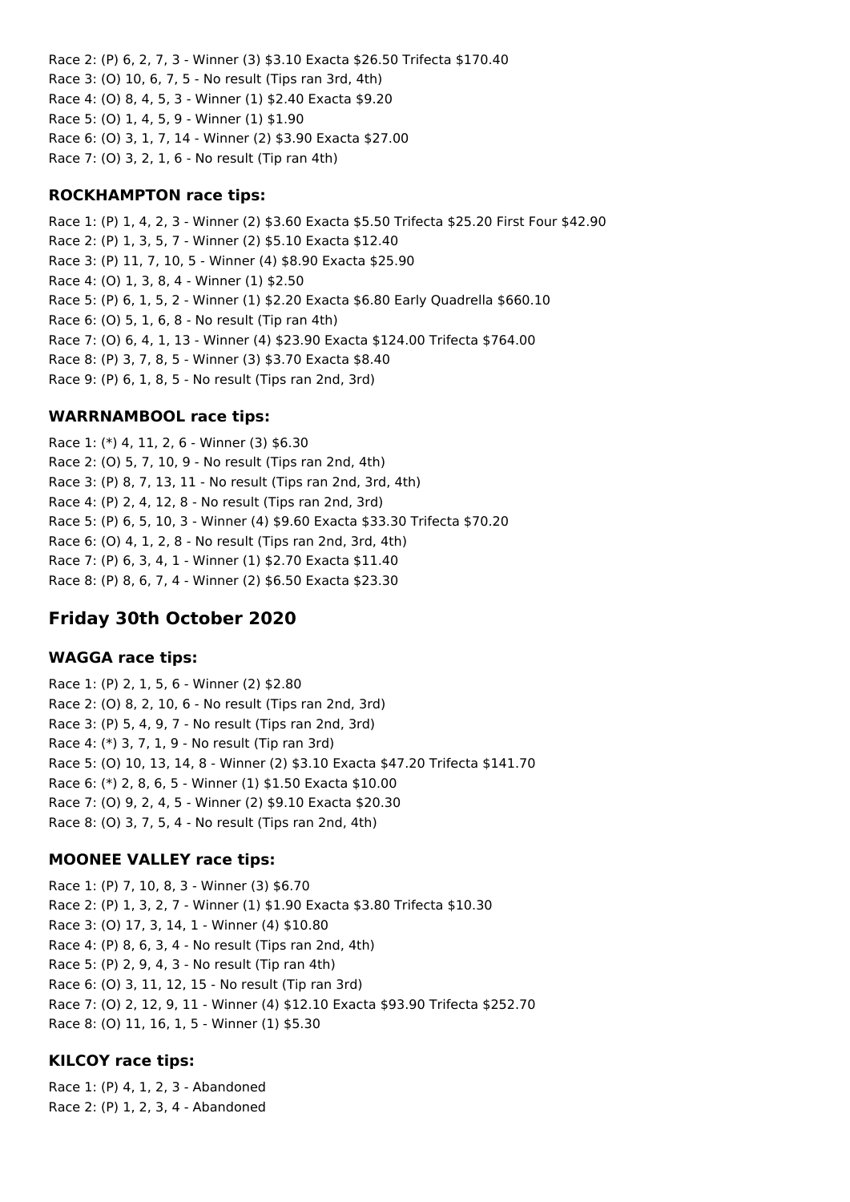Race 2: (P) 6, 2, 7, 3 - Winner (3) $3.10 Exacta $26.50 Trifecta $170.40
Race 3: (O) 10, 6, 7, 5 - No result (Tips ran 3rd, 4th)
Race 4: (O) 8, 4, 5, 3 - Winner (1) $2.40 Exacta $9.20
Race 5: (O) 1, 4, 5, 9 - Winner (1) $1.90
Race 6: (O) 3, 1, 7, 14 - Winner (2) $3.90 Exacta $27.00
Race 7: (O) 3, 2, 1, 6 - No result (Tip ran 4th)

### ROCKHAMPTON race tips:

Race 1: (P) 1, 4, 2, 3 - Winner (2) $3.60 Exacta $5.50 Trifecta $25.20 First Four $42.90
Race 2: (P) 1, 3, 5, 7 - Winner (2) $5.10 Exacta $12.40
Race 3: (P) 11, 7, 10, 5 - Winner (4) $8.90 Exacta $25.90
Race 4: (O) 1, 3, 8, 4 - Winner (1) $2.50
Race 5: (P) 6, 1, 5, 2 - Winner (1) $2.20 Exacta $6.80 Early Quadrella $660.10
Race 6: (O) 5, 1, 6, 8 - No result (Tip ran 4th)
Race 7: (O) 6, 4, 1, 13 - Winner (4) $23.90 Exacta $124.00 Trifecta $764.00
Race 8: (P) 3, 7, 8, 5 - Winner (3) $3.70 Exacta $8.40
Race 9: (P) 6, 1, 8, 5 - No result (Tips ran 2nd, 3rd)

### WARRNAMBOOL race tips:

Race 1: (*) 4, 11, 2, 6 - Winner (3) $6.30
Race 2: (O) 5, 7, 10, 9 - No result (Tips ran 2nd, 4th)
Race 3: (P) 8, 7, 13, 11 - No result (Tips ran 2nd, 3rd, 4th)
Race 4: (P) 2, 4, 12, 8 - No result (Tips ran 2nd, 3rd)
Race 5: (P) 6, 5, 10, 3 - Winner (4) $9.60 Exacta $33.30 Trifecta $70.20
Race 6: (O) 4, 1, 2, 8 - No result (Tips ran 2nd, 3rd, 4th)
Race 7: (P) 6, 3, 4, 1 - Winner (1) $2.70 Exacta $11.40
Race 8: (P) 8, 6, 7, 4 - Winner (2) $6.50 Exacta $23.30

## Friday 30th October 2020

### WAGGA race tips:

Race 1: (P) 2, 1, 5, 6 - Winner (2) $2.80
Race 2: (O) 8, 2, 10, 6 - No result (Tips ran 2nd, 3rd)
Race 3: (P) 5, 4, 9, 7 - No result (Tips ran 2nd, 3rd)
Race 4: (*) 3, 7, 1, 9 - No result (Tip ran 3rd)
Race 5: (O) 10, 13, 14, 8 - Winner (2) $3.10 Exacta $47.20 Trifecta $141.70
Race 6: (*) 2, 8, 6, 5 - Winner (1) $1.50 Exacta $10.00
Race 7: (O) 9, 2, 4, 5 - Winner (2) $9.10 Exacta $20.30
Race 8: (O) 3, 7, 5, 4 - No result (Tips ran 2nd, 4th)

### MOONEE VALLEY race tips:

Race 1: (P) 7, 10, 8, 3 - Winner (3) $6.70
Race 2: (P) 1, 3, 2, 7 - Winner (1) $1.90 Exacta $3.80 Trifecta $10.30
Race 3: (O) 17, 3, 14, 1 - Winner (4) $10.80
Race 4: (P) 8, 6, 3, 4 - No result (Tips ran 2nd, 4th)
Race 5: (P) 2, 9, 4, 3 - No result (Tip ran 4th)
Race 6: (O) 3, 11, 12, 15 - No result (Tip ran 3rd)
Race 7: (O) 2, 12, 9, 11 - Winner (4) $12.10 Exacta $93.90 Trifecta $252.70
Race 8: (O) 11, 16, 1, 5 - Winner (1) $5.30

### KILCOY race tips:

Race 1: (P) 4, 1, 2, 3 - Abandoned
Race 2: (P) 1, 2, 3, 4 - Abandoned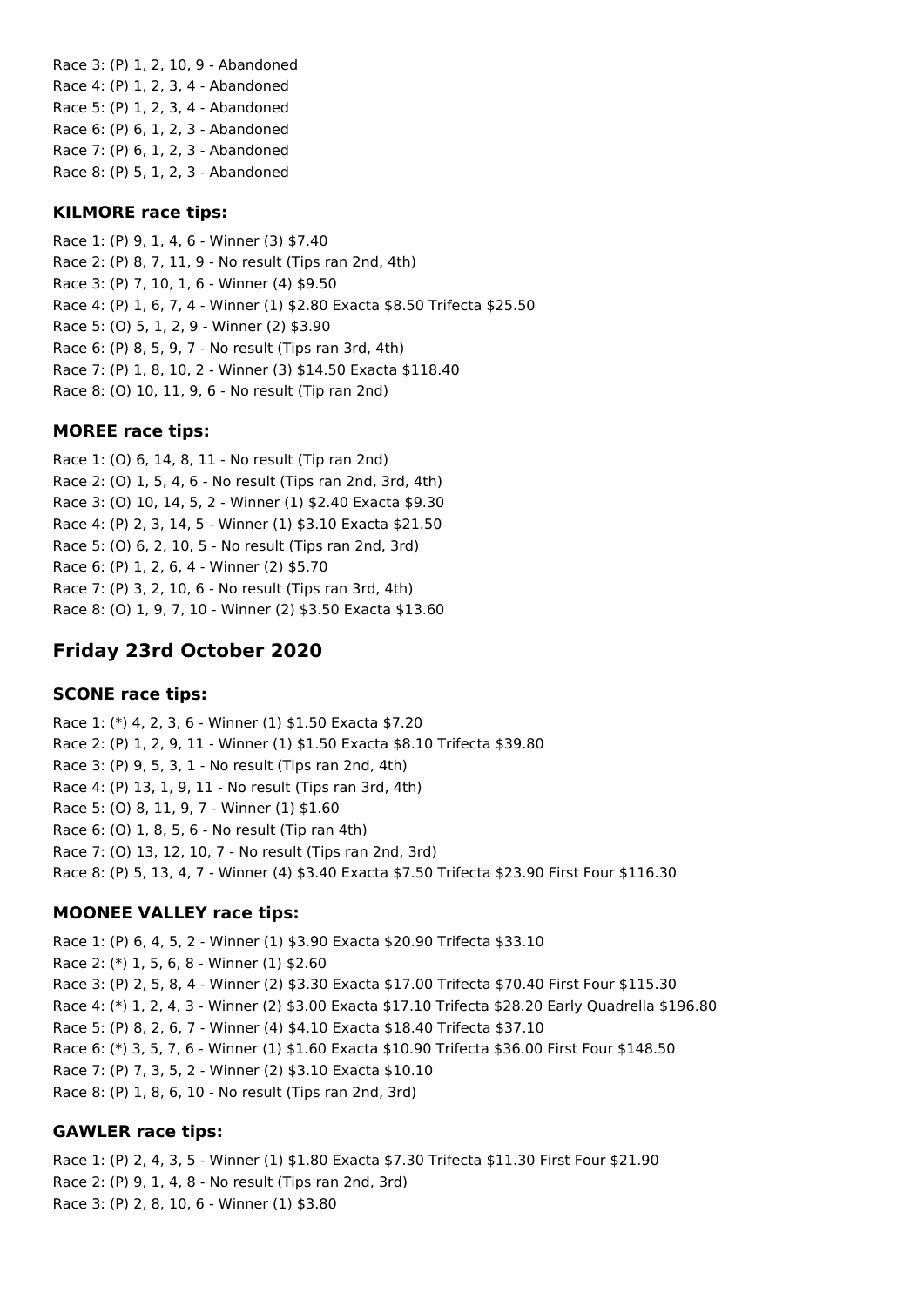Race 3: (P) 1, 2, 10, 9 - Abandoned
Race 4: (P) 1, 2, 3, 4 - Abandoned
Race 5: (P) 1, 2, 3, 4 - Abandoned
Race 6: (P) 6, 1, 2, 3 - Abandoned
Race 7: (P) 6, 1, 2, 3 - Abandoned
Race 8: (P) 5, 1, 2, 3 - Abandoned

### KILMORE race tips:

Race 1: (P) 9, 1, 4, 6 - Winner (3) $7.40
Race 2: (P) 8, 7, 11, 9 - No result (Tips ran 2nd, 4th)
Race 3: (P) 7, 10, 1, 6 - Winner (4) $9.50
Race 4: (P) 1, 6, 7, 4 - Winner (1) $2.80 Exacta $8.50 Trifecta $25.50
Race 5: (O) 5, 1, 2, 9 - Winner (2) $3.90
Race 6: (P) 8, 5, 9, 7 - No result (Tips ran 3rd, 4th)
Race 7: (P) 1, 8, 10, 2 - Winner (3) $14.50 Exacta $118.40
Race 8: (O) 10, 11, 9, 6 - No result (Tip ran 2nd)

### MOREE race tips:

Race 1: (O) 6, 14, 8, 11 - No result (Tip ran 2nd)
Race 2: (O) 1, 5, 4, 6 - No result (Tips ran 2nd, 3rd, 4th)
Race 3: (O) 10, 14, 5, 2 - Winner (1) $2.40 Exacta $9.30
Race 4: (P) 2, 3, 14, 5 - Winner (1) $3.10 Exacta $21.50
Race 5: (O) 6, 2, 10, 5 - No result (Tips ran 2nd, 3rd)
Race 6: (P) 1, 2, 6, 4 - Winner (2) $5.70
Race 7: (P) 3, 2, 10, 6 - No result (Tips ran 3rd, 4th)
Race 8: (O) 1, 9, 7, 10 - Winner (2) $3.50 Exacta $13.60

## Friday 23rd October 2020

### SCONE race tips:

Race 1: (*) 4, 2, 3, 6 - Winner (1) $1.50 Exacta $7.20
Race 2: (P) 1, 2, 9, 11 - Winner (1) $1.50 Exacta $8.10 Trifecta $39.80
Race 3: (P) 9, 5, 3, 1 - No result (Tips ran 2nd, 4th)
Race 4: (P) 13, 1, 9, 11 - No result (Tips ran 3rd, 4th)
Race 5: (O) 8, 11, 9, 7 - Winner (1) $1.60
Race 6: (O) 1, 8, 5, 6 - No result (Tip ran 4th)
Race 7: (O) 13, 12, 10, 7 - No result (Tips ran 2nd, 3rd)
Race 8: (P) 5, 13, 4, 7 - Winner (4) $3.40 Exacta $7.50 Trifecta $23.90 First Four $116.30

### MOONEE VALLEY race tips:

Race 1: (P) 6, 4, 5, 2 - Winner (1) $3.90 Exacta $20.90 Trifecta $33.10
Race 2: (*) 1, 5, 6, 8 - Winner (1) $2.60
Race 3: (P) 2, 5, 8, 4 - Winner (2) $3.30 Exacta $17.00 Trifecta $70.40 First Four $115.30
Race 4: (*) 1, 2, 4, 3 - Winner (2) $3.00 Exacta $17.10 Trifecta $28.20 Early Quadrella $196.80
Race 5: (P) 8, 2, 6, 7 - Winner (4) $4.10 Exacta $18.40 Trifecta $37.10
Race 6: (*) 3, 5, 7, 6 - Winner (1) $1.60 Exacta $10.90 Trifecta $36.00 First Four $148.50
Race 7: (P) 7, 3, 5, 2 - Winner (2) $3.10 Exacta $10.10
Race 8: (P) 1, 8, 6, 10 - No result (Tips ran 2nd, 3rd)

### GAWLER race tips:

Race 1: (P) 2, 4, 3, 5 - Winner (1) $1.80 Exacta $7.30 Trifecta $11.30 First Four $21.90
Race 2: (P) 9, 1, 4, 8 - No result (Tips ran 2nd, 3rd)
Race 3: (P) 2, 8, 10, 6 - Winner (1) $3.80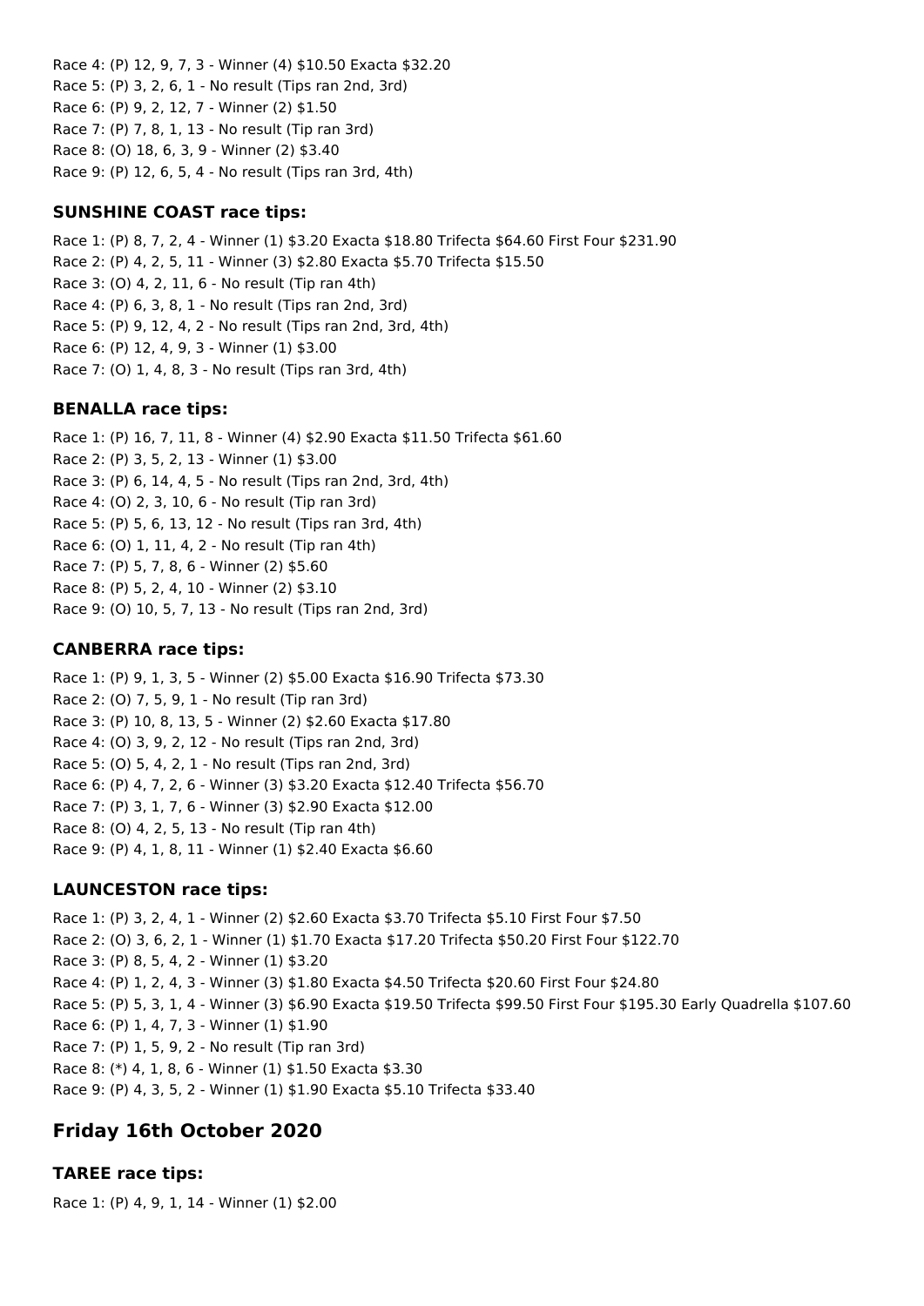Race 4: (P) 12, 9, 7, 3 - Winner (4) $10.50 Exacta $32.20
Race 5: (P) 3, 2, 6, 1 - No result (Tips ran 2nd, 3rd)
Race 6: (P) 9, 2, 12, 7 - Winner (2) $1.50
Race 7: (P) 7, 8, 1, 13 - No result (Tip ran 3rd)
Race 8: (O) 18, 6, 3, 9 - Winner (2) $3.40
Race 9: (P) 12, 6, 5, 4 - No result (Tips ran 3rd, 4th)

### SUNSHINE COAST race tips:

Race 1: (P) 8, 7, 2, 4 - Winner (1) $3.20 Exacta $18.80 Trifecta $64.60 First Four $231.90
Race 2: (P) 4, 2, 5, 11 - Winner (3) $2.80 Exacta $5.70 Trifecta $15.50
Race 3: (O) 4, 2, 11, 6 - No result (Tip ran 4th)
Race 4: (P) 6, 3, 8, 1 - No result (Tips ran 2nd, 3rd)
Race 5: (P) 9, 12, 4, 2 - No result (Tips ran 2nd, 3rd, 4th)
Race 6: (P) 12, 4, 9, 3 - Winner (1) $3.00
Race 7: (O) 1, 4, 8, 3 - No result (Tips ran 3rd, 4th)

### BENALLA race tips:

Race 1: (P) 16, 7, 11, 8 - Winner (4) $2.90 Exacta $11.50 Trifecta $61.60
Race 2: (P) 3, 5, 2, 13 - Winner (1) $3.00
Race 3: (P) 6, 14, 4, 5 - No result (Tips ran 2nd, 3rd, 4th)
Race 4: (O) 2, 3, 10, 6 - No result (Tip ran 3rd)
Race 5: (P) 5, 6, 13, 12 - No result (Tips ran 3rd, 4th)
Race 6: (O) 1, 11, 4, 2 - No result (Tip ran 4th)
Race 7: (P) 5, 7, 8, 6 - Winner (2) $5.60
Race 8: (P) 5, 2, 4, 10 - Winner (2) $3.10
Race 9: (O) 10, 5, 7, 13 - No result (Tips ran 2nd, 3rd)

### CANBERRA race tips:

Race 1: (P) 9, 1, 3, 5 - Winner (2) $5.00 Exacta $16.90 Trifecta $73.30
Race 2: (O) 7, 5, 9, 1 - No result (Tip ran 3rd)
Race 3: (P) 10, 8, 13, 5 - Winner (2) $2.60 Exacta $17.80
Race 4: (O) 3, 9, 2, 12 - No result (Tips ran 2nd, 3rd)
Race 5: (O) 5, 4, 2, 1 - No result (Tips ran 2nd, 3rd)
Race 6: (P) 4, 7, 2, 6 - Winner (3) $3.20 Exacta $12.40 Trifecta $56.70
Race 7: (P) 3, 1, 7, 6 - Winner (3) $2.90 Exacta $12.00
Race 8: (O) 4, 2, 5, 13 - No result (Tip ran 4th)
Race 9: (P) 4, 1, 8, 11 - Winner (1) $2.40 Exacta $6.60

### LAUNCESTON race tips:

Race 1: (P) 3, 2, 4, 1 - Winner (2) $2.60 Exacta $3.70 Trifecta $5.10 First Four $7.50
Race 2: (O) 3, 6, 2, 1 - Winner (1) $1.70 Exacta $17.20 Trifecta $50.20 First Four $122.70
Race 3: (P) 8, 5, 4, 2 - Winner (1) $3.20
Race 4: (P) 1, 2, 4, 3 - Winner (3) $1.80 Exacta $4.50 Trifecta $20.60 First Four $24.80
Race 5: (P) 5, 3, 1, 4 - Winner (3) $6.90 Exacta $19.50 Trifecta $99.50 First Four $195.30 Early Quadrella $107.60
Race 6: (P) 1, 4, 7, 3 - Winner (1) $1.90
Race 7: (P) 1, 5, 9, 2 - No result (Tip ran 3rd)
Race 8: (*) 4, 1, 8, 6 - Winner (1) $1.50 Exacta $3.30
Race 9: (P) 4, 3, 5, 2 - Winner (1) $1.90 Exacta $5.10 Trifecta $33.40

## Friday 16th October 2020

### TAREE race tips:

Race 1: (P) 4, 9, 1, 14 - Winner (1) $2.00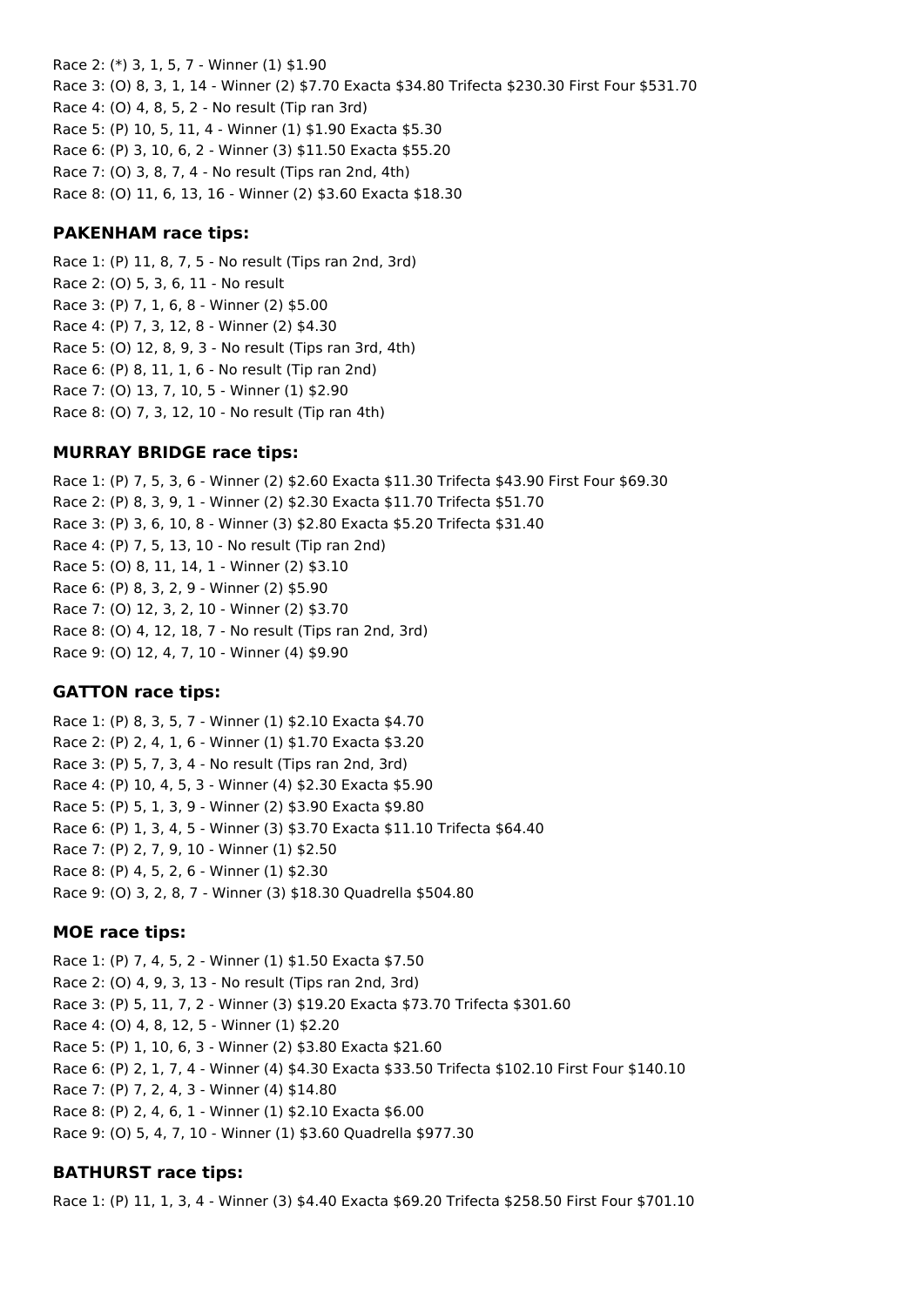Race 2: (*) 3, 1, 5, 7 - Winner (1) $1.90
Race 3: (O) 8, 3, 1, 14 - Winner (2) $7.70 Exacta $34.80 Trifecta $230.30 First Four $531.70
Race 4: (O) 4, 8, 5, 2 - No result (Tip ran 3rd)
Race 5: (P) 10, 5, 11, 4 - Winner (1) $1.90 Exacta $5.30
Race 6: (P) 3, 10, 6, 2 - Winner (3) $11.50 Exacta $55.20
Race 7: (O) 3, 8, 7, 4 - No result (Tips ran 2nd, 4th)
Race 8: (O) 11, 6, 13, 16 - Winner (2) $3.60 Exacta $18.30

### PAKENHAM race tips:

Race 1: (P) 11, 8, 7, 5 - No result (Tips ran 2nd, 3rd)
Race 2: (O) 5, 3, 6, 11 - No result
Race 3: (P) 7, 1, 6, 8 - Winner (2) $5.00
Race 4: (P) 7, 3, 12, 8 - Winner (2) $4.30
Race 5: (O) 12, 8, 9, 3 - No result (Tips ran 3rd, 4th)
Race 6: (P) 8, 11, 1, 6 - No result (Tip ran 2nd)
Race 7: (O) 13, 7, 10, 5 - Winner (1) $2.90
Race 8: (O) 7, 3, 12, 10 - No result (Tip ran 4th)

### MURRAY BRIDGE race tips:

Race 1: (P) 7, 5, 3, 6 - Winner (2) $2.60 Exacta $11.30 Trifecta $43.90 First Four $69.30
Race 2: (P) 8, 3, 9, 1 - Winner (2) $2.30 Exacta $11.70 Trifecta $51.70
Race 3: (P) 3, 6, 10, 8 - Winner (3) $2.80 Exacta $5.20 Trifecta $31.40
Race 4: (P) 7, 5, 13, 10 - No result (Tip ran 2nd)
Race 5: (O) 8, 11, 14, 1 - Winner (2) $3.10
Race 6: (P) 8, 3, 2, 9 - Winner (2) $5.90
Race 7: (O) 12, 3, 2, 10 - Winner (2) $3.70
Race 8: (O) 4, 12, 18, 7 - No result (Tips ran 2nd, 3rd)
Race 9: (O) 12, 4, 7, 10 - Winner (4) $9.90

### GATTON race tips:

Race 1: (P) 8, 3, 5, 7 - Winner (1) $2.10 Exacta $4.70
Race 2: (P) 2, 4, 1, 6 - Winner (1) $1.70 Exacta $3.20
Race 3: (P) 5, 7, 3, 4 - No result (Tips ran 2nd, 3rd)
Race 4: (P) 10, 4, 5, 3 - Winner (4) $2.30 Exacta $5.90
Race 5: (P) 5, 1, 3, 9 - Winner (2) $3.90 Exacta $9.80
Race 6: (P) 1, 3, 4, 5 - Winner (3) $3.70 Exacta $11.10 Trifecta $64.40
Race 7: (P) 2, 7, 9, 10 - Winner (1) $2.50
Race 8: (P) 4, 5, 2, 6 - Winner (1) $2.30
Race 9: (O) 3, 2, 8, 7 - Winner (3) $18.30 Quadrella $504.80

### MOE race tips:

Race 1: (P) 7, 4, 5, 2 - Winner (1) $1.50 Exacta $7.50
Race 2: (O) 4, 9, 3, 13 - No result (Tips ran 2nd, 3rd)
Race 3: (P) 5, 11, 7, 2 - Winner (3) $19.20 Exacta $73.70 Trifecta $301.60
Race 4: (O) 4, 8, 12, 5 - Winner (1) $2.20
Race 5: (P) 1, 10, 6, 3 - Winner (2) $3.80 Exacta $21.60
Race 6: (P) 2, 1, 7, 4 - Winner (4) $4.30 Exacta $33.50 Trifecta $102.10 First Four $140.10
Race 7: (P) 7, 2, 4, 3 - Winner (4) $14.80
Race 8: (P) 2, 4, 6, 1 - Winner (1) $2.10 Exacta $6.00
Race 9: (O) 5, 4, 7, 10 - Winner (1) $3.60 Quadrella $977.30

### BATHURST race tips:

Race 1: (P) 11, 1, 3, 4 - Winner (3) $4.40 Exacta $69.20 Trifecta $258.50 First Four $701.10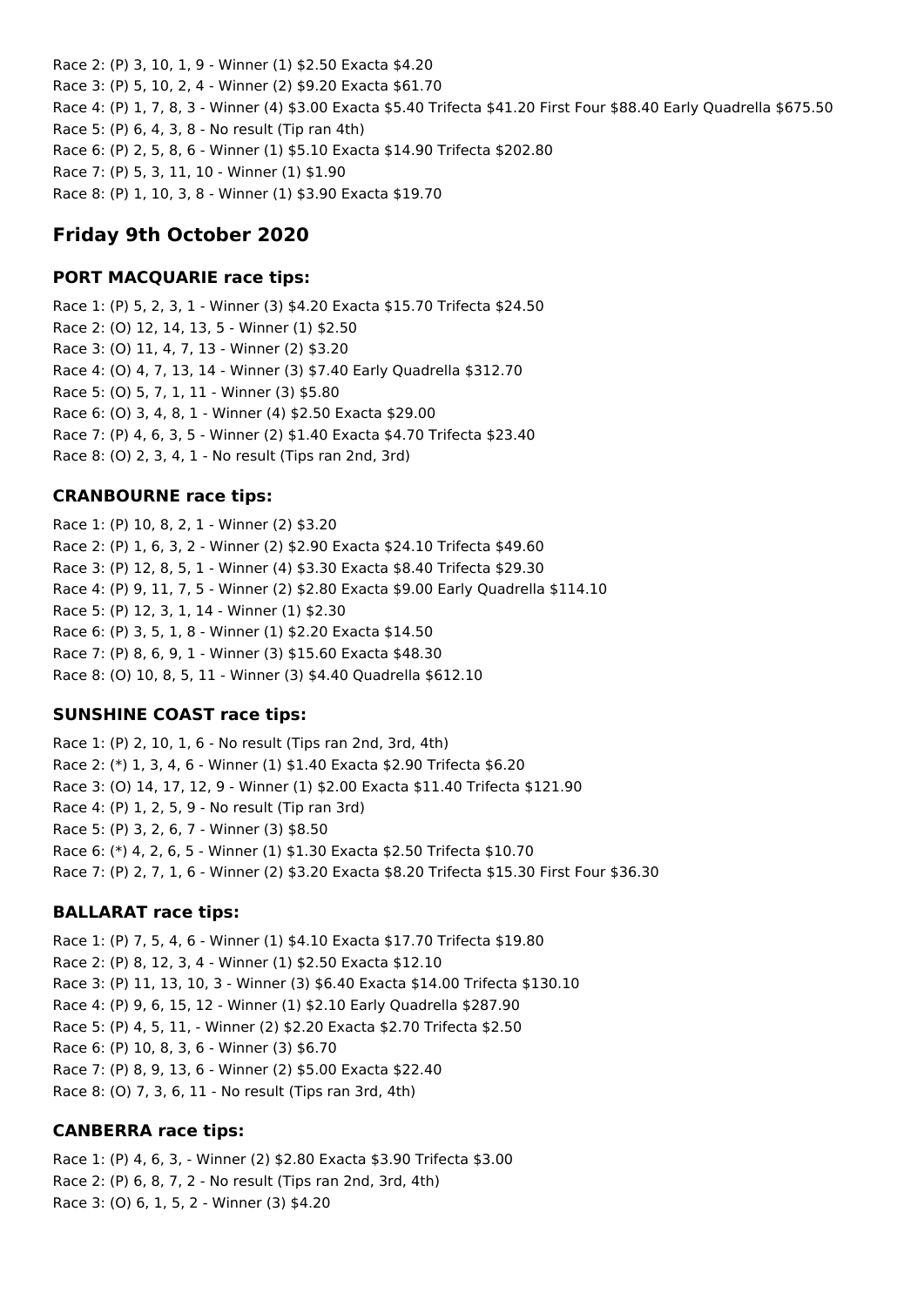Race 2: (P) 3, 10, 1, 9 - Winner (1) $2.50 Exacta $4.20
Race 3: (P) 5, 10, 2, 4 - Winner (2) $9.20 Exacta $61.70
Race 4: (P) 1, 7, 8, 3 - Winner (4) $3.00 Exacta $5.40 Trifecta $41.20 First Four $88.40 Early Quadrella $675.50
Race 5: (P) 6, 4, 3, 8 - No result (Tip ran 4th)
Race 6: (P) 2, 5, 8, 6 - Winner (1) $5.10 Exacta $14.90 Trifecta $202.80
Race 7: (P) 5, 3, 11, 10 - Winner (1) $1.90
Race 8: (P) 1, 10, 3, 8 - Winner (1) $3.90 Exacta $19.70

## Friday 9th October 2020

### PORT MACQUARIE race tips:

Race 1: (P) 5, 2, 3, 1 - Winner (3) $4.20 Exacta $15.70 Trifecta $24.50
Race 2: (O) 12, 14, 13, 5 - Winner (1) $2.50
Race 3: (O) 11, 4, 7, 13 - Winner (2) $3.20
Race 4: (O) 4, 7, 13, 14 - Winner (3) $7.40 Early Quadrella $312.70
Race 5: (O) 5, 7, 1, 11 - Winner (3) $5.80
Race 6: (O) 3, 4, 8, 1 - Winner (4) $2.50 Exacta $29.00
Race 7: (P) 4, 6, 3, 5 - Winner (2) $1.40 Exacta $4.70 Trifecta $23.40
Race 8: (O) 2, 3, 4, 1 - No result (Tips ran 2nd, 3rd)

### CRANBOURNE race tips:

Race 1: (P) 10, 8, 2, 1 - Winner (2) $3.20
Race 2: (P) 1, 6, 3, 2 - Winner (2) $2.90 Exacta $24.10 Trifecta $49.60
Race 3: (P) 12, 8, 5, 1 - Winner (4) $3.30 Exacta $8.40 Trifecta $29.30
Race 4: (P) 9, 11, 7, 5 - Winner (2) $2.80 Exacta $9.00 Early Quadrella $114.10
Race 5: (P) 12, 3, 1, 14 - Winner (1) $2.30
Race 6: (P) 3, 5, 1, 8 - Winner (1) $2.20 Exacta $14.50
Race 7: (P) 8, 6, 9, 1 - Winner (3) $15.60 Exacta $48.30
Race 8: (O) 10, 8, 5, 11 - Winner (3) $4.40 Quadrella $612.10

### SUNSHINE COAST race tips:

Race 1: (P) 2, 10, 1, 6 - No result (Tips ran 2nd, 3rd, 4th)
Race 2: (*) 1, 3, 4, 6 - Winner (1) $1.40 Exacta $2.90 Trifecta $6.20
Race 3: (O) 14, 17, 12, 9 - Winner (1) $2.00 Exacta $11.40 Trifecta $121.90
Race 4: (P) 1, 2, 5, 9 - No result (Tip ran 3rd)
Race 5: (P) 3, 2, 6, 7 - Winner (3) $8.50
Race 6: (*) 4, 2, 6, 5 - Winner (1) $1.30 Exacta $2.50 Trifecta $10.70
Race 7: (P) 2, 7, 1, 6 - Winner (2) $3.20 Exacta $8.20 Trifecta $15.30 First Four $36.30

### BALLARAT race tips:

Race 1: (P) 7, 5, 4, 6 - Winner (1) $4.10 Exacta $17.70 Trifecta $19.80
Race 2: (P) 8, 12, 3, 4 - Winner (1) $2.50 Exacta $12.10
Race 3: (P) 11, 13, 10, 3 - Winner (3) $6.40 Exacta $14.00 Trifecta $130.10
Race 4: (P) 9, 6, 15, 12 - Winner (1) $2.10 Early Quadrella $287.90
Race 5: (P) 4, 5, 11, - Winner (2) $2.20 Exacta $2.70 Trifecta $2.50
Race 6: (P) 10, 8, 3, 6 - Winner (3) $6.70
Race 7: (P) 8, 9, 13, 6 - Winner (2) $5.00 Exacta $22.40
Race 8: (O) 7, 3, 6, 11 - No result (Tips ran 3rd, 4th)

### CANBERRA race tips:

Race 1: (P) 4, 6, 3, - Winner (2) $2.80 Exacta $3.90 Trifecta $3.00
Race 2: (P) 6, 8, 7, 2 - No result (Tips ran 2nd, 3rd, 4th)
Race 3: (O) 6, 1, 5, 2 - Winner (3) $4.20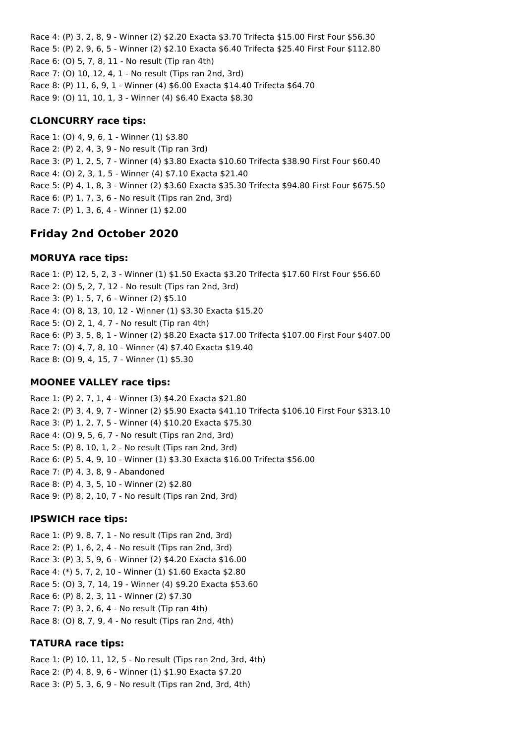Race 4: (P) 3, 2, 8, 9 - Winner (2) $2.20 Exacta $3.70 Trifecta $15.00 First Four $56.30
Race 5: (P) 2, 9, 6, 5 - Winner (2) $2.10 Exacta $6.40 Trifecta $25.40 First Four $112.80
Race 6: (O) 5, 7, 8, 11 - No result (Tip ran 4th)
Race 7: (O) 10, 12, 4, 1 - No result (Tips ran 2nd, 3rd)
Race 8: (P) 11, 6, 9, 1 - Winner (4) $6.00 Exacta $14.40 Trifecta $64.70
Race 9: (O) 11, 10, 1, 3 - Winner (4) $6.40 Exacta $8.30

### CLONCURRY race tips:

Race 1: (O) 4, 9, 6, 1 - Winner (1) $3.80
Race 2: (P) 2, 4, 3, 9 - No result (Tip ran 3rd)
Race 3: (P) 1, 2, 5, 7 - Winner (4) $3.80 Exacta $10.60 Trifecta $38.90 First Four $60.40
Race 4: (O) 2, 3, 1, 5 - Winner (4) $7.10 Exacta $21.40
Race 5: (P) 4, 1, 8, 3 - Winner (2) $3.60 Exacta $35.30 Trifecta $94.80 First Four $675.50
Race 6: (P) 1, 7, 3, 6 - No result (Tips ran 2nd, 3rd)
Race 7: (P) 1, 3, 6, 4 - Winner (1) $2.00

## Friday 2nd October 2020

### MORUYA race tips:

Race 1: (P) 12, 5, 2, 3 - Winner (1) $1.50 Exacta $3.20 Trifecta $17.60 First Four $56.60
Race 2: (O) 5, 2, 7, 12 - No result (Tips ran 2nd, 3rd)
Race 3: (P) 1, 5, 7, 6 - Winner (2) $5.10
Race 4: (O) 8, 13, 10, 12 - Winner (1) $3.30 Exacta $15.20
Race 5: (O) 2, 1, 4, 7 - No result (Tip ran 4th)
Race 6: (P) 3, 5, 8, 1 - Winner (2) $8.20 Exacta $17.00 Trifecta $107.00 First Four $407.00
Race 7: (O) 4, 7, 8, 10 - Winner (4) $7.40 Exacta $19.40
Race 8: (O) 9, 4, 15, 7 - Winner (1) $5.30

### MOONEE VALLEY race tips:

Race 1: (P) 2, 7, 1, 4 - Winner (3) $4.20 Exacta $21.80
Race 2: (P) 3, 4, 9, 7 - Winner (2) $5.90 Exacta $41.10 Trifecta $106.10 First Four $313.10
Race 3: (P) 1, 2, 7, 5 - Winner (4) $10.20 Exacta $75.30
Race 4: (O) 9, 5, 6, 7 - No result (Tips ran 2nd, 3rd)
Race 5: (P) 8, 10, 1, 2 - No result (Tips ran 2nd, 3rd)
Race 6: (P) 5, 4, 9, 10 - Winner (1) $3.30 Exacta $16.00 Trifecta $56.00
Race 7: (P) 4, 3, 8, 9 - Abandoned
Race 8: (P) 4, 3, 5, 10 - Winner (2) $2.80
Race 9: (P) 8, 2, 10, 7 - No result (Tips ran 2nd, 3rd)

### IPSWICH race tips:

Race 1: (P) 9, 8, 7, 1 - No result (Tips ran 2nd, 3rd)
Race 2: (P) 1, 6, 2, 4 - No result (Tips ran 2nd, 3rd)
Race 3: (P) 3, 5, 9, 6 - Winner (2) $4.20 Exacta $16.00
Race 4: (*) 5, 7, 2, 10 - Winner (1) $1.60 Exacta $2.80
Race 5: (O) 3, 7, 14, 19 - Winner (4) $9.20 Exacta $53.60
Race 6: (P) 8, 2, 3, 11 - Winner (2) $7.30
Race 7: (P) 3, 2, 6, 4 - No result (Tip ran 4th)
Race 8: (O) 8, 7, 9, 4 - No result (Tips ran 2nd, 4th)

### TATURA race tips:

Race 1: (P) 10, 11, 12, 5 - No result (Tips ran 2nd, 3rd, 4th)
Race 2: (P) 4, 8, 9, 6 - Winner (1) $1.90 Exacta $7.20
Race 3: (P) 5, 3, 6, 9 - No result (Tips ran 2nd, 3rd, 4th)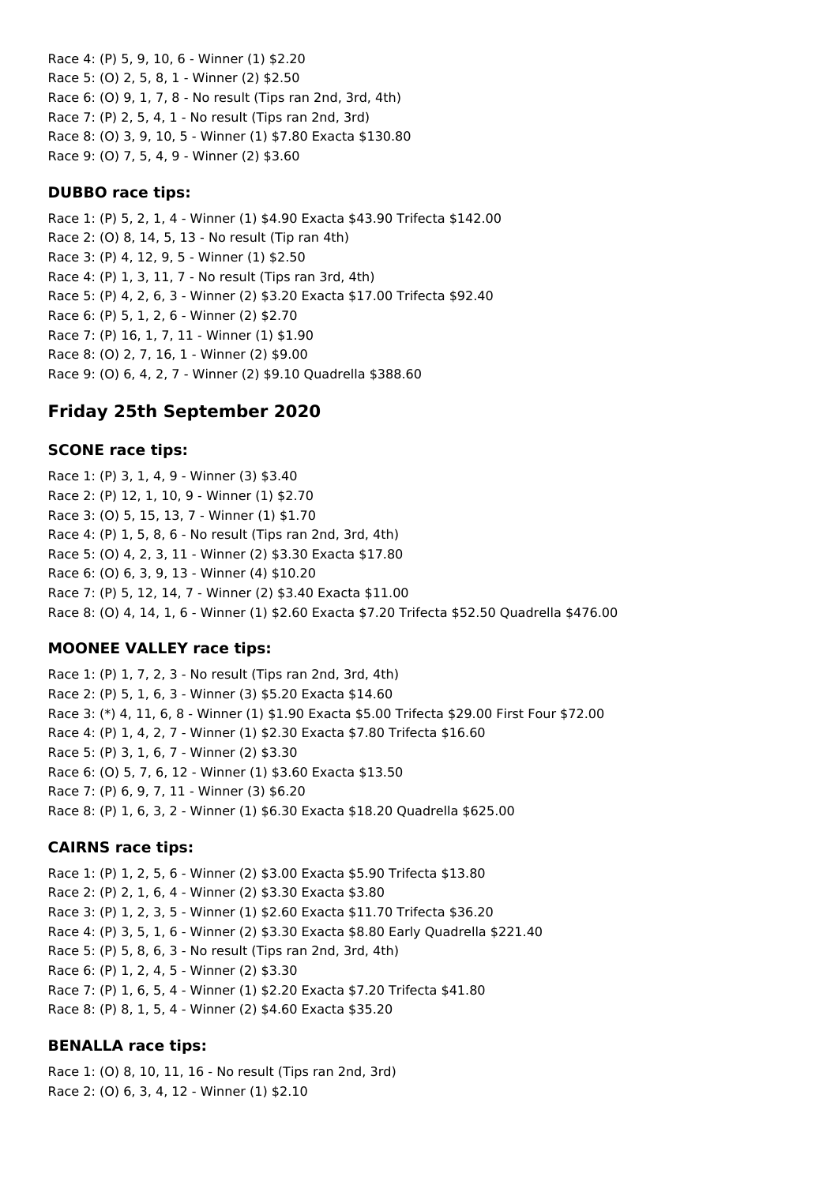Race 4: (P) 5, 9, 10, 6 - Winner (1) $2.20
Race 5: (O) 2, 5, 8, 1 - Winner (2) $2.50
Race 6: (O) 9, 1, 7, 8 - No result (Tips ran 2nd, 3rd, 4th)
Race 7: (P) 2, 5, 4, 1 - No result (Tips ran 2nd, 3rd)
Race 8: (O) 3, 9, 10, 5 - Winner (1) $7.80 Exacta $130.80
Race 9: (O) 7, 5, 4, 9 - Winner (2) $3.60

### DUBBO race tips:

Race 1: (P) 5, 2, 1, 4 - Winner (1) $4.90 Exacta $43.90 Trifecta $142.00
Race 2: (O) 8, 14, 5, 13 - No result (Tip ran 4th)
Race 3: (P) 4, 12, 9, 5 - Winner (1) $2.50
Race 4: (P) 1, 3, 11, 7 - No result (Tips ran 3rd, 4th)
Race 5: (P) 4, 2, 6, 3 - Winner (2) $3.20 Exacta $17.00 Trifecta $92.40
Race 6: (P) 5, 1, 2, 6 - Winner (2) $2.70
Race 7: (P) 16, 1, 7, 11 - Winner (1) $1.90
Race 8: (O) 2, 7, 16, 1 - Winner (2) $9.00
Race 9: (O) 6, 4, 2, 7 - Winner (2) $9.10 Quadrella $388.60

## Friday 25th September 2020

### SCONE race tips:

Race 1: (P) 3, 1, 4, 9 - Winner (3) $3.40
Race 2: (P) 12, 1, 10, 9 - Winner (1) $2.70
Race 3: (O) 5, 15, 13, 7 - Winner (1) $1.70
Race 4: (P) 1, 5, 8, 6 - No result (Tips ran 2nd, 3rd, 4th)
Race 5: (O) 4, 2, 3, 11 - Winner (2) $3.30 Exacta $17.80
Race 6: (O) 6, 3, 9, 13 - Winner (4) $10.20
Race 7: (P) 5, 12, 14, 7 - Winner (2) $3.40 Exacta $11.00
Race 8: (O) 4, 14, 1, 6 - Winner (1) $2.60 Exacta $7.20 Trifecta $52.50 Quadrella $476.00

### MOONEE VALLEY race tips:

Race 1: (P) 1, 7, 2, 3 - No result (Tips ran 2nd, 3rd, 4th)
Race 2: (P) 5, 1, 6, 3 - Winner (3) $5.20 Exacta $14.60
Race 3: (*) 4, 11, 6, 8 - Winner (1) $1.90 Exacta $5.00 Trifecta $29.00 First Four $72.00
Race 4: (P) 1, 4, 2, 7 - Winner (1) $2.30 Exacta $7.80 Trifecta $16.60
Race 5: (P) 3, 1, 6, 7 - Winner (2) $3.30
Race 6: (O) 5, 7, 6, 12 - Winner (1) $3.60 Exacta $13.50
Race 7: (P) 6, 9, 7, 11 - Winner (3) $6.20
Race 8: (P) 1, 6, 3, 2 - Winner (1) $6.30 Exacta $18.20 Quadrella $625.00

### CAIRNS race tips:

Race 1: (P) 1, 2, 5, 6 - Winner (2) $3.00 Exacta $5.90 Trifecta $13.80
Race 2: (P) 2, 1, 6, 4 - Winner (2) $3.30 Exacta $3.80
Race 3: (P) 1, 2, 3, 5 - Winner (1) $2.60 Exacta $11.70 Trifecta $36.20
Race 4: (P) 3, 5, 1, 6 - Winner (2) $3.30 Exacta $8.80 Early Quadrella $221.40
Race 5: (P) 5, 8, 6, 3 - No result (Tips ran 2nd, 3rd, 4th)
Race 6: (P) 1, 2, 4, 5 - Winner (2) $3.30
Race 7: (P) 1, 6, 5, 4 - Winner (1) $2.20 Exacta $7.20 Trifecta $41.80
Race 8: (P) 8, 1, 5, 4 - Winner (2) $4.60 Exacta $35.20

### BENALLA race tips:

Race 1: (O) 8, 10, 11, 16 - No result (Tips ran 2nd, 3rd)
Race 2: (O) 6, 3, 4, 12 - Winner (1) $2.10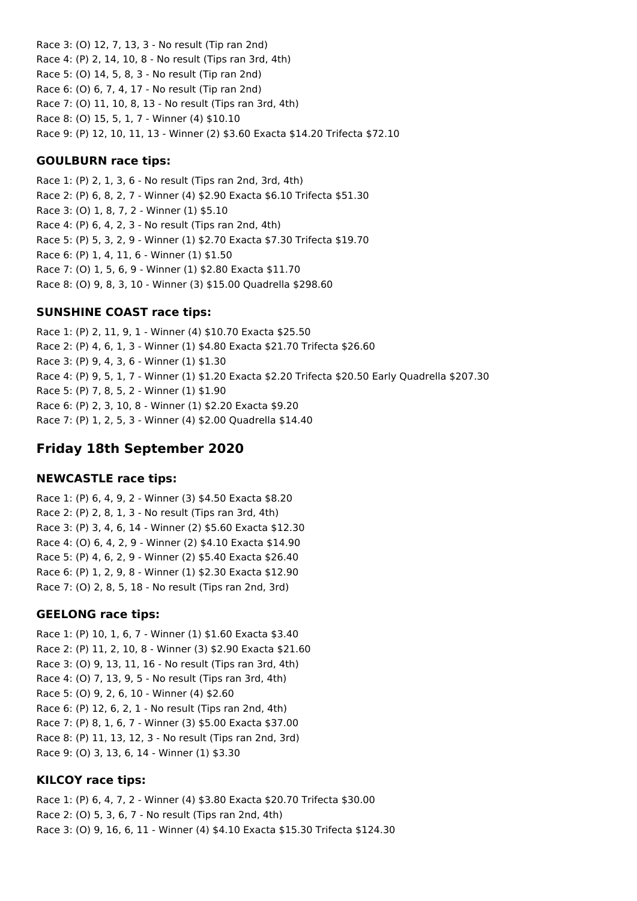Race 3: (O) 12, 7, 13, 3 - No result (Tip ran 2nd)
Race 4: (P) 2, 14, 10, 8 - No result (Tips ran 3rd, 4th)
Race 5: (O) 14, 5, 8, 3 - No result (Tip ran 2nd)
Race 6: (O) 6, 7, 4, 17 - No result (Tip ran 2nd)
Race 7: (O) 11, 10, 8, 13 - No result (Tips ran 3rd, 4th)
Race 8: (O) 15, 5, 1, 7 - Winner (4) $10.10
Race 9: (P) 12, 10, 11, 13 - Winner (2) $3.60 Exacta $14.20 Trifecta $72.10

### GOULBURN race tips:

Race 1: (P) 2, 1, 3, 6 - No result (Tips ran 2nd, 3rd, 4th)
Race 2: (P) 6, 8, 2, 7 - Winner (4) $2.90 Exacta $6.10 Trifecta $51.30
Race 3: (O) 1, 8, 7, 2 - Winner (1) $5.10
Race 4: (P) 6, 4, 2, 3 - No result (Tips ran 2nd, 4th)
Race 5: (P) 5, 3, 2, 9 - Winner (1) $2.70 Exacta $7.30 Trifecta $19.70
Race 6: (P) 1, 4, 11, 6 - Winner (1) $1.50
Race 7: (O) 1, 5, 6, 9 - Winner (1) $2.80 Exacta $11.70
Race 8: (O) 9, 8, 3, 10 - Winner (3) $15.00 Quadrella $298.60

### SUNSHINE COAST race tips:

Race 1: (P) 2, 11, 9, 1 - Winner (4) $10.70 Exacta $25.50
Race 2: (P) 4, 6, 1, 3 - Winner (1) $4.80 Exacta $21.70 Trifecta $26.60
Race 3: (P) 9, 4, 3, 6 - Winner (1) $1.30
Race 4: (P) 9, 5, 1, 7 - Winner (1) $1.20 Exacta $2.20 Trifecta $20.50 Early Quadrella $207.30
Race 5: (P) 7, 8, 5, 2 - Winner (1) $1.90
Race 6: (P) 2, 3, 10, 8 - Winner (1) $2.20 Exacta $9.20
Race 7: (P) 1, 2, 5, 3 - Winner (4) $2.00 Quadrella $14.40

## Friday 18th September 2020

### NEWCASTLE race tips:

Race 1: (P) 6, 4, 9, 2 - Winner (3) $4.50 Exacta $8.20
Race 2: (P) 2, 8, 1, 3 - No result (Tips ran 3rd, 4th)
Race 3: (P) 3, 4, 6, 14 - Winner (2) $5.60 Exacta $12.30
Race 4: (O) 6, 4, 2, 9 - Winner (2) $4.10 Exacta $14.90
Race 5: (P) 4, 6, 2, 9 - Winner (2) $5.40 Exacta $26.40
Race 6: (P) 1, 2, 9, 8 - Winner (1) $2.30 Exacta $12.90
Race 7: (O) 2, 8, 5, 18 - No result (Tips ran 2nd, 3rd)

### GEELONG race tips:

Race 1: (P) 10, 1, 6, 7 - Winner (1) $1.60 Exacta $3.40
Race 2: (P) 11, 2, 10, 8 - Winner (3) $2.90 Exacta $21.60
Race 3: (O) 9, 13, 11, 16 - No result (Tips ran 3rd, 4th)
Race 4: (O) 7, 13, 9, 5 - No result (Tips ran 3rd, 4th)
Race 5: (O) 9, 2, 6, 10 - Winner (4) $2.60
Race 6: (P) 12, 6, 2, 1 - No result (Tips ran 2nd, 4th)
Race 7: (P) 8, 1, 6, 7 - Winner (3) $5.00 Exacta $37.00
Race 8: (P) 11, 13, 12, 3 - No result (Tips ran 2nd, 3rd)
Race 9: (O) 3, 13, 6, 14 - Winner (1) $3.30

### KILCOY race tips:

Race 1: (P) 6, 4, 7, 2 - Winner (4) $3.80 Exacta $20.70 Trifecta $30.00
Race 2: (O) 5, 3, 6, 7 - No result (Tips ran 2nd, 4th)
Race 3: (O) 9, 16, 6, 11 - Winner (4) $4.10 Exacta $15.30 Trifecta $124.30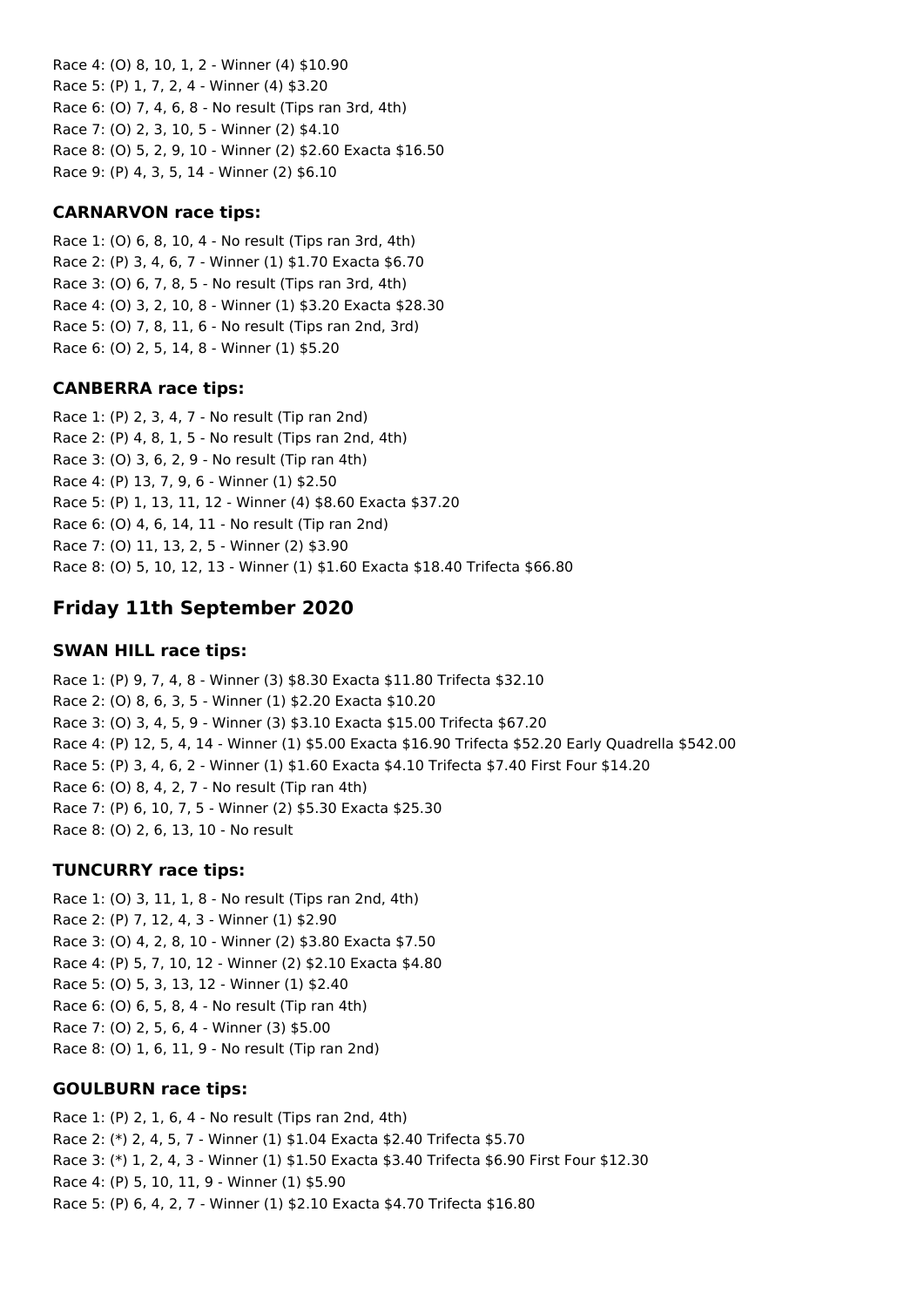Race 4: (O) 8, 10, 1, 2 - Winner (4) $10.90
Race 5: (P) 1, 7, 2, 4 - Winner (4) $3.20
Race 6: (O) 7, 4, 6, 8 - No result (Tips ran 3rd, 4th)
Race 7: (O) 2, 3, 10, 5 - Winner (2) $4.10
Race 8: (O) 5, 2, 9, 10 - Winner (2) $2.60 Exacta $16.50
Race 9: (P) 4, 3, 5, 14 - Winner (2) $6.10

### CARNARVON race tips:

Race 1: (O) 6, 8, 10, 4 - No result (Tips ran 3rd, 4th)
Race 2: (P) 3, 4, 6, 7 - Winner (1) $1.70 Exacta $6.70
Race 3: (O) 6, 7, 8, 5 - No result (Tips ran 3rd, 4th)
Race 4: (O) 3, 2, 10, 8 - Winner (1) $3.20 Exacta $28.30
Race 5: (O) 7, 8, 11, 6 - No result (Tips ran 2nd, 3rd)
Race 6: (O) 2, 5, 14, 8 - Winner (1) $5.20

### CANBERRA race tips:

Race 1: (P) 2, 3, 4, 7 - No result (Tip ran 2nd)
Race 2: (P) 4, 8, 1, 5 - No result (Tips ran 2nd, 4th)
Race 3: (O) 3, 6, 2, 9 - No result (Tip ran 4th)
Race 4: (P) 13, 7, 9, 6 - Winner (1) $2.50
Race 5: (P) 1, 13, 11, 12 - Winner (4) $8.60 Exacta $37.20
Race 6: (O) 4, 6, 14, 11 - No result (Tip ran 2nd)
Race 7: (O) 11, 13, 2, 5 - Winner (2) $3.90
Race 8: (O) 5, 10, 12, 13 - Winner (1) $1.60 Exacta $18.40 Trifecta $66.80

## Friday 11th September 2020

### SWAN HILL race tips:

Race 1: (P) 9, 7, 4, 8 - Winner (3) $8.30 Exacta $11.80 Trifecta $32.10
Race 2: (O) 8, 6, 3, 5 - Winner (1) $2.20 Exacta $10.20
Race 3: (O) 3, 4, 5, 9 - Winner (3) $3.10 Exacta $15.00 Trifecta $67.20
Race 4: (P) 12, 5, 4, 14 - Winner (1) $5.00 Exacta $16.90 Trifecta $52.20 Early Quadrella $542.00
Race 5: (P) 3, 4, 6, 2 - Winner (1) $1.60 Exacta $4.10 Trifecta $7.40 First Four $14.20
Race 6: (O) 8, 4, 2, 7 - No result (Tip ran 4th)
Race 7: (P) 6, 10, 7, 5 - Winner (2) $5.30 Exacta $25.30
Race 8: (O) 2, 6, 13, 10 - No result

### TUNCURRY race tips:

Race 1: (O) 3, 11, 1, 8 - No result (Tips ran 2nd, 4th)
Race 2: (P) 7, 12, 4, 3 - Winner (1) $2.90
Race 3: (O) 4, 2, 8, 10 - Winner (2) $3.80 Exacta $7.50
Race 4: (P) 5, 7, 10, 12 - Winner (2) $2.10 Exacta $4.80
Race 5: (O) 5, 3, 13, 12 - Winner (1) $2.40
Race 6: (O) 6, 5, 8, 4 - No result (Tip ran 4th)
Race 7: (O) 2, 5, 6, 4 - Winner (3) $5.00
Race 8: (O) 1, 6, 11, 9 - No result (Tip ran 2nd)

### GOULBURN race tips:

Race 1: (P) 2, 1, 6, 4 - No result (Tips ran 2nd, 4th)
Race 2: (*) 2, 4, 5, 7 - Winner (1) $1.04 Exacta $2.40 Trifecta $5.70
Race 3: (*) 1, 2, 4, 3 - Winner (1) $1.50 Exacta $3.40 Trifecta $6.90 First Four $12.30
Race 4: (P) 5, 10, 11, 9 - Winner (1) $5.90
Race 5: (P) 6, 4, 2, 7 - Winner (1) $2.10 Exacta $4.70 Trifecta $16.80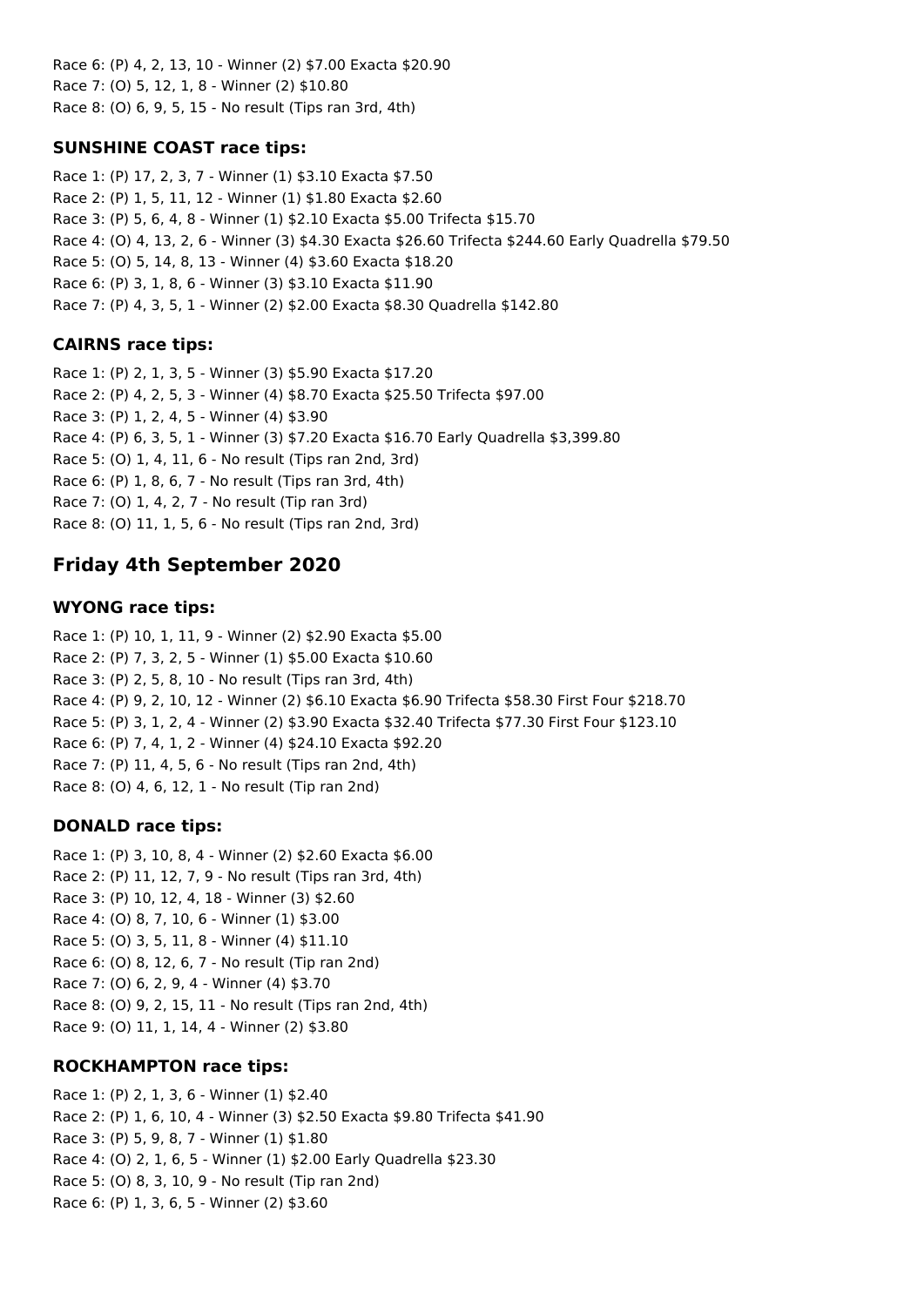Race 6: (P) 4, 2, 13, 10 - Winner (2) $7.00 Exacta $20.90
Race 7: (O) 5, 12, 1, 8 - Winner (2) $10.80
Race 8: (O) 6, 9, 5, 15 - No result (Tips ran 3rd, 4th)

### SUNSHINE COAST race tips:

Race 1: (P) 17, 2, 3, 7 - Winner (1) $3.10 Exacta $7.50
Race 2: (P) 1, 5, 11, 12 - Winner (1) $1.80 Exacta $2.60
Race 3: (P) 5, 6, 4, 8 - Winner (1) $2.10 Exacta $5.00 Trifecta $15.70
Race 4: (O) 4, 13, 2, 6 - Winner (3) $4.30 Exacta $26.60 Trifecta $244.60 Early Quadrella $79.50
Race 5: (O) 5, 14, 8, 13 - Winner (4) $3.60 Exacta $18.20
Race 6: (P) 3, 1, 8, 6 - Winner (3) $3.10 Exacta $11.90
Race 7: (P) 4, 3, 5, 1 - Winner (2) $2.00 Exacta $8.30 Quadrella $142.80

### CAIRNS race tips:

Race 1: (P) 2, 1, 3, 5 - Winner (3) $5.90 Exacta $17.20
Race 2: (P) 4, 2, 5, 3 - Winner (4) $8.70 Exacta $25.50 Trifecta $97.00
Race 3: (P) 1, 2, 4, 5 - Winner (4) $3.90
Race 4: (P) 6, 3, 5, 1 - Winner (3) $7.20 Exacta $16.70 Early Quadrella $3,399.80
Race 5: (O) 1, 4, 11, 6 - No result (Tips ran 2nd, 3rd)
Race 6: (P) 1, 8, 6, 7 - No result (Tips ran 3rd, 4th)
Race 7: (O) 1, 4, 2, 7 - No result (Tip ran 3rd)
Race 8: (O) 11, 1, 5, 6 - No result (Tips ran 2nd, 3rd)

## Friday 4th September 2020

### WYONG race tips:

Race 1: (P) 10, 1, 11, 9 - Winner (2) $2.90 Exacta $5.00
Race 2: (P) 7, 3, 2, 5 - Winner (1) $5.00 Exacta $10.60
Race 3: (P) 2, 5, 8, 10 - No result (Tips ran 3rd, 4th)
Race 4: (P) 9, 2, 10, 12 - Winner (2) $6.10 Exacta $6.90 Trifecta $58.30 First Four $218.70
Race 5: (P) 3, 1, 2, 4 - Winner (2) $3.90 Exacta $32.40 Trifecta $77.30 First Four $123.10
Race 6: (P) 7, 4, 1, 2 - Winner (4) $24.10 Exacta $92.20
Race 7: (P) 11, 4, 5, 6 - No result (Tips ran 2nd, 4th)
Race 8: (O) 4, 6, 12, 1 - No result (Tip ran 2nd)

### DONALD race tips:

Race 1: (P) 3, 10, 8, 4 - Winner (2) $2.60 Exacta $6.00
Race 2: (P) 11, 12, 7, 9 - No result (Tips ran 3rd, 4th)
Race 3: (P) 10, 12, 4, 18 - Winner (3) $2.60
Race 4: (O) 8, 7, 10, 6 - Winner (1) $3.00
Race 5: (O) 3, 5, 11, 8 - Winner (4) $11.10
Race 6: (O) 8, 12, 6, 7 - No result (Tip ran 2nd)
Race 7: (O) 6, 2, 9, 4 - Winner (4) $3.70
Race 8: (O) 9, 2, 15, 11 - No result (Tips ran 2nd, 4th)
Race 9: (O) 11, 1, 14, 4 - Winner (2) $3.80

### ROCKHAMPTON race tips:

Race 1: (P) 2, 1, 3, 6 - Winner (1) $2.40
Race 2: (P) 1, 6, 10, 4 - Winner (3) $2.50 Exacta $9.80 Trifecta $41.90
Race 3: (P) 5, 9, 8, 7 - Winner (1) $1.80
Race 4: (O) 2, 1, 6, 5 - Winner (1) $2.00 Early Quadrella $23.30
Race 5: (O) 8, 3, 10, 9 - No result (Tip ran 2nd)
Race 6: (P) 1, 3, 6, 5 - Winner (2) $3.60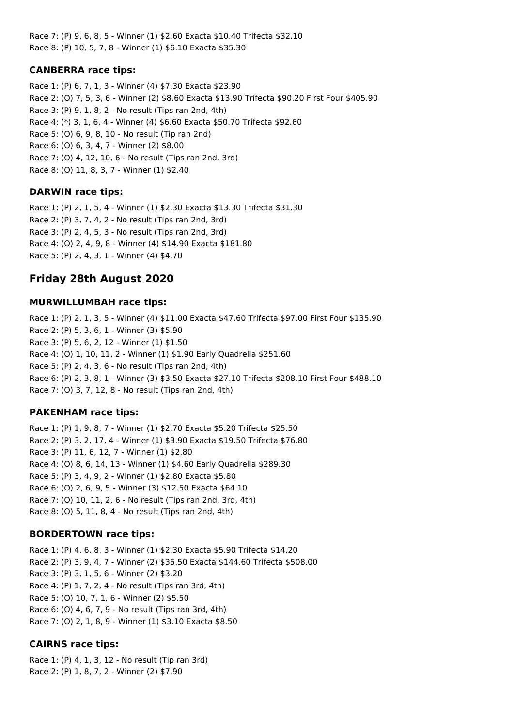Race 7: (P) 9, 6, 8, 5 - Winner (1) $2.60 Exacta $10.40 Trifecta $32.10
Race 8: (P) 10, 5, 7, 8 - Winner (1) $6.10 Exacta $35.30

### CANBERRA race tips:

Race 1: (P) 6, 7, 1, 3 - Winner (4) $7.30 Exacta $23.90
Race 2: (O) 7, 5, 3, 6 - Winner (2) $8.60 Exacta $13.90 Trifecta $90.20 First Four $405.90
Race 3: (P) 9, 1, 8, 2 - No result (Tips ran 2nd, 4th)
Race 4: (*) 3, 1, 6, 4 - Winner (4) $6.60 Exacta $50.70 Trifecta $92.60
Race 5: (O) 6, 9, 8, 10 - No result (Tip ran 2nd)
Race 6: (O) 6, 3, 4, 7 - Winner (2) $8.00
Race 7: (O) 4, 12, 10, 6 - No result (Tips ran 2nd, 3rd)
Race 8: (O) 11, 8, 3, 7 - Winner (1) $2.40

### DARWIN race tips:

Race 1: (P) 2, 1, 5, 4 - Winner (1) $2.30 Exacta $13.30 Trifecta $31.30
Race 2: (P) 3, 7, 4, 2 - No result (Tips ran 2nd, 3rd)
Race 3: (P) 2, 4, 5, 3 - No result (Tips ran 2nd, 3rd)
Race 4: (O) 2, 4, 9, 8 - Winner (4) $14.90 Exacta $181.80
Race 5: (P) 2, 4, 3, 1 - Winner (4) $4.70

## Friday 28th August 2020

### MURWILLUMBAH race tips:

Race 1: (P) 2, 1, 3, 5 - Winner (4) $11.00 Exacta $47.60 Trifecta $97.00 First Four $135.90
Race 2: (P) 5, 3, 6, 1 - Winner (3) $5.90
Race 3: (P) 5, 6, 2, 12 - Winner (1) $1.50
Race 4: (O) 1, 10, 11, 2 - Winner (1) $1.90 Early Quadrella $251.60
Race 5: (P) 2, 4, 3, 6 - No result (Tips ran 2nd, 4th)
Race 6: (P) 2, 3, 8, 1 - Winner (3) $3.50 Exacta $27.10 Trifecta $208.10 First Four $488.10
Race 7: (O) 3, 7, 12, 8 - No result (Tips ran 2nd, 4th)

### PAKENHAM race tips:

Race 1: (P) 1, 9, 8, 7 - Winner (1) $2.70 Exacta $5.20 Trifecta $25.50
Race 2: (P) 3, 2, 17, 4 - Winner (1) $3.90 Exacta $19.50 Trifecta $76.80
Race 3: (P) 11, 6, 12, 7 - Winner (1) $2.80
Race 4: (O) 8, 6, 14, 13 - Winner (1) $4.60 Early Quadrella $289.30
Race 5: (P) 3, 4, 9, 2 - Winner (1) $2.80 Exacta $5.80
Race 6: (O) 2, 6, 9, 5 - Winner (3) $12.50 Exacta $64.10
Race 7: (O) 10, 11, 2, 6 - No result (Tips ran 2nd, 3rd, 4th)
Race 8: (O) 5, 11, 8, 4 - No result (Tips ran 2nd, 4th)

### BORDERTOWN race tips:

Race 1: (P) 4, 6, 8, 3 - Winner (1) $2.30 Exacta $5.90 Trifecta $14.20
Race 2: (P) 3, 9, 4, 7 - Winner (2) $35.50 Exacta $144.60 Trifecta $508.00
Race 3: (P) 3, 1, 5, 6 - Winner (2) $3.20
Race 4: (P) 1, 7, 2, 4 - No result (Tips ran 3rd, 4th)
Race 5: (O) 10, 7, 1, 6 - Winner (2) $5.50
Race 6: (O) 4, 6, 7, 9 - No result (Tips ran 3rd, 4th)
Race 7: (O) 2, 1, 8, 9 - Winner (1) $3.10 Exacta $8.50

### CAIRNS race tips:

Race 1: (P) 4, 1, 3, 12 - No result (Tip ran 3rd)
Race 2: (P) 1, 8, 7, 2 - Winner (2) $7.90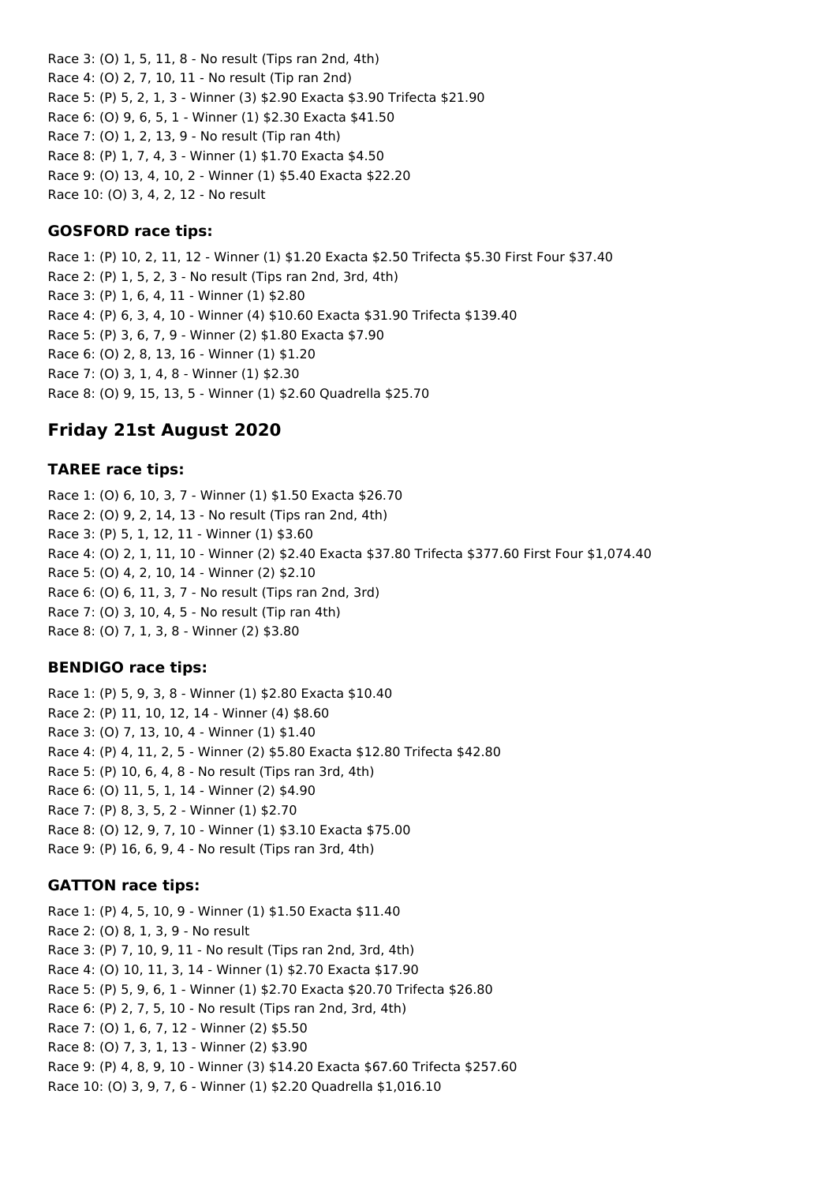Race 3: (O) 1, 5, 11, 8 - No result (Tips ran 2nd, 4th)
Race 4: (O) 2, 7, 10, 11 - No result (Tip ran 2nd)
Race 5: (P) 5, 2, 1, 3 - Winner (3) $2.90 Exacta $3.90 Trifecta $21.90
Race 6: (O) 9, 6, 5, 1 - Winner (1) $2.30 Exacta $41.50
Race 7: (O) 1, 2, 13, 9 - No result (Tip ran 4th)
Race 8: (P) 1, 7, 4, 3 - Winner (1) $1.70 Exacta $4.50
Race 9: (O) 13, 4, 10, 2 - Winner (1) $5.40 Exacta $22.20
Race 10: (O) 3, 4, 2, 12 - No result

### GOSFORD race tips:

Race 1: (P) 10, 2, 11, 12 - Winner (1) $1.20 Exacta $2.50 Trifecta $5.30 First Four $37.40
Race 2: (P) 1, 5, 2, 3 - No result (Tips ran 2nd, 3rd, 4th)
Race 3: (P) 1, 6, 4, 11 - Winner (1) $2.80
Race 4: (P) 6, 3, 4, 10 - Winner (4) $10.60 Exacta $31.90 Trifecta $139.40
Race 5: (P) 3, 6, 7, 9 - Winner (2) $1.80 Exacta $7.90
Race 6: (O) 2, 8, 13, 16 - Winner (1) $1.20
Race 7: (O) 3, 1, 4, 8 - Winner (1) $2.30
Race 8: (O) 9, 15, 13, 5 - Winner (1) $2.60 Quadrella $25.70

## Friday 21st August 2020

### TAREE race tips:

Race 1: (O) 6, 10, 3, 7 - Winner (1) $1.50 Exacta $26.70
Race 2: (O) 9, 2, 14, 13 - No result (Tips ran 2nd, 4th)
Race 3: (P) 5, 1, 12, 11 - Winner (1) $3.60
Race 4: (O) 2, 1, 11, 10 - Winner (2) $2.40 Exacta $37.80 Trifecta $377.60 First Four $1,074.40
Race 5: (O) 4, 2, 10, 14 - Winner (2) $2.10
Race 6: (O) 6, 11, 3, 7 - No result (Tips ran 2nd, 3rd)
Race 7: (O) 3, 10, 4, 5 - No result (Tip ran 4th)
Race 8: (O) 7, 1, 3, 8 - Winner (2) $3.80

### BENDIGO race tips:

Race 1: (P) 5, 9, 3, 8 - Winner (1) $2.80 Exacta $10.40
Race 2: (P) 11, 10, 12, 14 - Winner (4) $8.60
Race 3: (O) 7, 13, 10, 4 - Winner (1) $1.40
Race 4: (P) 4, 11, 2, 5 - Winner (2) $5.80 Exacta $12.80 Trifecta $42.80
Race 5: (P) 10, 6, 4, 8 - No result (Tips ran 3rd, 4th)
Race 6: (O) 11, 5, 1, 14 - Winner (2) $4.90
Race 7: (P) 8, 3, 5, 2 - Winner (1) $2.70
Race 8: (O) 12, 9, 7, 10 - Winner (1) $3.10 Exacta $75.00
Race 9: (P) 16, 6, 9, 4 - No result (Tips ran 3rd, 4th)

### GATTON race tips:

Race 1: (P) 4, 5, 10, 9 - Winner (1) $1.50 Exacta $11.40
Race 2: (O) 8, 1, 3, 9 - No result
Race 3: (P) 7, 10, 9, 11 - No result (Tips ran 2nd, 3rd, 4th)
Race 4: (O) 10, 11, 3, 14 - Winner (1) $2.70 Exacta $17.90
Race 5: (P) 5, 9, 6, 1 - Winner (1) $2.70 Exacta $20.70 Trifecta $26.80
Race 6: (P) 2, 7, 5, 10 - No result (Tips ran 2nd, 3rd, 4th)
Race 7: (O) 1, 6, 7, 12 - Winner (2) $5.50
Race 8: (O) 7, 3, 1, 13 - Winner (2) $3.90
Race 9: (P) 4, 8, 9, 10 - Winner (3) $14.20 Exacta $67.60 Trifecta $257.60
Race 10: (O) 3, 9, 7, 6 - Winner (1) $2.20 Quadrella $1,016.10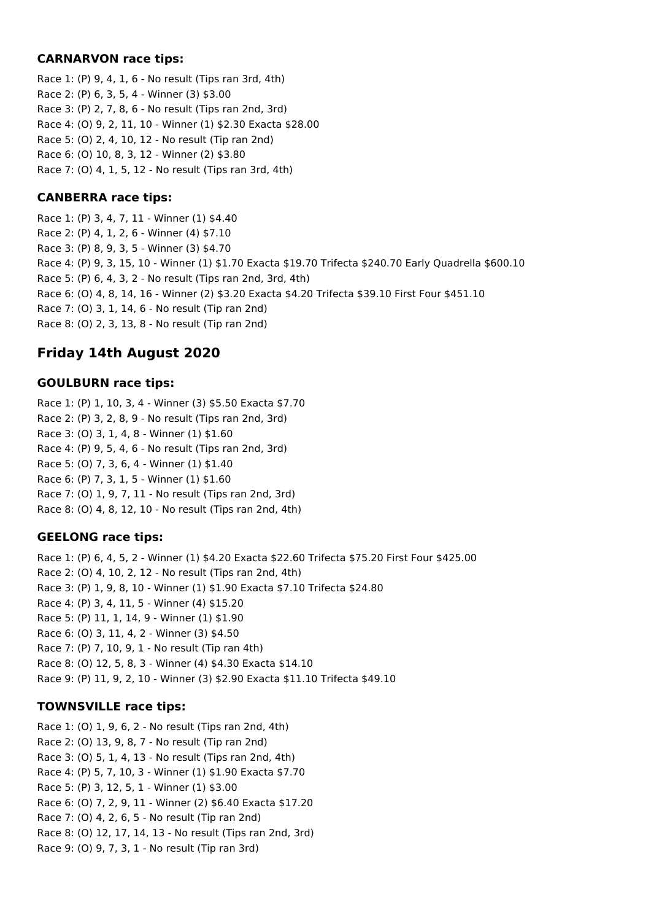### CARNARVON race tips:

Race 1: (P) 9, 4, 1, 6 - No result (Tips ran 3rd, 4th)
Race 2: (P) 6, 3, 5, 4 - Winner (3) $3.00
Race 3: (P) 2, 7, 8, 6 - No result (Tips ran 2nd, 3rd)
Race 4: (O) 9, 2, 11, 10 - Winner (1) $2.30 Exacta $28.00
Race 5: (O) 2, 4, 10, 12 - No result (Tip ran 2nd)
Race 6: (O) 10, 8, 3, 12 - Winner (2) $3.80
Race 7: (O) 4, 1, 5, 12 - No result (Tips ran 3rd, 4th)

### CANBERRA race tips:

Race 1: (P) 3, 4, 7, 11 - Winner (1) $4.40
Race 2: (P) 4, 1, 2, 6 - Winner (4) $7.10
Race 3: (P) 8, 9, 3, 5 - Winner (3) $4.70
Race 4: (P) 9, 3, 15, 10 - Winner (1) $1.70 Exacta $19.70 Trifecta $240.70 Early Quadrella $600.10
Race 5: (P) 6, 4, 3, 2 - No result (Tips ran 2nd, 3rd, 4th)
Race 6: (O) 4, 8, 14, 16 - Winner (2) $3.20 Exacta $4.20 Trifecta $39.10 First Four $451.10
Race 7: (O) 3, 1, 14, 6 - No result (Tip ran 2nd)
Race 8: (O) 2, 3, 13, 8 - No result (Tip ran 2nd)

## Friday 14th August 2020

### GOULBURN race tips:

Race 1: (P) 1, 10, 3, 4 - Winner (3) $5.50 Exacta $7.70
Race 2: (P) 3, 2, 8, 9 - No result (Tips ran 2nd, 3rd)
Race 3: (O) 3, 1, 4, 8 - Winner (1) $1.60
Race 4: (P) 9, 5, 4, 6 - No result (Tips ran 2nd, 3rd)
Race 5: (O) 7, 3, 6, 4 - Winner (1) $1.40
Race 6: (P) 7, 3, 1, 5 - Winner (1) $1.60
Race 7: (O) 1, 9, 7, 11 - No result (Tips ran 2nd, 3rd)
Race 8: (O) 4, 8, 12, 10 - No result (Tips ran 2nd, 4th)

### GEELONG race tips:

Race 1: (P) 6, 4, 5, 2 - Winner (1) $4.20 Exacta $22.60 Trifecta $75.20 First Four $425.00
Race 2: (O) 4, 10, 2, 12 - No result (Tips ran 2nd, 4th)
Race 3: (P) 1, 9, 8, 10 - Winner (1) $1.90 Exacta $7.10 Trifecta $24.80
Race 4: (P) 3, 4, 11, 5 - Winner (4) $15.20
Race 5: (P) 11, 1, 14, 9 - Winner (1) $1.90
Race 6: (O) 3, 11, 4, 2 - Winner (3) $4.50
Race 7: (P) 7, 10, 9, 1 - No result (Tip ran 4th)
Race 8: (O) 12, 5, 8, 3 - Winner (4) $4.30 Exacta $14.10
Race 9: (P) 11, 9, 2, 10 - Winner (3) $2.90 Exacta $11.10 Trifecta $49.10

### TOWNSVILLE race tips:

Race 1: (O) 1, 9, 6, 2 - No result (Tips ran 2nd, 4th)
Race 2: (O) 13, 9, 8, 7 - No result (Tip ran 2nd)
Race 3: (O) 5, 1, 4, 13 - No result (Tips ran 2nd, 4th)
Race 4: (P) 5, 7, 10, 3 - Winner (1) $1.90 Exacta $7.70
Race 5: (P) 3, 12, 5, 1 - Winner (1) $3.00
Race 6: (O) 7, 2, 9, 11 - Winner (2) $6.40 Exacta $17.20
Race 7: (O) 4, 2, 6, 5 - No result (Tip ran 2nd)
Race 8: (O) 12, 17, 14, 13 - No result (Tips ran 2nd, 3rd)
Race 9: (O) 9, 7, 3, 1 - No result (Tip ran 3rd)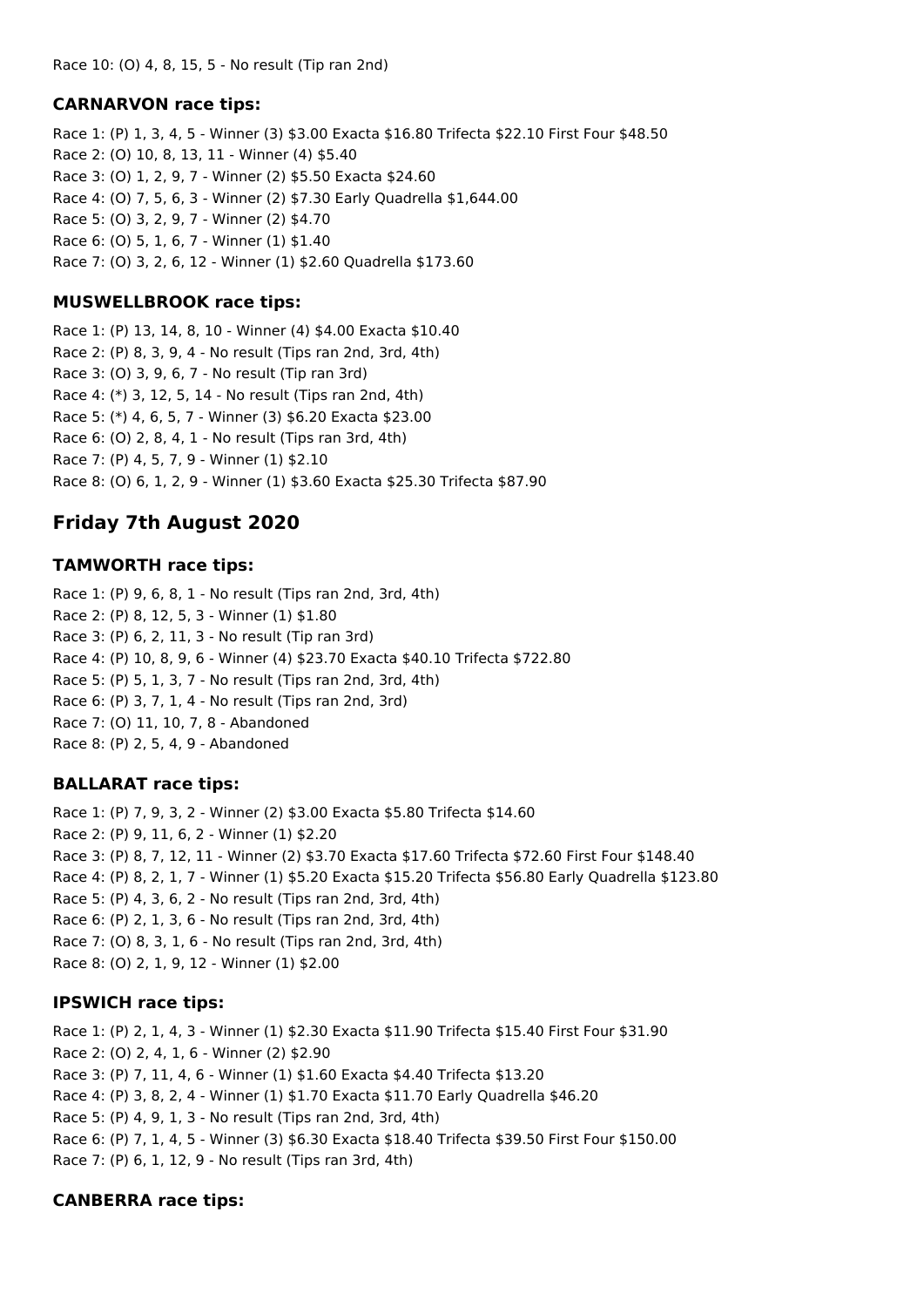Race 10: (O) 4, 8, 15, 5 - No result (Tip ran 2nd)

### CARNARVON race tips:

Race 1: (P) 1, 3, 4, 5 - Winner (3) $3.00 Exacta $16.80 Trifecta $22.10 First Four $48.50
Race 2: (O) 10, 8, 13, 11 - Winner (4) $5.40
Race 3: (O) 1, 2, 9, 7 - Winner (2) $5.50 Exacta $24.60
Race 4: (O) 7, 5, 6, 3 - Winner (2) $7.30 Early Quadrella $1,644.00
Race 5: (O) 3, 2, 9, 7 - Winner (2) $4.70
Race 6: (O) 5, 1, 6, 7 - Winner (1) $1.40
Race 7: (O) 3, 2, 6, 12 - Winner (1) $2.60 Quadrella $173.60

### MUSWELLBROOK race tips:

Race 1: (P) 13, 14, 8, 10 - Winner (4) $4.00 Exacta $10.40
Race 2: (P) 8, 3, 9, 4 - No result (Tips ran 2nd, 3rd, 4th)
Race 3: (O) 3, 9, 6, 7 - No result (Tip ran 3rd)
Race 4: (*) 3, 12, 5, 14 - No result (Tips ran 2nd, 4th)
Race 5: (*) 4, 6, 5, 7 - Winner (3) $6.20 Exacta $23.00
Race 6: (O) 2, 8, 4, 1 - No result (Tips ran 3rd, 4th)
Race 7: (P) 4, 5, 7, 9 - Winner (1) $2.10
Race 8: (O) 6, 1, 2, 9 - Winner (1) $3.60 Exacta $25.30 Trifecta $87.90

## Friday 7th August 2020

### TAMWORTH race tips:

Race 1: (P) 9, 6, 8, 1 - No result (Tips ran 2nd, 3rd, 4th)
Race 2: (P) 8, 12, 5, 3 - Winner (1) $1.80
Race 3: (P) 6, 2, 11, 3 - No result (Tip ran 3rd)
Race 4: (P) 10, 8, 9, 6 - Winner (4) $23.70 Exacta $40.10 Trifecta $722.80
Race 5: (P) 5, 1, 3, 7 - No result (Tips ran 2nd, 3rd, 4th)
Race 6: (P) 3, 7, 1, 4 - No result (Tips ran 2nd, 3rd)
Race 7: (O) 11, 10, 7, 8 - Abandoned
Race 8: (P) 2, 5, 4, 9 - Abandoned

### BALLARAT race tips:

Race 1: (P) 7, 9, 3, 2 - Winner (2) $3.00 Exacta $5.80 Trifecta $14.60
Race 2: (P) 9, 11, 6, 2 - Winner (1) $2.20
Race 3: (P) 8, 7, 12, 11 - Winner (2) $3.70 Exacta $17.60 Trifecta $72.60 First Four $148.40
Race 4: (P) 8, 2, 1, 7 - Winner (1) $5.20 Exacta $15.20 Trifecta $56.80 Early Quadrella $123.80
Race 5: (P) 4, 3, 6, 2 - No result (Tips ran 2nd, 3rd, 4th)
Race 6: (P) 2, 1, 3, 6 - No result (Tips ran 2nd, 3rd, 4th)
Race 7: (O) 8, 3, 1, 6 - No result (Tips ran 2nd, 3rd, 4th)
Race 8: (O) 2, 1, 9, 12 - Winner (1) $2.00

### IPSWICH race tips:

Race 1: (P) 2, 1, 4, 3 - Winner (1) $2.30 Exacta $11.90 Trifecta $15.40 First Four $31.90
Race 2: (O) 2, 4, 1, 6 - Winner (2) $2.90
Race 3: (P) 7, 11, 4, 6 - Winner (1) $1.60 Exacta $4.40 Trifecta $13.20
Race 4: (P) 3, 8, 2, 4 - Winner (1) $1.70 Exacta $11.70 Early Quadrella $46.20
Race 5: (P) 4, 9, 1, 3 - No result (Tips ran 2nd, 3rd, 4th)
Race 6: (P) 7, 1, 4, 5 - Winner (3) $6.30 Exacta $18.40 Trifecta $39.50 First Four $150.00
Race 7: (P) 6, 1, 12, 9 - No result (Tips ran 3rd, 4th)

### CANBERRA race tips: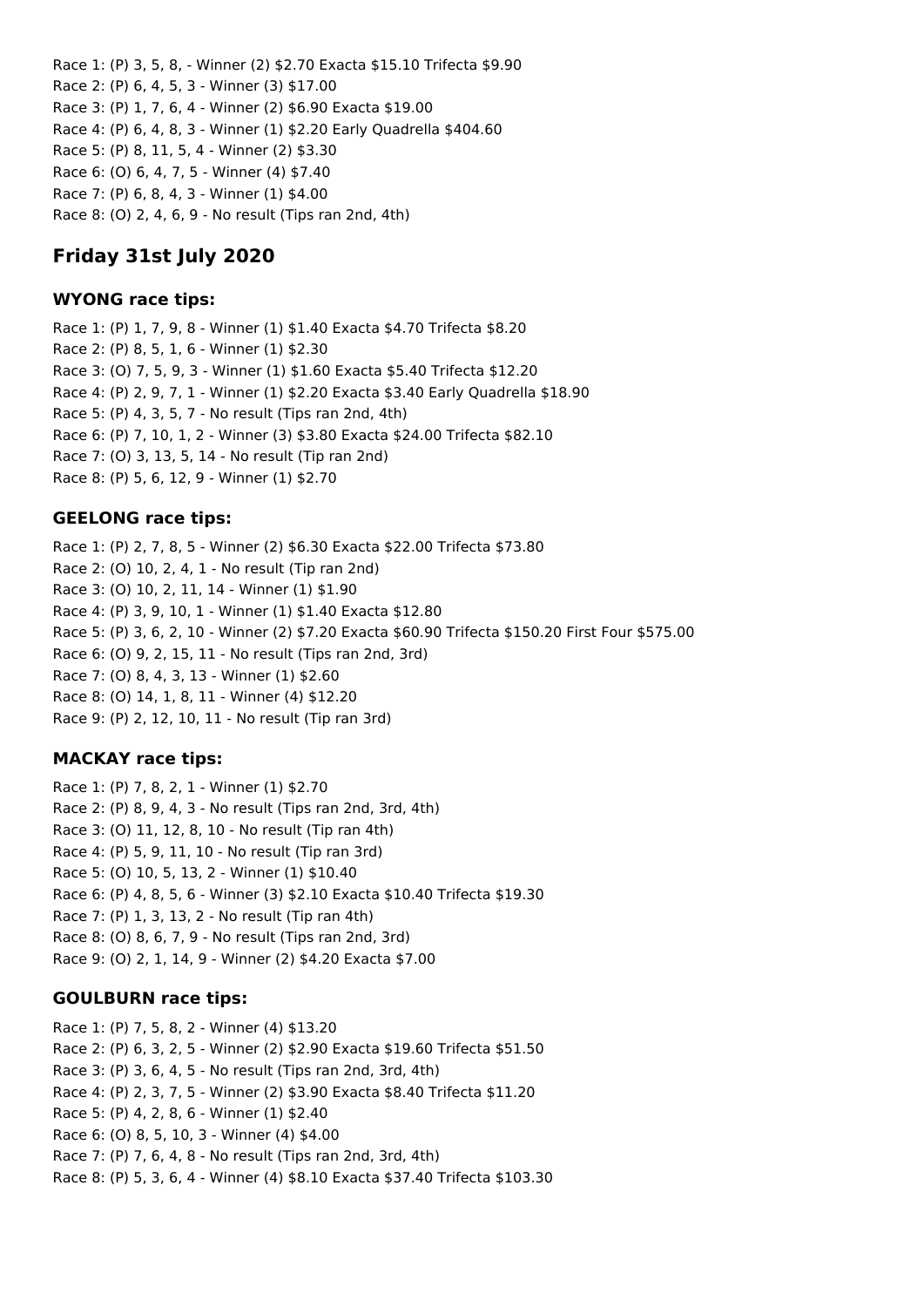Race 1: (P) 3, 5, 8, - Winner (2) $2.70 Exacta $15.10 Trifecta $9.90
Race 2: (P) 6, 4, 5, 3 - Winner (3) $17.00
Race 3: (P) 1, 7, 6, 4 - Winner (2) $6.90 Exacta $19.00
Race 4: (P) 6, 4, 8, 3 - Winner (1) $2.20 Early Quadrella $404.60
Race 5: (P) 8, 11, 5, 4 - Winner (2) $3.30
Race 6: (O) 6, 4, 7, 5 - Winner (4) $7.40
Race 7: (P) 6, 8, 4, 3 - Winner (1) $4.00
Race 8: (O) 2, 4, 6, 9 - No result (Tips ran 2nd, 4th)

## Friday 31st July 2020

### WYONG race tips:

Race 1: (P) 1, 7, 9, 8 - Winner (1) $1.40 Exacta $4.70 Trifecta $8.20
Race 2: (P) 8, 5, 1, 6 - Winner (1) $2.30
Race 3: (O) 7, 5, 9, 3 - Winner (1) $1.60 Exacta $5.40 Trifecta $12.20
Race 4: (P) 2, 9, 7, 1 - Winner (1) $2.20 Exacta $3.40 Early Quadrella $18.90
Race 5: (P) 4, 3, 5, 7 - No result (Tips ran 2nd, 4th)
Race 6: (P) 7, 10, 1, 2 - Winner (3) $3.80 Exacta $24.00 Trifecta $82.10
Race 7: (O) 3, 13, 5, 14 - No result (Tip ran 2nd)
Race 8: (P) 5, 6, 12, 9 - Winner (1) $2.70

### GEELONG race tips:

Race 1: (P) 2, 7, 8, 5 - Winner (2) $6.30 Exacta $22.00 Trifecta $73.80
Race 2: (O) 10, 2, 4, 1 - No result (Tip ran 2nd)
Race 3: (O) 10, 2, 11, 14 - Winner (1) $1.90
Race 4: (P) 3, 9, 10, 1 - Winner (1) $1.40 Exacta $12.80
Race 5: (P) 3, 6, 2, 10 - Winner (2) $7.20 Exacta $60.90 Trifecta $150.20 First Four $575.00
Race 6: (O) 9, 2, 15, 11 - No result (Tips ran 2nd, 3rd)
Race 7: (O) 8, 4, 3, 13 - Winner (1) $2.60
Race 8: (O) 14, 1, 8, 11 - Winner (4) $12.20
Race 9: (P) 2, 12, 10, 11 - No result (Tip ran 3rd)

### MACKAY race tips:

Race 1: (P) 7, 8, 2, 1 - Winner (1) $2.70
Race 2: (P) 8, 9, 4, 3 - No result (Tips ran 2nd, 3rd, 4th)
Race 3: (O) 11, 12, 8, 10 - No result (Tip ran 4th)
Race 4: (P) 5, 9, 11, 10 - No result (Tip ran 3rd)
Race 5: (O) 10, 5, 13, 2 - Winner (1) $10.40
Race 6: (P) 4, 8, 5, 6 - Winner (3) $2.10 Exacta $10.40 Trifecta $19.30
Race 7: (P) 1, 3, 13, 2 - No result (Tip ran 4th)
Race 8: (O) 8, 6, 7, 9 - No result (Tips ran 2nd, 3rd)
Race 9: (O) 2, 1, 14, 9 - Winner (2) $4.20 Exacta $7.00

### GOULBURN race tips:

Race 1: (P) 7, 5, 8, 2 - Winner (4) $13.20
Race 2: (P) 6, 3, 2, 5 - Winner (2) $2.90 Exacta $19.60 Trifecta $51.50
Race 3: (P) 3, 6, 4, 5 - No result (Tips ran 2nd, 3rd, 4th)
Race 4: (P) 2, 3, 7, 5 - Winner (2) $3.90 Exacta $8.40 Trifecta $11.20
Race 5: (P) 4, 2, 8, 6 - Winner (1) $2.40
Race 6: (O) 8, 5, 10, 3 - Winner (4) $4.00
Race 7: (P) 7, 6, 4, 8 - No result (Tips ran 2nd, 3rd, 4th)
Race 8: (P) 5, 3, 6, 4 - Winner (4) $8.10 Exacta $37.40 Trifecta $103.30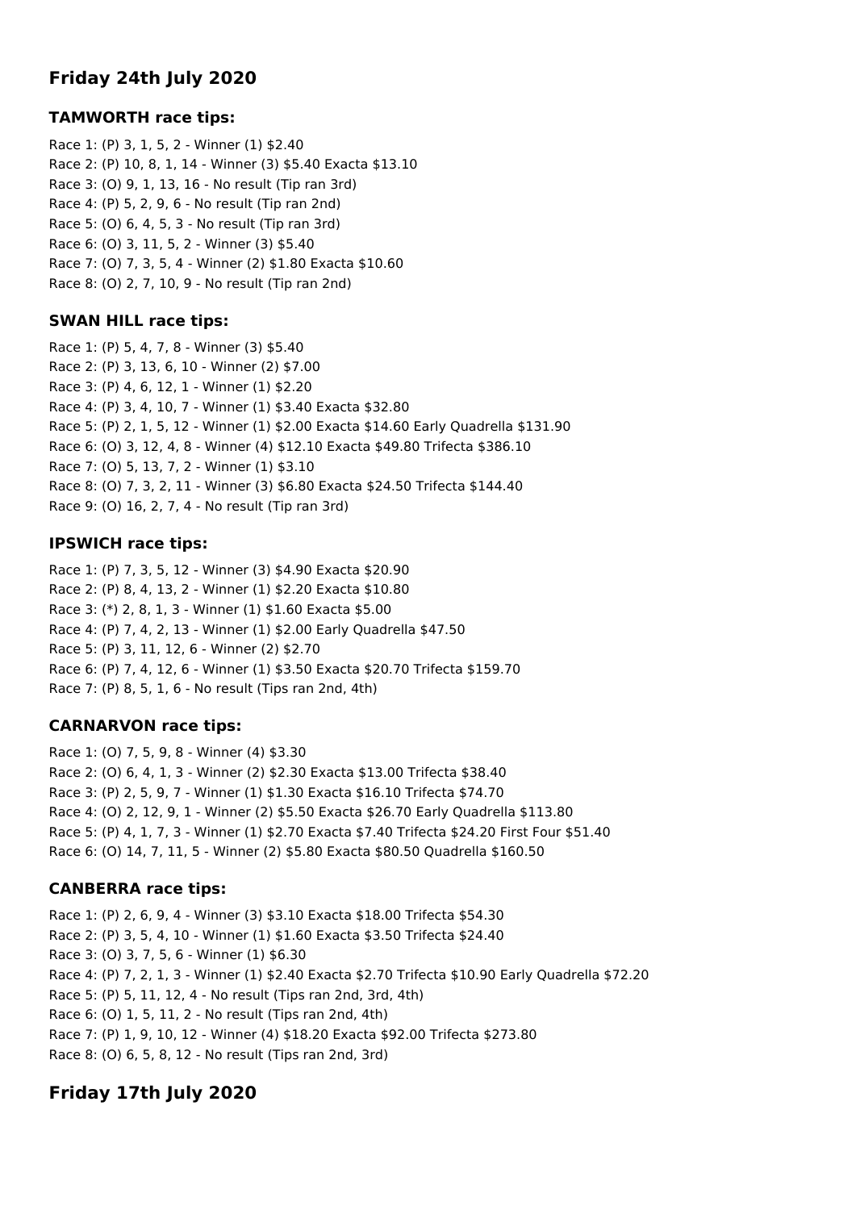## Friday 24th July 2020

### TAMWORTH race tips:

Race 1: (P) 3, 1, 5, 2 - Winner (1) $2.40
Race 2: (P) 10, 8, 1, 14 - Winner (3) $5.40 Exacta $13.10
Race 3: (O) 9, 1, 13, 16 - No result (Tip ran 3rd)
Race 4: (P) 5, 2, 9, 6 - No result (Tip ran 2nd)
Race 5: (O) 6, 4, 5, 3 - No result (Tip ran 3rd)
Race 6: (O) 3, 11, 5, 2 - Winner (3) $5.40
Race 7: (O) 7, 3, 5, 4 - Winner (2) $1.80 Exacta $10.60
Race 8: (O) 2, 7, 10, 9 - No result (Tip ran 2nd)

### SWAN HILL race tips:

Race 1: (P) 5, 4, 7, 8 - Winner (3) $5.40
Race 2: (P) 3, 13, 6, 10 - Winner (2) $7.00
Race 3: (P) 4, 6, 12, 1 - Winner (1) $2.20
Race 4: (P) 3, 4, 10, 7 - Winner (1) $3.40 Exacta $32.80
Race 5: (P) 2, 1, 5, 12 - Winner (1) $2.00 Exacta $14.60 Early Quadrella $131.90
Race 6: (O) 3, 12, 4, 8 - Winner (4) $12.10 Exacta $49.80 Trifecta $386.10
Race 7: (O) 5, 13, 7, 2 - Winner (1) $3.10
Race 8: (O) 7, 3, 2, 11 - Winner (3) $6.80 Exacta $24.50 Trifecta $144.40
Race 9: (O) 16, 2, 7, 4 - No result (Tip ran 3rd)

### IPSWICH race tips:

Race 1: (P) 7, 3, 5, 12 - Winner (3) $4.90 Exacta $20.90
Race 2: (P) 8, 4, 13, 2 - Winner (1) $2.20 Exacta $10.80
Race 3: (*) 2, 8, 1, 3 - Winner (1) $1.60 Exacta $5.00
Race 4: (P) 7, 4, 2, 13 - Winner (1) $2.00 Early Quadrella $47.50
Race 5: (P) 3, 11, 12, 6 - Winner (2) $2.70
Race 6: (P) 7, 4, 12, 6 - Winner (1) $3.50 Exacta $20.70 Trifecta $159.70
Race 7: (P) 8, 5, 1, 6 - No result (Tips ran 2nd, 4th)

### CARNARVON race tips:

Race 1: (O) 7, 5, 9, 8 - Winner (4) $3.30
Race 2: (O) 6, 4, 1, 3 - Winner (2) $2.30 Exacta $13.00 Trifecta $38.40
Race 3: (P) 2, 5, 9, 7 - Winner (1) $1.30 Exacta $16.10 Trifecta $74.70
Race 4: (O) 2, 12, 9, 1 - Winner (2) $5.50 Exacta $26.70 Early Quadrella $113.80
Race 5: (P) 4, 1, 7, 3 - Winner (1) $2.70 Exacta $7.40 Trifecta $24.20 First Four $51.40
Race 6: (O) 14, 7, 11, 5 - Winner (2) $5.80 Exacta $80.50 Quadrella $160.50

### CANBERRA race tips:

Race 1: (P) 2, 6, 9, 4 - Winner (3) $3.10 Exacta $18.00 Trifecta $54.30
Race 2: (P) 3, 5, 4, 10 - Winner (1) $1.60 Exacta $3.50 Trifecta $24.40
Race 3: (O) 3, 7, 5, 6 - Winner (1) $6.30
Race 4: (P) 7, 2, 1, 3 - Winner (1) $2.40 Exacta $2.70 Trifecta $10.90 Early Quadrella $72.20
Race 5: (P) 5, 11, 12, 4 - No result (Tips ran 2nd, 3rd, 4th)
Race 6: (O) 1, 5, 11, 2 - No result (Tips ran 2nd, 4th)
Race 7: (P) 1, 9, 10, 12 - Winner (4) $18.20 Exacta $92.00 Trifecta $273.80
Race 8: (O) 6, 5, 8, 12 - No result (Tips ran 2nd, 3rd)

## Friday 17th July 2020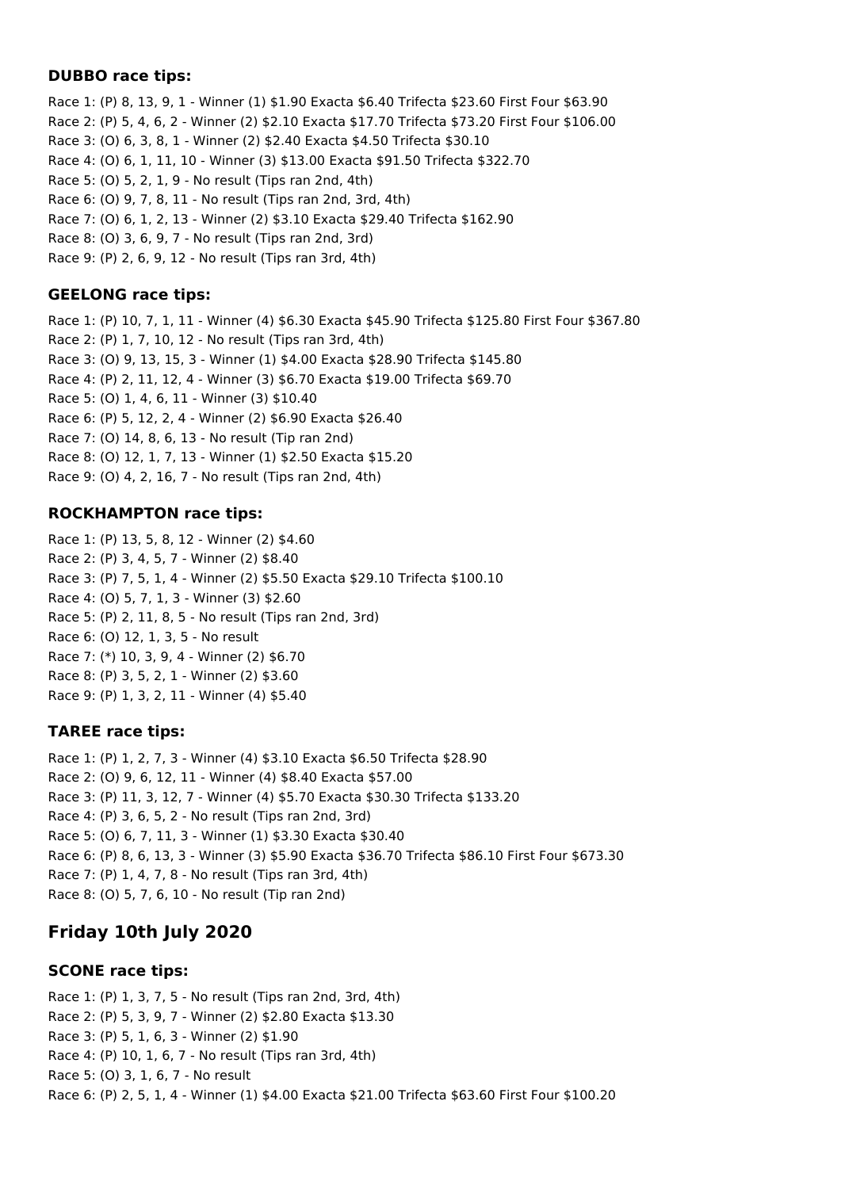### DUBBO race tips:

Race 1: (P) 8, 13, 9, 1 - Winner (1) $1.90 Exacta $6.40 Trifecta $23.60 First Four $63.90
Race 2: (P) 5, 4, 6, 2 - Winner (2) $2.10 Exacta $17.70 Trifecta $73.20 First Four $106.00
Race 3: (O) 6, 3, 8, 1 - Winner (2) $2.40 Exacta $4.50 Trifecta $30.10
Race 4: (O) 6, 1, 11, 10 - Winner (3) $13.00 Exacta $91.50 Trifecta $322.70
Race 5: (O) 5, 2, 1, 9 - No result (Tips ran 2nd, 4th)
Race 6: (O) 9, 7, 8, 11 - No result (Tips ran 2nd, 3rd, 4th)
Race 7: (O) 6, 1, 2, 13 - Winner (2) $3.10 Exacta $29.40 Trifecta $162.90
Race 8: (O) 3, 6, 9, 7 - No result (Tips ran 2nd, 3rd)
Race 9: (P) 2, 6, 9, 12 - No result (Tips ran 3rd, 4th)

### GEELONG race tips:

Race 1: (P) 10, 7, 1, 11 - Winner (4) $6.30 Exacta $45.90 Trifecta $125.80 First Four $367.80
Race 2: (P) 1, 7, 10, 12 - No result (Tips ran 3rd, 4th)
Race 3: (O) 9, 13, 15, 3 - Winner (1) $4.00 Exacta $28.90 Trifecta $145.80
Race 4: (P) 2, 11, 12, 4 - Winner (3) $6.70 Exacta $19.00 Trifecta $69.70
Race 5: (O) 1, 4, 6, 11 - Winner (3) $10.40
Race 6: (P) 5, 12, 2, 4 - Winner (2) $6.90 Exacta $26.40
Race 7: (O) 14, 8, 6, 13 - No result (Tip ran 2nd)
Race 8: (O) 12, 1, 7, 13 - Winner (1) $2.50 Exacta $15.20
Race 9: (O) 4, 2, 16, 7 - No result (Tips ran 2nd, 4th)

### ROCKHAMPTON race tips:

Race 1: (P) 13, 5, 8, 12 - Winner (2) $4.60
Race 2: (P) 3, 4, 5, 7 - Winner (2) $8.40
Race 3: (P) 7, 5, 1, 4 - Winner (2) $5.50 Exacta $29.10 Trifecta $100.10
Race 4: (O) 5, 7, 1, 3 - Winner (3) $2.60
Race 5: (P) 2, 11, 8, 5 - No result (Tips ran 2nd, 3rd)
Race 6: (O) 12, 1, 3, 5 - No result
Race 7: (*) 10, 3, 9, 4 - Winner (2) $6.70
Race 8: (P) 3, 5, 2, 1 - Winner (2) $3.60
Race 9: (P) 1, 3, 2, 11 - Winner (4) $5.40

### TAREE race tips:

Race 1: (P) 1, 2, 7, 3 - Winner (4) $3.10 Exacta $6.50 Trifecta $28.90
Race 2: (O) 9, 6, 12, 11 - Winner (4) $8.40 Exacta $57.00
Race 3: (P) 11, 3, 12, 7 - Winner (4) $5.70 Exacta $30.30 Trifecta $133.20
Race 4: (P) 3, 6, 5, 2 - No result (Tips ran 2nd, 3rd)
Race 5: (O) 6, 7, 11, 3 - Winner (1) $3.30 Exacta $30.40
Race 6: (P) 8, 6, 13, 3 - Winner (3) $5.90 Exacta $36.70 Trifecta $86.10 First Four $673.30
Race 7: (P) 1, 4, 7, 8 - No result (Tips ran 3rd, 4th)
Race 8: (O) 5, 7, 6, 10 - No result (Tip ran 2nd)

## Friday 10th July 2020

### SCONE race tips:

Race 1: (P) 1, 3, 7, 5 - No result (Tips ran 2nd, 3rd, 4th)
Race 2: (P) 5, 3, 9, 7 - Winner (2) $2.80 Exacta $13.30
Race 3: (P) 5, 1, 6, 3 - Winner (2) $1.90
Race 4: (P) 10, 1, 6, 7 - No result (Tips ran 3rd, 4th)
Race 5: (O) 3, 1, 6, 7 - No result
Race 6: (P) 2, 5, 1, 4 - Winner (1) $4.00 Exacta $21.00 Trifecta $63.60 First Four $100.20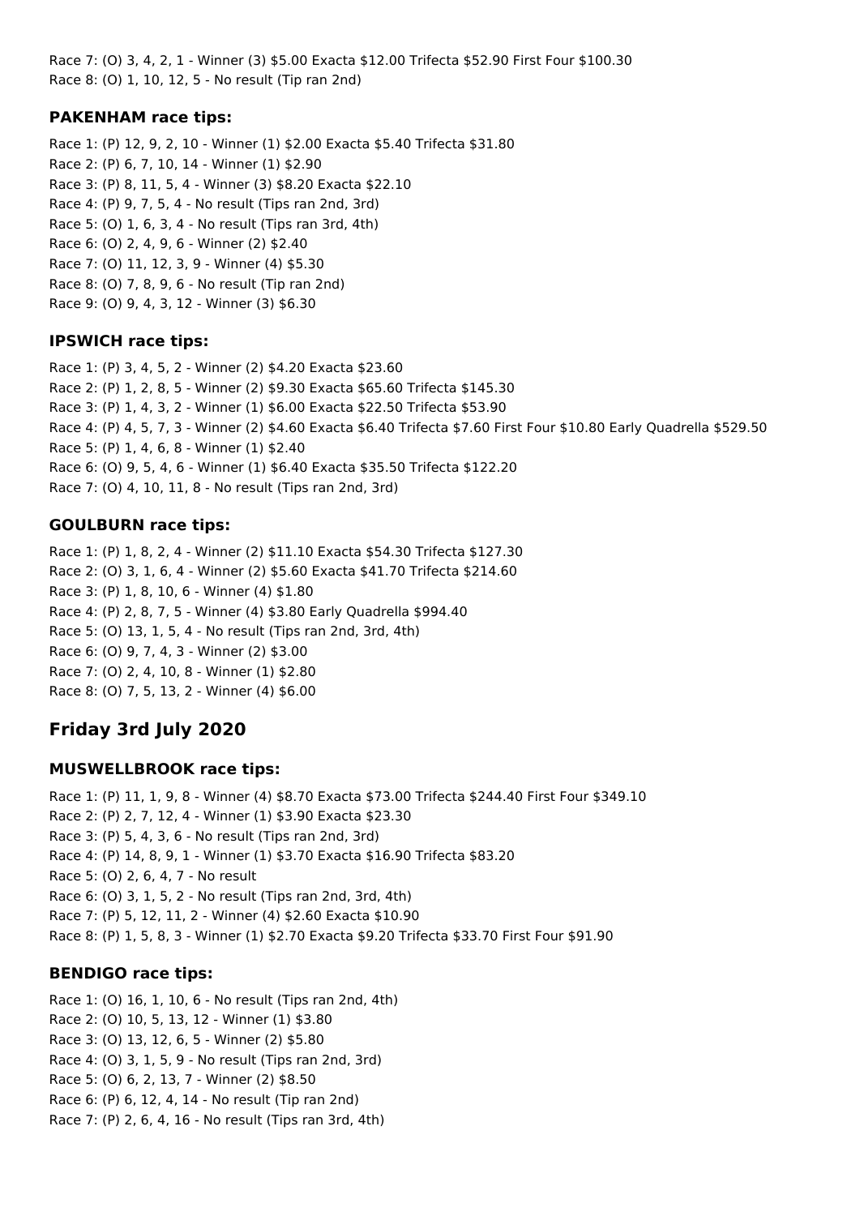Race 7: (O) 3, 4, 2, 1 - Winner (3) $5.00 Exacta $12.00 Trifecta $52.90 First Four $100.30
Race 8: (O) 1, 10, 12, 5 - No result (Tip ran 2nd)

### PAKENHAM race tips:

Race 1: (P) 12, 9, 2, 10 - Winner (1) $2.00 Exacta $5.40 Trifecta $31.80
Race 2: (P) 6, 7, 10, 14 - Winner (1) $2.90
Race 3: (P) 8, 11, 5, 4 - Winner (3) $8.20 Exacta $22.10
Race 4: (P) 9, 7, 5, 4 - No result (Tips ran 2nd, 3rd)
Race 5: (O) 1, 6, 3, 4 - No result (Tips ran 3rd, 4th)
Race 6: (O) 2, 4, 9, 6 - Winner (2) $2.40
Race 7: (O) 11, 12, 3, 9 - Winner (4) $5.30
Race 8: (O) 7, 8, 9, 6 - No result (Tip ran 2nd)
Race 9: (O) 9, 4, 3, 12 - Winner (3) $6.30

### IPSWICH race tips:

Race 1: (P) 3, 4, 5, 2 - Winner (2) $4.20 Exacta $23.60
Race 2: (P) 1, 2, 8, 5 - Winner (2) $9.30 Exacta $65.60 Trifecta $145.30
Race 3: (P) 1, 4, 3, 2 - Winner (1) $6.00 Exacta $22.50 Trifecta $53.90
Race 4: (P) 4, 5, 7, 3 - Winner (2) $4.60 Exacta $6.40 Trifecta $7.60 First Four $10.80 Early Quadrella $529.50
Race 5: (P) 1, 4, 6, 8 - Winner (1) $2.40
Race 6: (O) 9, 5, 4, 6 - Winner (1) $6.40 Exacta $35.50 Trifecta $122.20
Race 7: (O) 4, 10, 11, 8 - No result (Tips ran 2nd, 3rd)

### GOULBURN race tips:

Race 1: (P) 1, 8, 2, 4 - Winner (2) $11.10 Exacta $54.30 Trifecta $127.30
Race 2: (O) 3, 1, 6, 4 - Winner (2) $5.60 Exacta $41.70 Trifecta $214.60
Race 3: (P) 1, 8, 10, 6 - Winner (4) $1.80
Race 4: (P) 2, 8, 7, 5 - Winner (4) $3.80 Early Quadrella $994.40
Race 5: (O) 13, 1, 5, 4 - No result (Tips ran 2nd, 3rd, 4th)
Race 6: (O) 9, 7, 4, 3 - Winner (2) $3.00
Race 7: (O) 2, 4, 10, 8 - Winner (1) $2.80
Race 8: (O) 7, 5, 13, 2 - Winner (4) $6.00

## Friday 3rd July 2020

### MUSWELLBROOK race tips:

Race 1: (P) 11, 1, 9, 8 - Winner (4) $8.70 Exacta $73.00 Trifecta $244.40 First Four $349.10
Race 2: (P) 2, 7, 12, 4 - Winner (1) $3.90 Exacta $23.30
Race 3: (P) 5, 4, 3, 6 - No result (Tips ran 2nd, 3rd)
Race 4: (P) 14, 8, 9, 1 - Winner (1) $3.70 Exacta $16.90 Trifecta $83.20
Race 5: (O) 2, 6, 4, 7 - No result
Race 6: (O) 3, 1, 5, 2 - No result (Tips ran 2nd, 3rd, 4th)
Race 7: (P) 5, 12, 11, 2 - Winner (4) $2.60 Exacta $10.90
Race 8: (P) 1, 5, 8, 3 - Winner (1) $2.70 Exacta $9.20 Trifecta $33.70 First Four $91.90

### BENDIGO race tips:

Race 1: (O) 16, 1, 10, 6 - No result (Tips ran 2nd, 4th)
Race 2: (O) 10, 5, 13, 12 - Winner (1) $3.80
Race 3: (O) 13, 12, 6, 5 - Winner (2) $5.80
Race 4: (O) 3, 1, 5, 9 - No result (Tips ran 2nd, 3rd)
Race 5: (O) 6, 2, 13, 7 - Winner (2) $8.50
Race 6: (P) 6, 12, 4, 14 - No result (Tip ran 2nd)
Race 7: (P) 2, 6, 4, 16 - No result (Tips ran 3rd, 4th)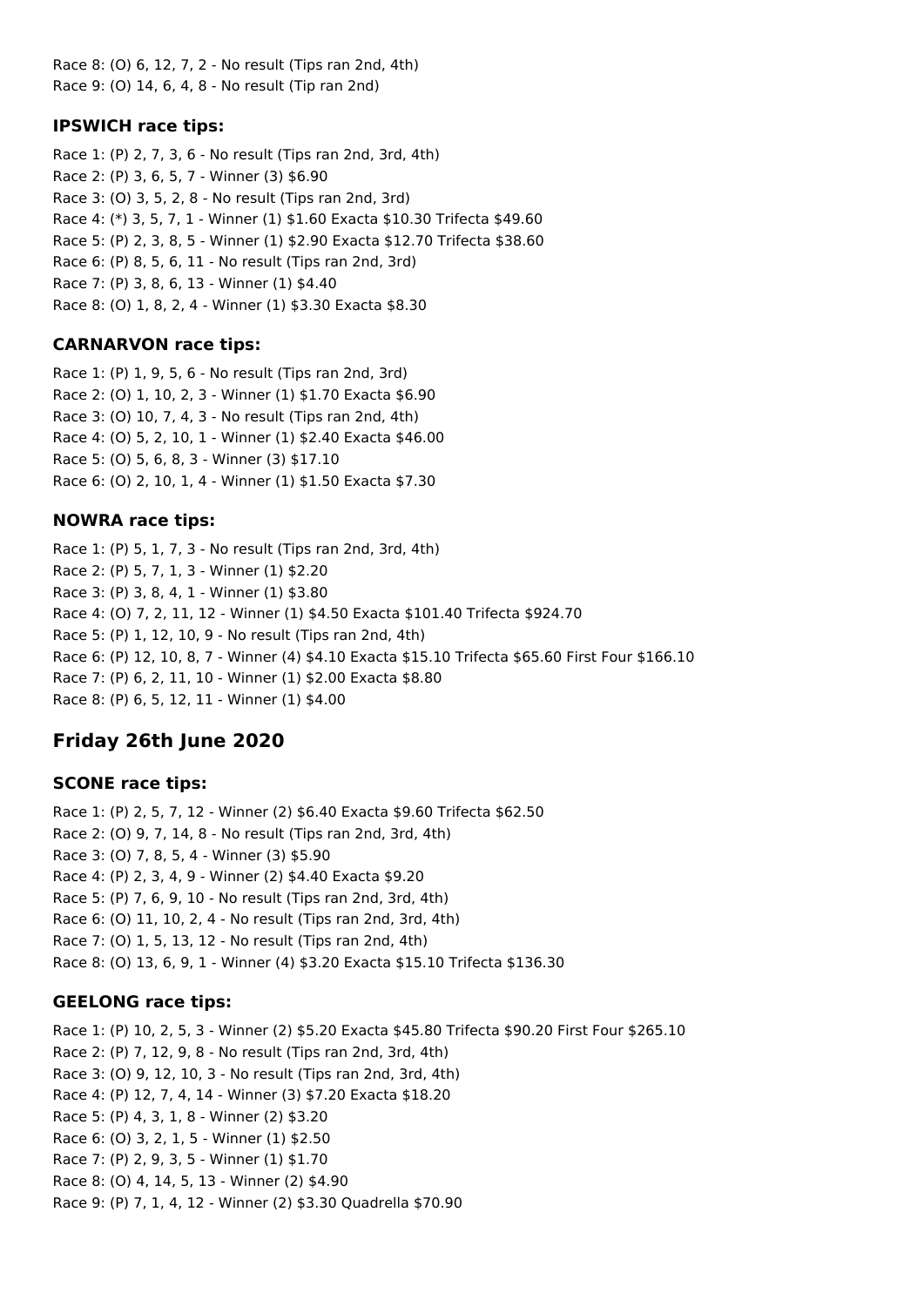Race 8: (O) 6, 12, 7, 2 - No result (Tips ran 2nd, 4th)
Race 9: (O) 14, 6, 4, 8 - No result (Tip ran 2nd)

### IPSWICH race tips:

Race 1: (P) 2, 7, 3, 6 - No result (Tips ran 2nd, 3rd, 4th)
Race 2: (P) 3, 6, 5, 7 - Winner (3) $6.90
Race 3: (O) 3, 5, 2, 8 - No result (Tips ran 2nd, 3rd)
Race 4: (*) 3, 5, 7, 1 - Winner (1) $1.60 Exacta $10.30 Trifecta $49.60
Race 5: (P) 2, 3, 8, 5 - Winner (1) $2.90 Exacta $12.70 Trifecta $38.60
Race 6: (P) 8, 5, 6, 11 - No result (Tips ran 2nd, 3rd)
Race 7: (P) 3, 8, 6, 13 - Winner (1) $4.40
Race 8: (O) 1, 8, 2, 4 - Winner (1) $3.30 Exacta $8.30

### CARNARVON race tips:

Race 1: (P) 1, 9, 5, 6 - No result (Tips ran 2nd, 3rd)
Race 2: (O) 1, 10, 2, 3 - Winner (1) $1.70 Exacta $6.90
Race 3: (O) 10, 7, 4, 3 - No result (Tips ran 2nd, 4th)
Race 4: (O) 5, 2, 10, 1 - Winner (1) $2.40 Exacta $46.00
Race 5: (O) 5, 6, 8, 3 - Winner (3) $17.10
Race 6: (O) 2, 10, 1, 4 - Winner (1) $1.50 Exacta $7.30

### NOWRA race tips:

Race 1: (P) 5, 1, 7, 3 - No result (Tips ran 2nd, 3rd, 4th)
Race 2: (P) 5, 7, 1, 3 - Winner (1) $2.20
Race 3: (P) 3, 8, 4, 1 - Winner (1) $3.80
Race 4: (O) 7, 2, 11, 12 - Winner (1) $4.50 Exacta $101.40 Trifecta $924.70
Race 5: (P) 1, 12, 10, 9 - No result (Tips ran 2nd, 4th)
Race 6: (P) 12, 10, 8, 7 - Winner (4) $4.10 Exacta $15.10 Trifecta $65.60 First Four $166.10
Race 7: (P) 6, 2, 11, 10 - Winner (1) $2.00 Exacta $8.80
Race 8: (P) 6, 5, 12, 11 - Winner (1) $4.00

## Friday 26th June 2020

### SCONE race tips:

Race 1: (P) 2, 5, 7, 12 - Winner (2) $6.40 Exacta $9.60 Trifecta $62.50
Race 2: (O) 9, 7, 14, 8 - No result (Tips ran 2nd, 3rd, 4th)
Race 3: (O) 7, 8, 5, 4 - Winner (3) $5.90
Race 4: (P) 2, 3, 4, 9 - Winner (2) $4.40 Exacta $9.20
Race 5: (P) 7, 6, 9, 10 - No result (Tips ran 2nd, 3rd, 4th)
Race 6: (O) 11, 10, 2, 4 - No result (Tips ran 2nd, 3rd, 4th)
Race 7: (O) 1, 5, 13, 12 - No result (Tips ran 2nd, 4th)
Race 8: (O) 13, 6, 9, 1 - Winner (4) $3.20 Exacta $15.10 Trifecta $136.30

### GEELONG race tips:

Race 1: (P) 10, 2, 5, 3 - Winner (2) $5.20 Exacta $45.80 Trifecta $90.20 First Four $265.10
Race 2: (P) 7, 12, 9, 8 - No result (Tips ran 2nd, 3rd, 4th)
Race 3: (O) 9, 12, 10, 3 - No result (Tips ran 2nd, 3rd, 4th)
Race 4: (P) 12, 7, 4, 14 - Winner (3) $7.20 Exacta $18.20
Race 5: (P) 4, 3, 1, 8 - Winner (2) $3.20
Race 6: (O) 3, 2, 1, 5 - Winner (1) $2.50
Race 7: (P) 2, 9, 3, 5 - Winner (1) $1.70
Race 8: (O) 4, 14, 5, 13 - Winner (2) $4.90
Race 9: (P) 7, 1, 4, 12 - Winner (2) $3.30 Quadrella $70.90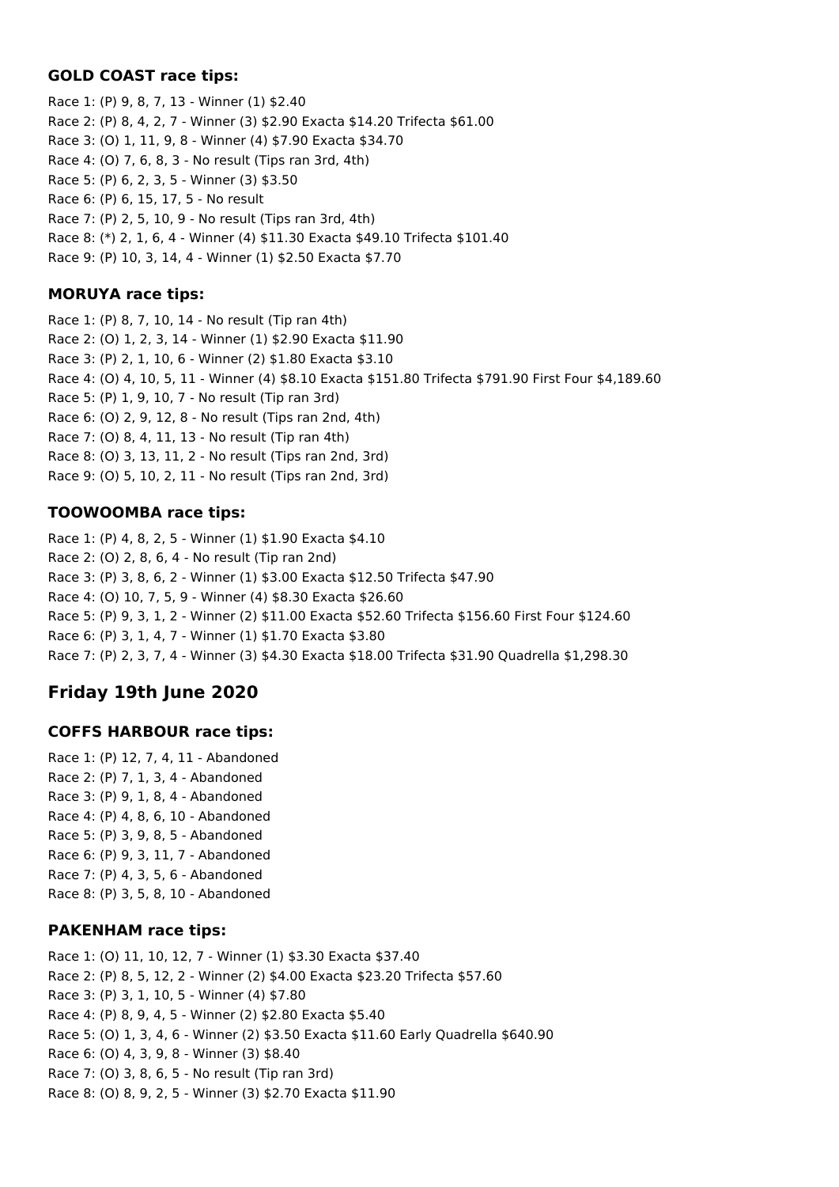### GOLD COAST race tips:

Race 1: (P) 9, 8, 7, 13 - Winner (1) $2.40
Race 2: (P) 8, 4, 2, 7 - Winner (3) $2.90 Exacta $14.20 Trifecta $61.00
Race 3: (O) 1, 11, 9, 8 - Winner (4) $7.90 Exacta $34.70
Race 4: (O) 7, 6, 8, 3 - No result (Tips ran 3rd, 4th)
Race 5: (P) 6, 2, 3, 5 - Winner (3) $3.50
Race 6: (P) 6, 15, 17, 5 - No result
Race 7: (P) 2, 5, 10, 9 - No result (Tips ran 3rd, 4th)
Race 8: (*) 2, 1, 6, 4 - Winner (4) $11.30 Exacta $49.10 Trifecta $101.40
Race 9: (P) 10, 3, 14, 4 - Winner (1) $2.50 Exacta $7.70

### MORUYA race tips:

Race 1: (P) 8, 7, 10, 14 - No result (Tip ran 4th)
Race 2: (O) 1, 2, 3, 14 - Winner (1) $2.90 Exacta $11.90
Race 3: (P) 2, 1, 10, 6 - Winner (2) $1.80 Exacta $3.10
Race 4: (O) 4, 10, 5, 11 - Winner (4) $8.10 Exacta $151.80 Trifecta $791.90 First Four $4,189.60
Race 5: (P) 1, 9, 10, 7 - No result (Tip ran 3rd)
Race 6: (O) 2, 9, 12, 8 - No result (Tips ran 2nd, 4th)
Race 7: (O) 8, 4, 11, 13 - No result (Tip ran 4th)
Race 8: (O) 3, 13, 11, 2 - No result (Tips ran 2nd, 3rd)
Race 9: (O) 5, 10, 2, 11 - No result (Tips ran 2nd, 3rd)

### TOOWOOMBA race tips:

Race 1: (P) 4, 8, 2, 5 - Winner (1) $1.90 Exacta $4.10
Race 2: (O) 2, 8, 6, 4 - No result (Tip ran 2nd)
Race 3: (P) 3, 8, 6, 2 - Winner (1) $3.00 Exacta $12.50 Trifecta $47.90
Race 4: (O) 10, 7, 5, 9 - Winner (4) $8.30 Exacta $26.60
Race 5: (P) 9, 3, 1, 2 - Winner (2) $11.00 Exacta $52.60 Trifecta $156.60 First Four $124.60
Race 6: (P) 3, 1, 4, 7 - Winner (1) $1.70 Exacta $3.80
Race 7: (P) 2, 3, 7, 4 - Winner (3) $4.30 Exacta $18.00 Trifecta $31.90 Quadrella $1,298.30

## Friday 19th June 2020

### COFFS HARBOUR race tips:

Race 1: (P) 12, 7, 4, 11 - Abandoned
Race 2: (P) 7, 1, 3, 4 - Abandoned
Race 3: (P) 9, 1, 8, 4 - Abandoned
Race 4: (P) 4, 8, 6, 10 - Abandoned
Race 5: (P) 3, 9, 8, 5 - Abandoned
Race 6: (P) 9, 3, 11, 7 - Abandoned
Race 7: (P) 4, 3, 5, 6 - Abandoned
Race 8: (P) 3, 5, 8, 10 - Abandoned

### PAKENHAM race tips:

Race 1: (O) 11, 10, 12, 7 - Winner (1) $3.30 Exacta $37.40
Race 2: (P) 8, 5, 12, 2 - Winner (2) $4.00 Exacta $23.20 Trifecta $57.60
Race 3: (P) 3, 1, 10, 5 - Winner (4) $7.80
Race 4: (P) 8, 9, 4, 5 - Winner (2) $2.80 Exacta $5.40
Race 5: (O) 1, 3, 4, 6 - Winner (2) $3.50 Exacta $11.60 Early Quadrella $640.90
Race 6: (O) 4, 3, 9, 8 - Winner (3) $8.40
Race 7: (O) 3, 8, 6, 5 - No result (Tip ran 3rd)
Race 8: (O) 8, 9, 2, 5 - Winner (3) $2.70 Exacta $11.90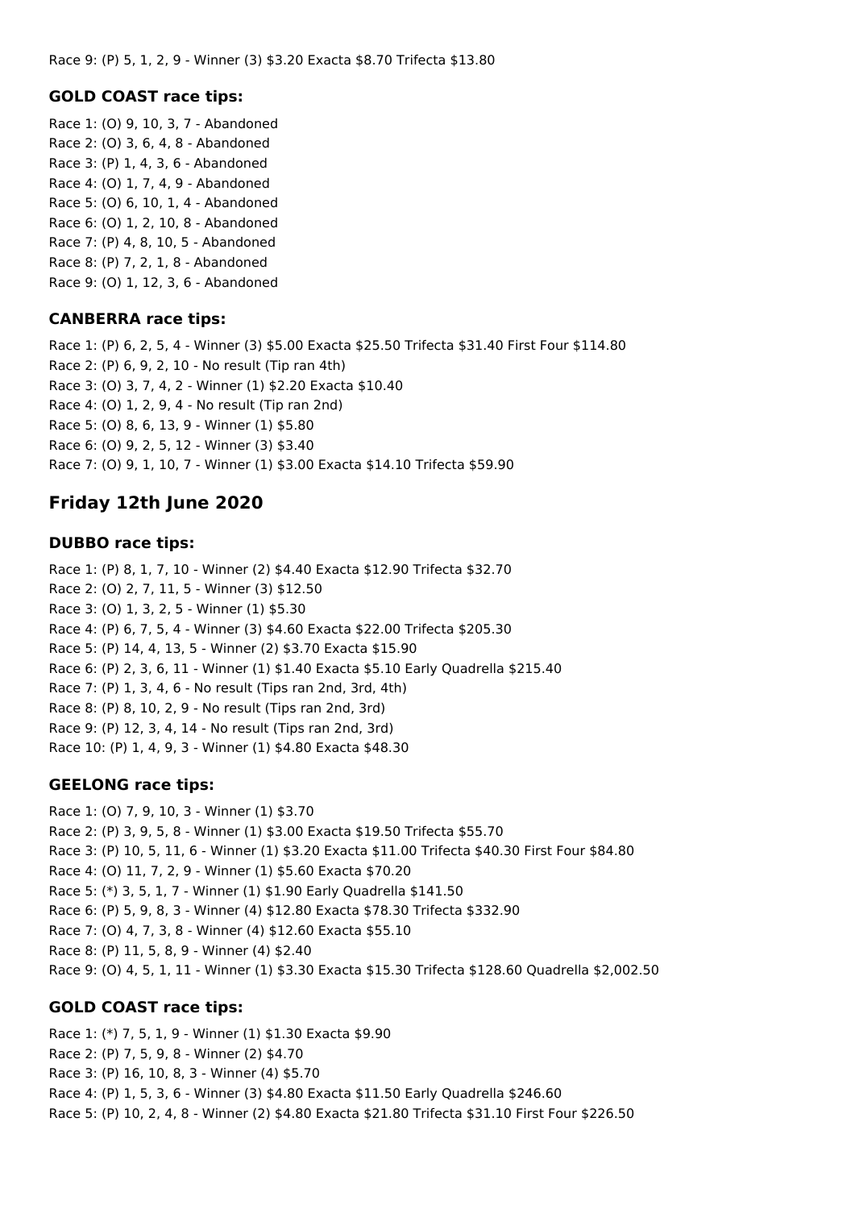Race 9: (P) 5, 1, 2, 9 - Winner (3) $3.20 Exacta $8.70 Trifecta $13.80

### GOLD COAST race tips:

Race 1: (O) 9, 10, 3, 7 - Abandoned
Race 2: (O) 3, 6, 4, 8 - Abandoned
Race 3: (P) 1, 4, 3, 6 - Abandoned
Race 4: (O) 1, 7, 4, 9 - Abandoned
Race 5: (O) 6, 10, 1, 4 - Abandoned
Race 6: (O) 1, 2, 10, 8 - Abandoned
Race 7: (P) 4, 8, 10, 5 - Abandoned
Race 8: (P) 7, 2, 1, 8 - Abandoned
Race 9: (O) 1, 12, 3, 6 - Abandoned

### CANBERRA race tips:

Race 1: (P) 6, 2, 5, 4 - Winner (3) $5.00 Exacta $25.50 Trifecta $31.40 First Four $114.80
Race 2: (P) 6, 9, 2, 10 - No result (Tip ran 4th)
Race 3: (O) 3, 7, 4, 2 - Winner (1) $2.20 Exacta $10.40
Race 4: (O) 1, 2, 9, 4 - No result (Tip ran 2nd)
Race 5: (O) 8, 6, 13, 9 - Winner (1) $5.80
Race 6: (O) 9, 2, 5, 12 - Winner (3) $3.40
Race 7: (O) 9, 1, 10, 7 - Winner (1) $3.00 Exacta $14.10 Trifecta $59.90

## Friday 12th June 2020

### DUBBO race tips:

Race 1: (P) 8, 1, 7, 10 - Winner (2) $4.40 Exacta $12.90 Trifecta $32.70
Race 2: (O) 2, 7, 11, 5 - Winner (3) $12.50
Race 3: (O) 1, 3, 2, 5 - Winner (1) $5.30
Race 4: (P) 6, 7, 5, 4 - Winner (3) $4.60 Exacta $22.00 Trifecta $205.30
Race 5: (P) 14, 4, 13, 5 - Winner (2) $3.70 Exacta $15.90
Race 6: (P) 2, 3, 6, 11 - Winner (1) $1.40 Exacta $5.10 Early Quadrella $215.40
Race 7: (P) 1, 3, 4, 6 - No result (Tips ran 2nd, 3rd, 4th)
Race 8: (P) 8, 10, 2, 9 - No result (Tips ran 2nd, 3rd)
Race 9: (P) 12, 3, 4, 14 - No result (Tips ran 2nd, 3rd)
Race 10: (P) 1, 4, 9, 3 - Winner (1) $4.80 Exacta $48.30

### GEELONG race tips:

Race 1: (O) 7, 9, 10, 3 - Winner (1) $3.70
Race 2: (P) 3, 9, 5, 8 - Winner (1) $3.00 Exacta $19.50 Trifecta $55.70
Race 3: (P) 10, 5, 11, 6 - Winner (1) $3.20 Exacta $11.00 Trifecta $40.30 First Four $84.80
Race 4: (O) 11, 7, 2, 9 - Winner (1) $5.60 Exacta $70.20
Race 5: (*) 3, 5, 1, 7 - Winner (1) $1.90 Early Quadrella $141.50
Race 6: (P) 5, 9, 8, 3 - Winner (4) $12.80 Exacta $78.30 Trifecta $332.90
Race 7: (O) 4, 7, 3, 8 - Winner (4) $12.60 Exacta $55.10
Race 8: (P) 11, 5, 8, 9 - Winner (4) $2.40
Race 9: (O) 4, 5, 1, 11 - Winner (1) $3.30 Exacta $15.30 Trifecta $128.60 Quadrella $2,002.50

### GOLD COAST race tips:

Race 1: (*) 7, 5, 1, 9 - Winner (1) $1.30 Exacta $9.90
Race 2: (P) 7, 5, 9, 8 - Winner (2) $4.70
Race 3: (P) 16, 10, 8, 3 - Winner (4) $5.70
Race 4: (P) 1, 5, 3, 6 - Winner (3) $4.80 Exacta $11.50 Early Quadrella $246.60
Race 5: (P) 10, 2, 4, 8 - Winner (2) $4.80 Exacta $21.80 Trifecta $31.10 First Four $226.50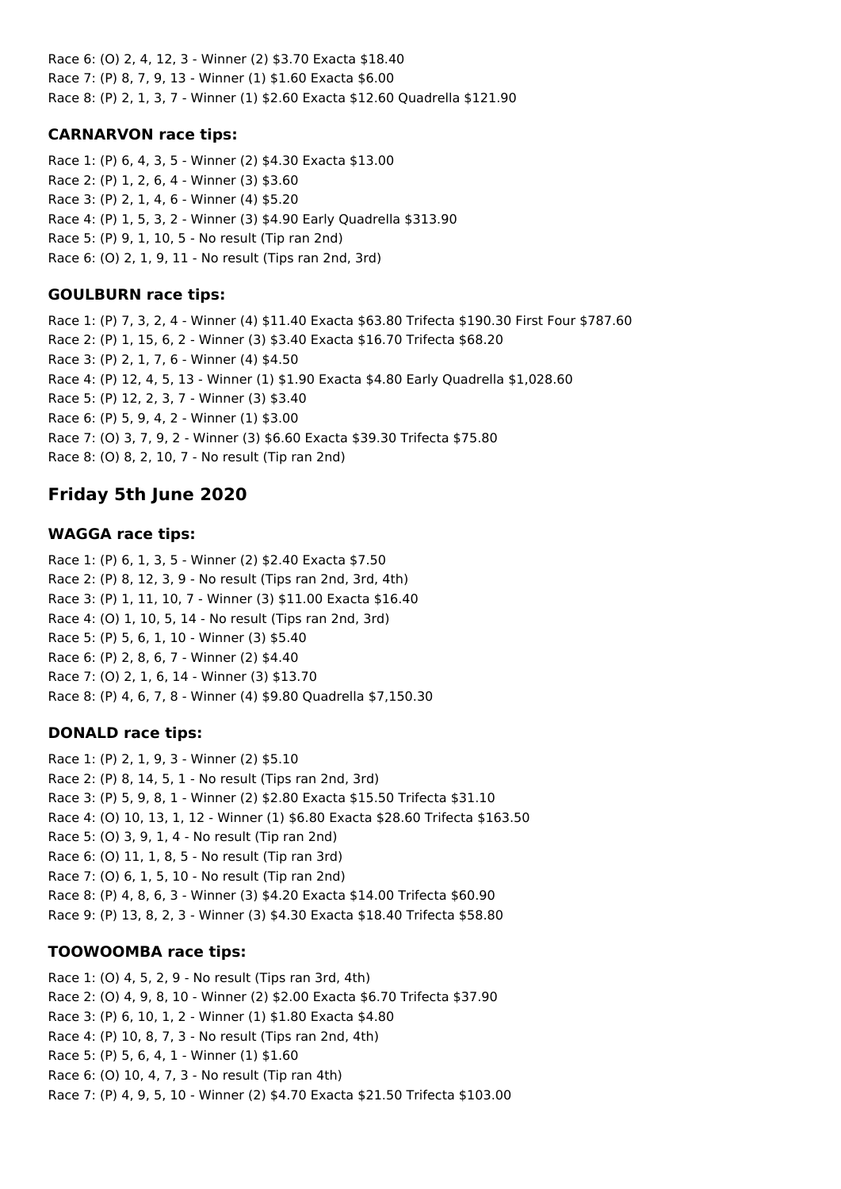Race 6: (O) 2, 4, 12, 3 - Winner (2) $3.70 Exacta $18.40
Race 7: (P) 8, 7, 9, 13 - Winner (1) $1.60 Exacta $6.00
Race 8: (P) 2, 1, 3, 7 - Winner (1) $2.60 Exacta $12.60 Quadrella $121.90

### CARNARVON race tips:

Race 1: (P) 6, 4, 3, 5 - Winner (2) $4.30 Exacta $13.00
Race 2: (P) 1, 2, 6, 4 - Winner (3) $3.60
Race 3: (P) 2, 1, 4, 6 - Winner (4) $5.20
Race 4: (P) 1, 5, 3, 2 - Winner (3) $4.90 Early Quadrella $313.90
Race 5: (P) 9, 1, 10, 5 - No result (Tip ran 2nd)
Race 6: (O) 2, 1, 9, 11 - No result (Tips ran 2nd, 3rd)

### GOULBURN race tips:

Race 1: (P) 7, 3, 2, 4 - Winner (4) $11.40 Exacta $63.80 Trifecta $190.30 First Four $787.60
Race 2: (P) 1, 15, 6, 2 - Winner (3) $3.40 Exacta $16.70 Trifecta $68.20
Race 3: (P) 2, 1, 7, 6 - Winner (4) $4.50
Race 4: (P) 12, 4, 5, 13 - Winner (1) $1.90 Exacta $4.80 Early Quadrella $1,028.60
Race 5: (P) 12, 2, 3, 7 - Winner (3) $3.40
Race 6: (P) 5, 9, 4, 2 - Winner (1) $3.00
Race 7: (O) 3, 7, 9, 2 - Winner (3) $6.60 Exacta $39.30 Trifecta $75.80
Race 8: (O) 8, 2, 10, 7 - No result (Tip ran 2nd)

## Friday 5th June 2020

### WAGGA race tips:

Race 1: (P) 6, 1, 3, 5 - Winner (2) $2.40 Exacta $7.50
Race 2: (P) 8, 12, 3, 9 - No result (Tips ran 2nd, 3rd, 4th)
Race 3: (P) 1, 11, 10, 7 - Winner (3) $11.00 Exacta $16.40
Race 4: (O) 1, 10, 5, 14 - No result (Tips ran 2nd, 3rd)
Race 5: (P) 5, 6, 1, 10 - Winner (3) $5.40
Race 6: (P) 2, 8, 6, 7 - Winner (2) $4.40
Race 7: (O) 2, 1, 6, 14 - Winner (3) $13.70
Race 8: (P) 4, 6, 7, 8 - Winner (4) $9.80 Quadrella $7,150.30

### DONALD race tips:

Race 1: (P) 2, 1, 9, 3 - Winner (2) $5.10
Race 2: (P) 8, 14, 5, 1 - No result (Tips ran 2nd, 3rd)
Race 3: (P) 5, 9, 8, 1 - Winner (2) $2.80 Exacta $15.50 Trifecta $31.10
Race 4: (O) 10, 13, 1, 12 - Winner (1) $6.80 Exacta $28.60 Trifecta $163.50
Race 5: (O) 3, 9, 1, 4 - No result (Tip ran 2nd)
Race 6: (O) 11, 1, 8, 5 - No result (Tip ran 3rd)
Race 7: (O) 6, 1, 5, 10 - No result (Tip ran 2nd)
Race 8: (P) 4, 8, 6, 3 - Winner (3) $4.20 Exacta $14.00 Trifecta $60.90
Race 9: (P) 13, 8, 2, 3 - Winner (3) $4.30 Exacta $18.40 Trifecta $58.80

### TOOWOOMBA race tips:

Race 1: (O) 4, 5, 2, 9 - No result (Tips ran 3rd, 4th)
Race 2: (O) 4, 9, 8, 10 - Winner (2) $2.00 Exacta $6.70 Trifecta $37.90
Race 3: (P) 6, 10, 1, 2 - Winner (1) $1.80 Exacta $4.80
Race 4: (P) 10, 8, 7, 3 - No result (Tips ran 2nd, 4th)
Race 5: (P) 5, 6, 4, 1 - Winner (1) $1.60
Race 6: (O) 10, 4, 7, 3 - No result (Tip ran 4th)
Race 7: (P) 4, 9, 5, 10 - Winner (2) $4.70 Exacta $21.50 Trifecta $103.00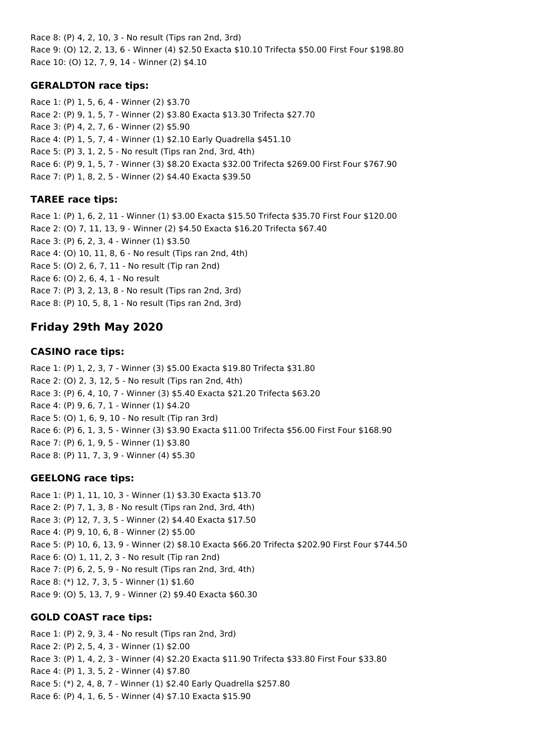Race 8: (P) 4, 2, 10, 3 - No result (Tips ran 2nd, 3rd)
Race 9: (O) 12, 2, 13, 6 - Winner (4) $2.50 Exacta $10.10 Trifecta $50.00 First Four $198.80
Race 10: (O) 12, 7, 9, 14 - Winner (2) $4.10

### GERALDTON race tips:

Race 1: (P) 1, 5, 6, 4 - Winner (2) $3.70
Race 2: (P) 9, 1, 5, 7 - Winner (2) $3.80 Exacta $13.30 Trifecta $27.70
Race 3: (P) 4, 2, 7, 6 - Winner (2) $5.90
Race 4: (P) 1, 5, 7, 4 - Winner (1) $2.10 Early Quadrella $451.10
Race 5: (P) 3, 1, 2, 5 - No result (Tips ran 2nd, 3rd, 4th)
Race 6: (P) 9, 1, 5, 7 - Winner (3) $8.20 Exacta $32.00 Trifecta $269.00 First Four $767.90
Race 7: (P) 1, 8, 2, 5 - Winner (2) $4.40 Exacta $39.50

### TAREE race tips:

Race 1: (P) 1, 6, 2, 11 - Winner (1) $3.00 Exacta $15.50 Trifecta $35.70 First Four $120.00
Race 2: (O) 7, 11, 13, 9 - Winner (2) $4.50 Exacta $16.20 Trifecta $67.40
Race 3: (P) 6, 2, 3, 4 - Winner (1) $3.50
Race 4: (O) 10, 11, 8, 6 - No result (Tips ran 2nd, 4th)
Race 5: (O) 2, 6, 7, 11 - No result (Tip ran 2nd)
Race 6: (O) 2, 6, 4, 1 - No result
Race 7: (P) 3, 2, 13, 8 - No result (Tips ran 2nd, 3rd)
Race 8: (P) 10, 5, 8, 1 - No result (Tips ran 2nd, 3rd)

## Friday 29th May 2020

### CASINO race tips:

Race 1: (P) 1, 2, 3, 7 - Winner (3) $5.00 Exacta $19.80 Trifecta $31.80
Race 2: (O) 2, 3, 12, 5 - No result (Tips ran 2nd, 4th)
Race 3: (P) 6, 4, 10, 7 - Winner (3) $5.40 Exacta $21.20 Trifecta $63.20
Race 4: (P) 9, 6, 7, 1 - Winner (1) $4.20
Race 5: (O) 1, 6, 9, 10 - No result (Tip ran 3rd)
Race 6: (P) 6, 1, 3, 5 - Winner (3) $3.90 Exacta $11.00 Trifecta $56.00 First Four $168.90
Race 7: (P) 6, 1, 9, 5 - Winner (1) $3.80
Race 8: (P) 11, 7, 3, 9 - Winner (4) $5.30

### GEELONG race tips:

Race 1: (P) 1, 11, 10, 3 - Winner (1) $3.30 Exacta $13.70
Race 2: (P) 7, 1, 3, 8 - No result (Tips ran 2nd, 3rd, 4th)
Race 3: (P) 12, 7, 3, 5 - Winner (2) $4.40 Exacta $17.50
Race 4: (P) 9, 10, 6, 8 - Winner (2) $5.00
Race 5: (P) 10, 6, 13, 9 - Winner (2) $8.10 Exacta $66.20 Trifecta $202.90 First Four $744.50
Race 6: (O) 1, 11, 2, 3 - No result (Tip ran 2nd)
Race 7: (P) 6, 2, 5, 9 - No result (Tips ran 2nd, 3rd, 4th)
Race 8: (*) 12, 7, 3, 5 - Winner (1) $1.60
Race 9: (O) 5, 13, 7, 9 - Winner (2) $9.40 Exacta $60.30

### GOLD COAST race tips:

Race 1: (P) 2, 9, 3, 4 - No result (Tips ran 2nd, 3rd)
Race 2: (P) 2, 5, 4, 3 - Winner (1) $2.00
Race 3: (P) 1, 4, 2, 3 - Winner (4) $2.20 Exacta $11.90 Trifecta $33.80 First Four $33.80
Race 4: (P) 1, 3, 5, 2 - Winner (4) $7.80
Race 5: (*) 2, 4, 8, 7 - Winner (1) $2.40 Early Quadrella $257.80
Race 6: (P) 4, 1, 6, 5 - Winner (4) $7.10 Exacta $15.90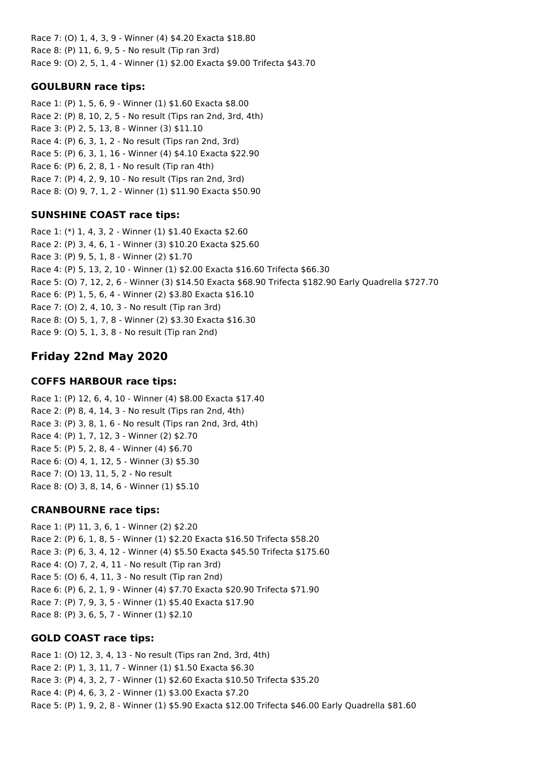Race 7: (O) 1, 4, 3, 9 - Winner (4) $4.20 Exacta $18.80
Race 8: (P) 11, 6, 9, 5 - No result (Tip ran 3rd)
Race 9: (O) 2, 5, 1, 4 - Winner (1) $2.00 Exacta $9.00 Trifecta $43.70

### GOULBURN race tips:

Race 1: (P) 1, 5, 6, 9 - Winner (1) $1.60 Exacta $8.00
Race 2: (P) 8, 10, 2, 5 - No result (Tips ran 2nd, 3rd, 4th)
Race 3: (P) 2, 5, 13, 8 - Winner (3) $11.10
Race 4: (P) 6, 3, 1, 2 - No result (Tips ran 2nd, 3rd)
Race 5: (P) 6, 3, 1, 16 - Winner (4) $4.10 Exacta $22.90
Race 6: (P) 6, 2, 8, 1 - No result (Tip ran 4th)
Race 7: (P) 4, 2, 9, 10 - No result (Tips ran 2nd, 3rd)
Race 8: (O) 9, 7, 1, 2 - Winner (1) $11.90 Exacta $50.90

### SUNSHINE COAST race tips:

Race 1: (*) 1, 4, 3, 2 - Winner (1) $1.40 Exacta $2.60
Race 2: (P) 3, 4, 6, 1 - Winner (3) $10.20 Exacta $25.60
Race 3: (P) 9, 5, 1, 8 - Winner (2) $1.70
Race 4: (P) 5, 13, 2, 10 - Winner (1) $2.00 Exacta $16.60 Trifecta $66.30
Race 5: (O) 7, 12, 2, 6 - Winner (3) $14.50 Exacta $68.90 Trifecta $182.90 Early Quadrella $727.70
Race 6: (P) 1, 5, 6, 4 - Winner (2) $3.80 Exacta $16.10
Race 7: (O) 2, 4, 10, 3 - No result (Tip ran 3rd)
Race 8: (O) 5, 1, 7, 8 - Winner (2) $3.30 Exacta $16.30
Race 9: (O) 5, 1, 3, 8 - No result (Tip ran 2nd)

## Friday 22nd May 2020

### COFFS HARBOUR race tips:

Race 1: (P) 12, 6, 4, 10 - Winner (4) $8.00 Exacta $17.40
Race 2: (P) 8, 4, 14, 3 - No result (Tips ran 2nd, 4th)
Race 3: (P) 3, 8, 1, 6 - No result (Tips ran 2nd, 3rd, 4th)
Race 4: (P) 1, 7, 12, 3 - Winner (2) $2.70
Race 5: (P) 5, 2, 8, 4 - Winner (4) $6.70
Race 6: (O) 4, 1, 12, 5 - Winner (3) $5.30
Race 7: (O) 13, 11, 5, 2 - No result
Race 8: (O) 3, 8, 14, 6 - Winner (1) $5.10

### CRANBOURNE race tips:

Race 1: (P) 11, 3, 6, 1 - Winner (2) $2.20
Race 2: (P) 6, 1, 8, 5 - Winner (1) $2.20 Exacta $16.50 Trifecta $58.20
Race 3: (P) 6, 3, 4, 12 - Winner (4) $5.50 Exacta $45.50 Trifecta $175.60
Race 4: (O) 7, 2, 4, 11 - No result (Tip ran 3rd)
Race 5: (O) 6, 4, 11, 3 - No result (Tip ran 2nd)
Race 6: (P) 6, 2, 1, 9 - Winner (4) $7.70 Exacta $20.90 Trifecta $71.90
Race 7: (P) 7, 9, 3, 5 - Winner (1) $5.40 Exacta $17.90
Race 8: (P) 3, 6, 5, 7 - Winner (1) $2.10

### GOLD COAST race tips:

Race 1: (O) 12, 3, 4, 13 - No result (Tips ran 2nd, 3rd, 4th)
Race 2: (P) 1, 3, 11, 7 - Winner (1) $1.50 Exacta $6.30
Race 3: (P) 4, 3, 2, 7 - Winner (1) $2.60 Exacta $10.50 Trifecta $35.20
Race 4: (P) 4, 6, 3, 2 - Winner (1) $3.00 Exacta $7.20
Race 5: (P) 1, 9, 2, 8 - Winner (1) $5.90 Exacta $12.00 Trifecta $46.00 Early Quadrella $81.60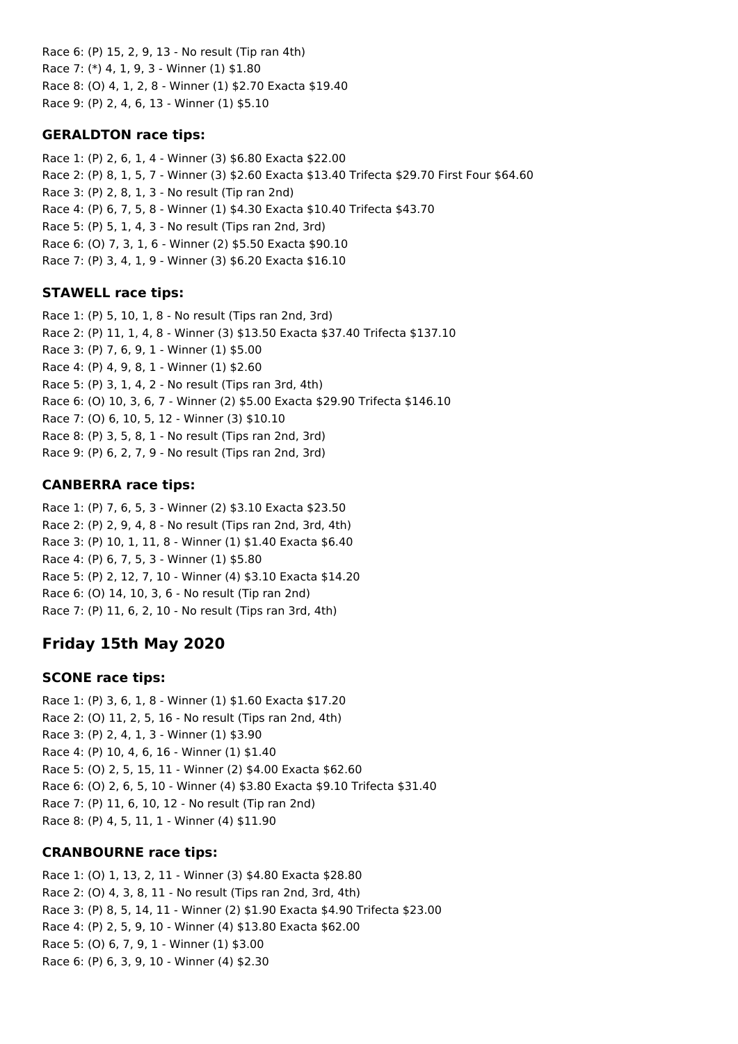Race 6: (P) 15, 2, 9, 13 - No result (Tip ran 4th)
Race 7: (*) 4, 1, 9, 3 - Winner (1) $1.80
Race 8: (O) 4, 1, 2, 8 - Winner (1) $2.70 Exacta $19.40
Race 9: (P) 2, 4, 6, 13 - Winner (1) $5.10

### GERALDTON race tips:

Race 1: (P) 2, 6, 1, 4 - Winner (3) $6.80 Exacta $22.00
Race 2: (P) 8, 1, 5, 7 - Winner (3) $2.60 Exacta $13.40 Trifecta $29.70 First Four $64.60
Race 3: (P) 2, 8, 1, 3 - No result (Tip ran 2nd)
Race 4: (P) 6, 7, 5, 8 - Winner (1) $4.30 Exacta $10.40 Trifecta $43.70
Race 5: (P) 5, 1, 4, 3 - No result (Tips ran 2nd, 3rd)
Race 6: (O) 7, 3, 1, 6 - Winner (2) $5.50 Exacta $90.10
Race 7: (P) 3, 4, 1, 9 - Winner (3) $6.20 Exacta $16.10

### STAWELL race tips:

Race 1: (P) 5, 10, 1, 8 - No result (Tips ran 2nd, 3rd)
Race 2: (P) 11, 1, 4, 8 - Winner (3) $13.50 Exacta $37.40 Trifecta $137.10
Race 3: (P) 7, 6, 9, 1 - Winner (1) $5.00
Race 4: (P) 4, 9, 8, 1 - Winner (1) $2.60
Race 5: (P) 3, 1, 4, 2 - No result (Tips ran 3rd, 4th)
Race 6: (O) 10, 3, 6, 7 - Winner (2) $5.00 Exacta $29.90 Trifecta $146.10
Race 7: (O) 6, 10, 5, 12 - Winner (3) $10.10
Race 8: (P) 3, 5, 8, 1 - No result (Tips ran 2nd, 3rd)
Race 9: (P) 6, 2, 7, 9 - No result (Tips ran 2nd, 3rd)

### CANBERRA race tips:

Race 1: (P) 7, 6, 5, 3 - Winner (2) $3.10 Exacta $23.50
Race 2: (P) 2, 9, 4, 8 - No result (Tips ran 2nd, 3rd, 4th)
Race 3: (P) 10, 1, 11, 8 - Winner (1) $1.40 Exacta $6.40
Race 4: (P) 6, 7, 5, 3 - Winner (1) $5.80
Race 5: (P) 2, 12, 7, 10 - Winner (4) $3.10 Exacta $14.20
Race 6: (O) 14, 10, 3, 6 - No result (Tip ran 2nd)
Race 7: (P) 11, 6, 2, 10 - No result (Tips ran 3rd, 4th)

## Friday 15th May 2020

### SCONE race tips:

Race 1: (P) 3, 6, 1, 8 - Winner (1) $1.60 Exacta $17.20
Race 2: (O) 11, 2, 5, 16 - No result (Tips ran 2nd, 4th)
Race 3: (P) 2, 4, 1, 3 - Winner (1) $3.90
Race 4: (P) 10, 4, 6, 16 - Winner (1) $1.40
Race 5: (O) 2, 5, 15, 11 - Winner (2) $4.00 Exacta $62.60
Race 6: (O) 2, 6, 5, 10 - Winner (4) $3.80 Exacta $9.10 Trifecta $31.40
Race 7: (P) 11, 6, 10, 12 - No result (Tip ran 2nd)
Race 8: (P) 4, 5, 11, 1 - Winner (4) $11.90

### CRANBOURNE race tips:

Race 1: (O) 1, 13, 2, 11 - Winner (3) $4.80 Exacta $28.80
Race 2: (O) 4, 3, 8, 11 - No result (Tips ran 2nd, 3rd, 4th)
Race 3: (P) 8, 5, 14, 11 - Winner (2) $1.90 Exacta $4.90 Trifecta $23.00
Race 4: (P) 2, 5, 9, 10 - Winner (4) $13.80 Exacta $62.00
Race 5: (O) 6, 7, 9, 1 - Winner (1) $3.00
Race 6: (P) 6, 3, 9, 10 - Winner (4) $2.30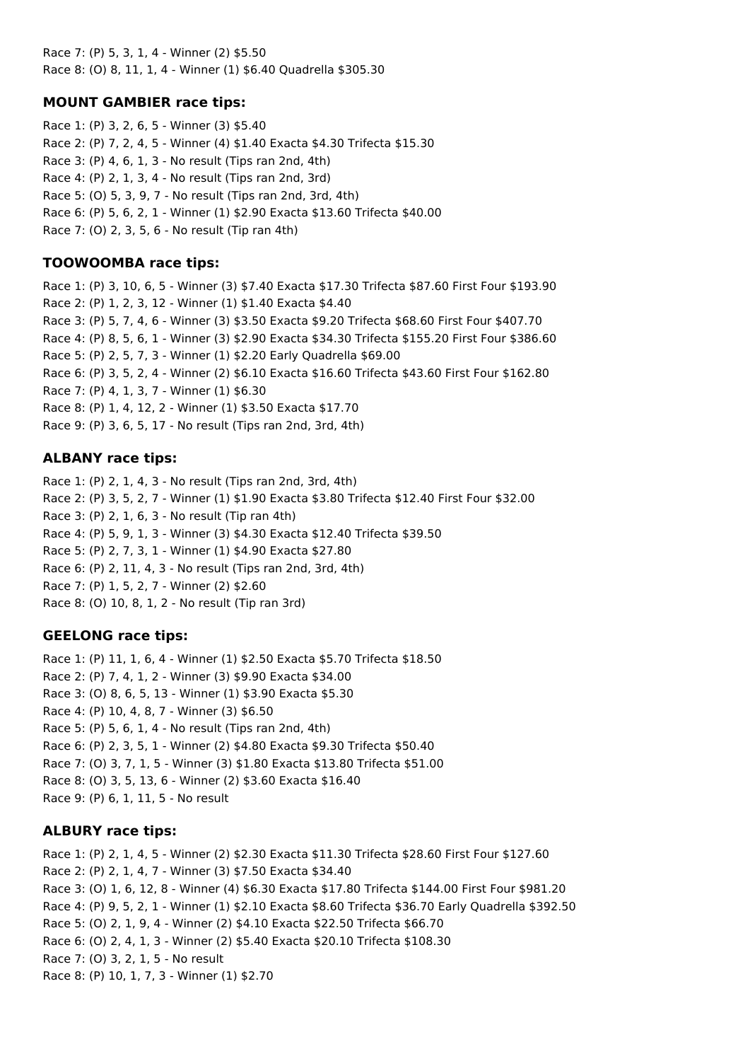Race 7: (P) 5, 3, 1, 4 - Winner (2) $5.50
Race 8: (O) 8, 11, 1, 4 - Winner (1) $6.40 Quadrella $305.30

### MOUNT GAMBIER race tips:

Race 1: (P) 3, 2, 6, 5 - Winner (3) $5.40
Race 2: (P) 7, 2, 4, 5 - Winner (4) $1.40 Exacta $4.30 Trifecta $15.30
Race 3: (P) 4, 6, 1, 3 - No result (Tips ran 2nd, 4th)
Race 4: (P) 2, 1, 3, 4 - No result (Tips ran 2nd, 3rd)
Race 5: (O) 5, 3, 9, 7 - No result (Tips ran 2nd, 3rd, 4th)
Race 6: (P) 5, 6, 2, 1 - Winner (1) $2.90 Exacta $13.60 Trifecta $40.00
Race 7: (O) 2, 3, 5, 6 - No result (Tip ran 4th)

### TOOWOOMBA race tips:

Race 1: (P) 3, 10, 6, 5 - Winner (3) $7.40 Exacta $17.30 Trifecta $87.60 First Four $193.90
Race 2: (P) 1, 2, 3, 12 - Winner (1) $1.40 Exacta $4.40
Race 3: (P) 5, 7, 4, 6 - Winner (3) $3.50 Exacta $9.20 Trifecta $68.60 First Four $407.70
Race 4: (P) 8, 5, 6, 1 - Winner (3) $2.90 Exacta $34.30 Trifecta $155.20 First Four $386.60
Race 5: (P) 2, 5, 7, 3 - Winner (1) $2.20 Early Quadrella $69.00
Race 6: (P) 3, 5, 2, 4 - Winner (2) $6.10 Exacta $16.60 Trifecta $43.60 First Four $162.80
Race 7: (P) 4, 1, 3, 7 - Winner (1) $6.30
Race 8: (P) 1, 4, 12, 2 - Winner (1) $3.50 Exacta $17.70
Race 9: (P) 3, 6, 5, 17 - No result (Tips ran 2nd, 3rd, 4th)

### ALBANY race tips:

Race 1: (P) 2, 1, 4, 3 - No result (Tips ran 2nd, 3rd, 4th)
Race 2: (P) 3, 5, 2, 7 - Winner (1) $1.90 Exacta $3.80 Trifecta $12.40 First Four $32.00
Race 3: (P) 2, 1, 6, 3 - No result (Tip ran 4th)
Race 4: (P) 5, 9, 1, 3 - Winner (3) $4.30 Exacta $12.40 Trifecta $39.50
Race 5: (P) 2, 7, 3, 1 - Winner (1) $4.90 Exacta $27.80
Race 6: (P) 2, 11, 4, 3 - No result (Tips ran 2nd, 3rd, 4th)
Race 7: (P) 1, 5, 2, 7 - Winner (2) $2.60
Race 8: (O) 10, 8, 1, 2 - No result (Tip ran 3rd)

### GEELONG race tips:

Race 1: (P) 11, 1, 6, 4 - Winner (1) $2.50 Exacta $5.70 Trifecta $18.50
Race 2: (P) 7, 4, 1, 2 - Winner (3) $9.90 Exacta $34.00
Race 3: (O) 8, 6, 5, 13 - Winner (1) $3.90 Exacta $5.30
Race 4: (P) 10, 4, 8, 7 - Winner (3) $6.50
Race 5: (P) 5, 6, 1, 4 - No result (Tips ran 2nd, 4th)
Race 6: (P) 2, 3, 5, 1 - Winner (2) $4.80 Exacta $9.30 Trifecta $50.40
Race 7: (O) 3, 7, 1, 5 - Winner (3) $1.80 Exacta $13.80 Trifecta $51.00
Race 8: (O) 3, 5, 13, 6 - Winner (2) $3.60 Exacta $16.40
Race 9: (P) 6, 1, 11, 5 - No result

### ALBURY race tips:

Race 1: (P) 2, 1, 4, 5 - Winner (2) $2.30 Exacta $11.30 Trifecta $28.60 First Four $127.60
Race 2: (P) 2, 1, 4, 7 - Winner (3) $7.50 Exacta $34.40
Race 3: (O) 1, 6, 12, 8 - Winner (4) $6.30 Exacta $17.80 Trifecta $144.00 First Four $981.20
Race 4: (P) 9, 5, 2, 1 - Winner (1) $2.10 Exacta $8.60 Trifecta $36.70 Early Quadrella $392.50
Race 5: (O) 2, 1, 9, 4 - Winner (2) $4.10 Exacta $22.50 Trifecta $66.70
Race 6: (O) 2, 4, 1, 3 - Winner (2) $5.40 Exacta $20.10 Trifecta $108.30
Race 7: (O) 3, 2, 1, 5 - No result
Race 8: (P) 10, 1, 7, 3 - Winner (1) $2.70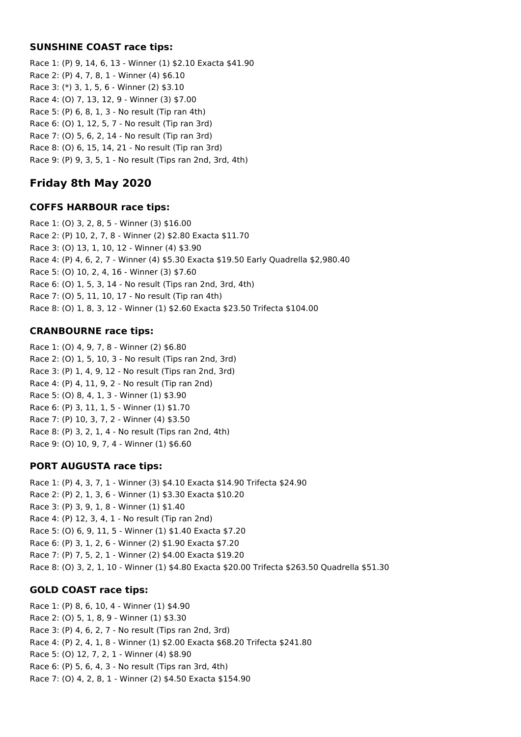### SUNSHINE COAST race tips:

Race 1: (P) 9, 14, 6, 13 - Winner (1) $2.10 Exacta $41.90
Race 2: (P) 4, 7, 8, 1 - Winner (4) $6.10
Race 3: (*) 3, 1, 5, 6 - Winner (2) $3.10
Race 4: (O) 7, 13, 12, 9 - Winner (3) $7.00
Race 5: (P) 6, 8, 1, 3 - No result (Tip ran 4th)
Race 6: (O) 1, 12, 5, 7 - No result (Tip ran 3rd)
Race 7: (O) 5, 6, 2, 14 - No result (Tip ran 3rd)
Race 8: (O) 6, 15, 14, 21 - No result (Tip ran 3rd)
Race 9: (P) 9, 3, 5, 1 - No result (Tips ran 2nd, 3rd, 4th)

## Friday 8th May 2020

### COFFS HARBOUR race tips:

Race 1: (O) 3, 2, 8, 5 - Winner (3) $16.00
Race 2: (P) 10, 2, 7, 8 - Winner (2) $2.80 Exacta $11.70
Race 3: (O) 13, 1, 10, 12 - Winner (4) $3.90
Race 4: (P) 4, 6, 2, 7 - Winner (4) $5.30 Exacta $19.50 Early Quadrella $2,980.40
Race 5: (O) 10, 2, 4, 16 - Winner (3) $7.60
Race 6: (O) 1, 5, 3, 14 - No result (Tips ran 2nd, 3rd, 4th)
Race 7: (O) 5, 11, 10, 17 - No result (Tip ran 4th)
Race 8: (O) 1, 8, 3, 12 - Winner (1) $2.60 Exacta $23.50 Trifecta $104.00

### CRANBOURNE race tips:

Race 1: (O) 4, 9, 7, 8 - Winner (2) $6.80
Race 2: (O) 1, 5, 10, 3 - No result (Tips ran 2nd, 3rd)
Race 3: (P) 1, 4, 9, 12 - No result (Tips ran 2nd, 3rd)
Race 4: (P) 4, 11, 9, 2 - No result (Tip ran 2nd)
Race 5: (O) 8, 4, 1, 3 - Winner (1) $3.90
Race 6: (P) 3, 11, 1, 5 - Winner (1) $1.70
Race 7: (P) 10, 3, 7, 2 - Winner (4) $3.50
Race 8: (P) 3, 2, 1, 4 - No result (Tips ran 2nd, 4th)
Race 9: (O) 10, 9, 7, 4 - Winner (1) $6.60

### PORT AUGUSTA race tips:

Race 1: (P) 4, 3, 7, 1 - Winner (3) $4.10 Exacta $14.90 Trifecta $24.90
Race 2: (P) 2, 1, 3, 6 - Winner (1) $3.30 Exacta $10.20
Race 3: (P) 3, 9, 1, 8 - Winner (1) $1.40
Race 4: (P) 12, 3, 4, 1 - No result (Tip ran 2nd)
Race 5: (O) 6, 9, 11, 5 - Winner (1) $1.40 Exacta $7.20
Race 6: (P) 3, 1, 2, 6 - Winner (2) $1.90 Exacta $7.20
Race 7: (P) 7, 5, 2, 1 - Winner (2) $4.00 Exacta $19.20
Race 8: (O) 3, 2, 1, 10 - Winner (1) $4.80 Exacta $20.00 Trifecta $263.50 Quadrella $51.30

### GOLD COAST race tips:

Race 1: (P) 8, 6, 10, 4 - Winner (1) $4.90
Race 2: (O) 5, 1, 8, 9 - Winner (1) $3.30
Race 3: (P) 4, 6, 2, 7 - No result (Tips ran 2nd, 3rd)
Race 4: (P) 2, 4, 1, 8 - Winner (1) $2.00 Exacta $68.20 Trifecta $241.80
Race 5: (O) 12, 7, 2, 1 - Winner (4) $8.90
Race 6: (P) 5, 6, 4, 3 - No result (Tips ran 3rd, 4th)
Race 7: (O) 4, 2, 8, 1 - Winner (2) $4.50 Exacta $154.90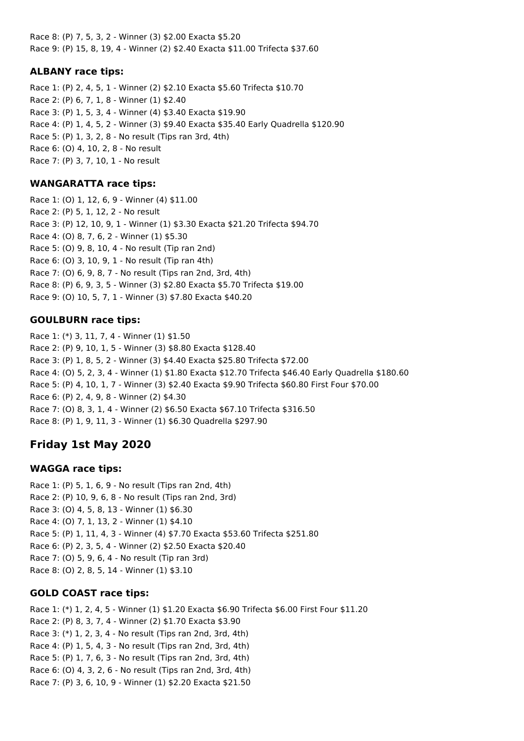Race 8: (P) 7, 5, 3, 2 - Winner (3) $2.00 Exacta $5.20
Race 9: (P) 15, 8, 19, 4 - Winner (2) $2.40 Exacta $11.00 Trifecta $37.60

### ALBANY race tips:

Race 1: (P) 2, 4, 5, 1 - Winner (2) $2.10 Exacta $5.60 Trifecta $10.70
Race 2: (P) 6, 7, 1, 8 - Winner (1) $2.40
Race 3: (P) 1, 5, 3, 4 - Winner (4) $3.40 Exacta $19.90
Race 4: (P) 1, 4, 5, 2 - Winner (3) $9.40 Exacta $35.40 Early Quadrella $120.90
Race 5: (P) 1, 3, 2, 8 - No result (Tips ran 3rd, 4th)
Race 6: (O) 4, 10, 2, 8 - No result
Race 7: (P) 3, 7, 10, 1 - No result

### WANGARATTA race tips:

Race 1: (O) 1, 12, 6, 9 - Winner (4) $11.00
Race 2: (P) 5, 1, 12, 2 - No result
Race 3: (P) 12, 10, 9, 1 - Winner (1) $3.30 Exacta $21.20 Trifecta $94.70
Race 4: (O) 8, 7, 6, 2 - Winner (1) $5.30
Race 5: (O) 9, 8, 10, 4 - No result (Tip ran 2nd)
Race 6: (O) 3, 10, 9, 1 - No result (Tip ran 4th)
Race 7: (O) 6, 9, 8, 7 - No result (Tips ran 2nd, 3rd, 4th)
Race 8: (P) 6, 9, 3, 5 - Winner (3) $2.80 Exacta $5.70 Trifecta $19.00
Race 9: (O) 10, 5, 7, 1 - Winner (3) $7.80 Exacta $40.20

### GOULBURN race tips:

Race 1: (*) 3, 11, 7, 4 - Winner (1) $1.50
Race 2: (P) 9, 10, 1, 5 - Winner (3) $8.80 Exacta $128.40
Race 3: (P) 1, 8, 5, 2 - Winner (3) $4.40 Exacta $25.80 Trifecta $72.00
Race 4: (O) 5, 2, 3, 4 - Winner (1) $1.80 Exacta $12.70 Trifecta $46.40 Early Quadrella $180.60
Race 5: (P) 4, 10, 1, 7 - Winner (3) $2.40 Exacta $9.90 Trifecta $60.80 First Four $70.00
Race 6: (P) 2, 4, 9, 8 - Winner (2) $4.30
Race 7: (O) 8, 3, 1, 4 - Winner (2) $6.50 Exacta $67.10 Trifecta $316.50
Race 8: (P) 1, 9, 11, 3 - Winner (1) $6.30 Quadrella $297.90

## Friday 1st May 2020

### WAGGA race tips:

Race 1: (P) 5, 1, 6, 9 - No result (Tips ran 2nd, 4th)
Race 2: (P) 10, 9, 6, 8 - No result (Tips ran 2nd, 3rd)
Race 3: (O) 4, 5, 8, 13 - Winner (1) $6.30
Race 4: (O) 7, 1, 13, 2 - Winner (1) $4.10
Race 5: (P) 1, 11, 4, 3 - Winner (4) $7.70 Exacta $53.60 Trifecta $251.80
Race 6: (P) 2, 3, 5, 4 - Winner (2) $2.50 Exacta $20.40
Race 7: (O) 5, 9, 6, 4 - No result (Tip ran 3rd)
Race 8: (O) 2, 8, 5, 14 - Winner (1) $3.10

### GOLD COAST race tips:

Race 1: (*) 1, 2, 4, 5 - Winner (1) $1.20 Exacta $6.90 Trifecta $6.00 First Four $11.20
Race 2: (P) 8, 3, 7, 4 - Winner (2) $1.70 Exacta $3.90
Race 3: (*) 1, 2, 3, 4 - No result (Tips ran 2nd, 3rd, 4th)
Race 4: (P) 1, 5, 4, 3 - No result (Tips ran 2nd, 3rd, 4th)
Race 5: (P) 1, 7, 6, 3 - No result (Tips ran 2nd, 3rd, 4th)
Race 6: (O) 4, 3, 2, 6 - No result (Tips ran 2nd, 3rd, 4th)
Race 7: (P) 3, 6, 10, 9 - Winner (1) $2.20 Exacta $21.50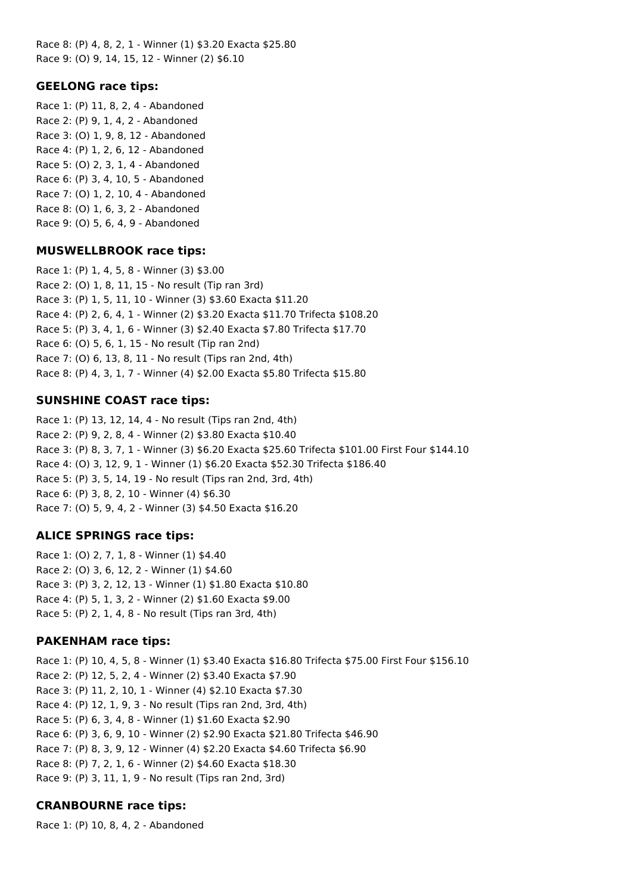Race 8: (P) 4, 8, 2, 1 - Winner (1) $3.20 Exacta $25.80
Race 9: (O) 9, 14, 15, 12 - Winner (2) $6.10

### GEELONG race tips:

Race 1: (P) 11, 8, 2, 4 - Abandoned
Race 2: (P) 9, 1, 4, 2 - Abandoned
Race 3: (O) 1, 9, 8, 12 - Abandoned
Race 4: (P) 1, 2, 6, 12 - Abandoned
Race 5: (O) 2, 3, 1, 4 - Abandoned
Race 6: (P) 3, 4, 10, 5 - Abandoned
Race 7: (O) 1, 2, 10, 4 - Abandoned
Race 8: (O) 1, 6, 3, 2 - Abandoned
Race 9: (O) 5, 6, 4, 9 - Abandoned

### MUSWELLBROOK race tips:

Race 1: (P) 1, 4, 5, 8 - Winner (3) $3.00
Race 2: (O) 1, 8, 11, 15 - No result (Tip ran 3rd)
Race 3: (P) 1, 5, 11, 10 - Winner (3) $3.60 Exacta $11.20
Race 4: (P) 2, 6, 4, 1 - Winner (2) $3.20 Exacta $11.70 Trifecta $108.20
Race 5: (P) 3, 4, 1, 6 - Winner (3) $2.40 Exacta $7.80 Trifecta $17.70
Race 6: (O) 5, 6, 1, 15 - No result (Tip ran 2nd)
Race 7: (O) 6, 13, 8, 11 - No result (Tips ran 2nd, 4th)
Race 8: (P) 4, 3, 1, 7 - Winner (4) $2.00 Exacta $5.80 Trifecta $15.80

### SUNSHINE COAST race tips:

Race 1: (P) 13, 12, 14, 4 - No result (Tips ran 2nd, 4th)
Race 2: (P) 9, 2, 8, 4 - Winner (2) $3.80 Exacta $10.40
Race 3: (P) 8, 3, 7, 1 - Winner (3) $6.20 Exacta $25.60 Trifecta $101.00 First Four $144.10
Race 4: (O) 3, 12, 9, 1 - Winner (1) $6.20 Exacta $52.30 Trifecta $186.40
Race 5: (P) 3, 5, 14, 19 - No result (Tips ran 2nd, 3rd, 4th)
Race 6: (P) 3, 8, 2, 10 - Winner (4) $6.30
Race 7: (O) 5, 9, 4, 2 - Winner (3) $4.50 Exacta $16.20

### ALICE SPRINGS race tips:

Race 1: (O) 2, 7, 1, 8 - Winner (1) $4.40
Race 2: (O) 3, 6, 12, 2 - Winner (1) $4.60
Race 3: (P) 3, 2, 12, 13 - Winner (1) $1.80 Exacta $10.80
Race 4: (P) 5, 1, 3, 2 - Winner (2) $1.60 Exacta $9.00
Race 5: (P) 2, 1, 4, 8 - No result (Tips ran 3rd, 4th)

### PAKENHAM race tips:

Race 1: (P) 10, 4, 5, 8 - Winner (1) $3.40 Exacta $16.80 Trifecta $75.00 First Four $156.10
Race 2: (P) 12, 5, 2, 4 - Winner (2) $3.40 Exacta $7.90
Race 3: (P) 11, 2, 10, 1 - Winner (4) $2.10 Exacta $7.30
Race 4: (P) 12, 1, 9, 3 - No result (Tips ran 2nd, 3rd, 4th)
Race 5: (P) 6, 3, 4, 8 - Winner (1) $1.60 Exacta $2.90
Race 6: (P) 3, 6, 9, 10 - Winner (2) $2.90 Exacta $21.80 Trifecta $46.90
Race 7: (P) 8, 3, 9, 12 - Winner (4) $2.20 Exacta $4.60 Trifecta $6.90
Race 8: (P) 7, 2, 1, 6 - Winner (2) $4.60 Exacta $18.30
Race 9: (P) 3, 11, 1, 9 - No result (Tips ran 2nd, 3rd)

### CRANBOURNE race tips:

Race 1: (P) 10, 8, 4, 2 - Abandoned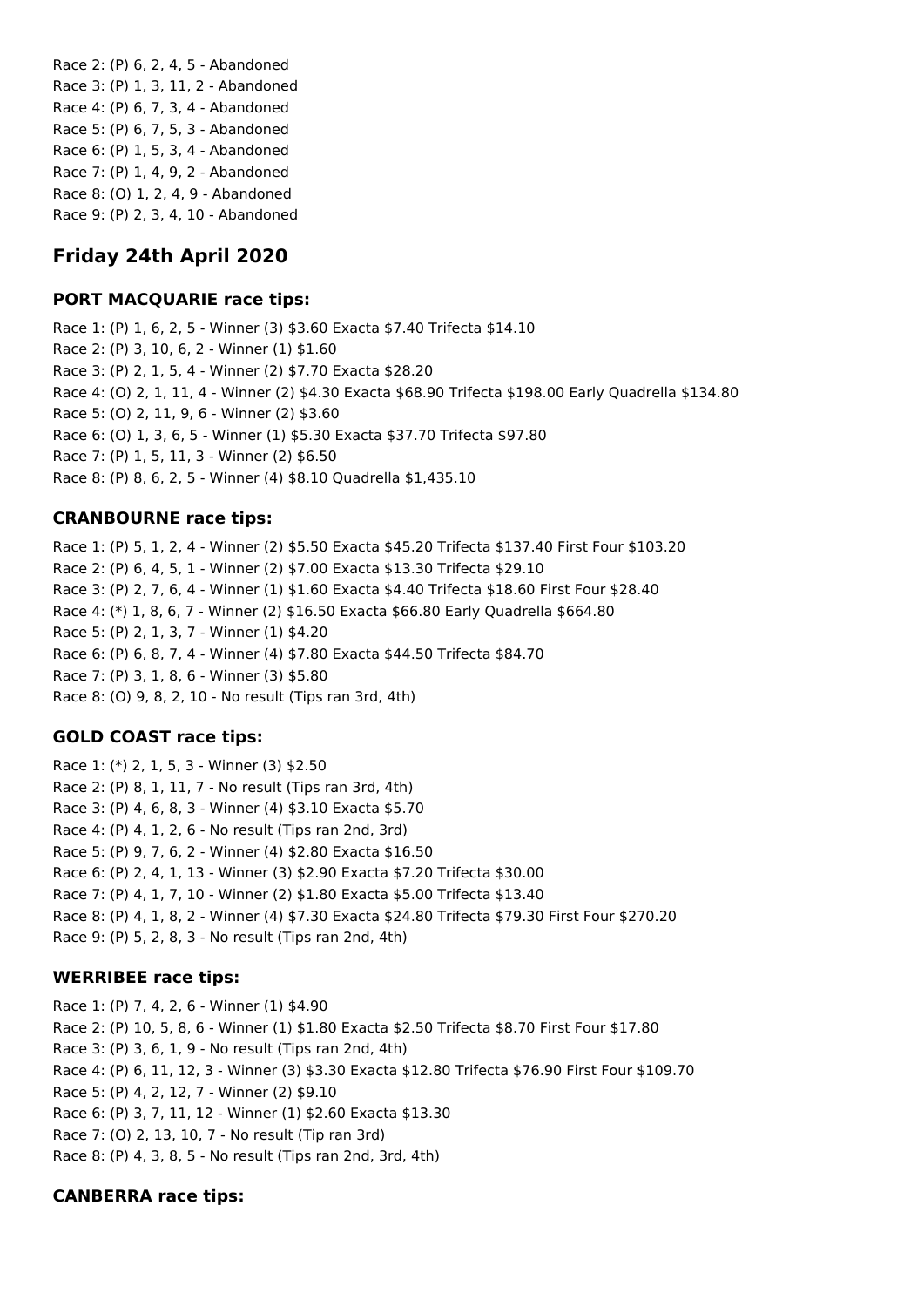Race 2: (P) 6, 2, 4, 5 - Abandoned
Race 3: (P) 1, 3, 11, 2 - Abandoned
Race 4: (P) 6, 7, 3, 4 - Abandoned
Race 5: (P) 6, 7, 5, 3 - Abandoned
Race 6: (P) 1, 5, 3, 4 - Abandoned
Race 7: (P) 1, 4, 9, 2 - Abandoned
Race 8: (O) 1, 2, 4, 9 - Abandoned
Race 9: (P) 2, 3, 4, 10 - Abandoned

## Friday 24th April 2020

### PORT MACQUARIE race tips:

Race 1: (P) 1, 6, 2, 5 - Winner (3) $3.60 Exacta $7.40 Trifecta $14.10
Race 2: (P) 3, 10, 6, 2 - Winner (1) $1.60
Race 3: (P) 2, 1, 5, 4 - Winner (2) $7.70 Exacta $28.20
Race 4: (O) 2, 1, 11, 4 - Winner (2) $4.30 Exacta $68.90 Trifecta $198.00 Early Quadrella $134.80
Race 5: (O) 2, 11, 9, 6 - Winner (2) $3.60
Race 6: (O) 1, 3, 6, 5 - Winner (1) $5.30 Exacta $37.70 Trifecta $97.80
Race 7: (P) 1, 5, 11, 3 - Winner (2) $6.50
Race 8: (P) 8, 6, 2, 5 - Winner (4) $8.10 Quadrella $1,435.10

### CRANBOURNE race tips:

Race 1: (P) 5, 1, 2, 4 - Winner (2) $5.50 Exacta $45.20 Trifecta $137.40 First Four $103.20
Race 2: (P) 6, 4, 5, 1 - Winner (2) $7.00 Exacta $13.30 Trifecta $29.10
Race 3: (P) 2, 7, 6, 4 - Winner (1) $1.60 Exacta $4.40 Trifecta $18.60 First Four $28.40
Race 4: (*) 1, 8, 6, 7 - Winner (2) $16.50 Exacta $66.80 Early Quadrella $664.80
Race 5: (P) 2, 1, 3, 7 - Winner (1) $4.20
Race 6: (P) 6, 8, 7, 4 - Winner (4) $7.80 Exacta $44.50 Trifecta $84.70
Race 7: (P) 3, 1, 8, 6 - Winner (3) $5.80
Race 8: (O) 9, 8, 2, 10 - No result (Tips ran 3rd, 4th)

### GOLD COAST race tips:

Race 1: (*) 2, 1, 5, 3 - Winner (3) $2.50
Race 2: (P) 8, 1, 11, 7 - No result (Tips ran 3rd, 4th)
Race 3: (P) 4, 6, 8, 3 - Winner (4) $3.10 Exacta $5.70
Race 4: (P) 4, 1, 2, 6 - No result (Tips ran 2nd, 3rd)
Race 5: (P) 9, 7, 6, 2 - Winner (4) $2.80 Exacta $16.50
Race 6: (P) 2, 4, 1, 13 - Winner (3) $2.90 Exacta $7.20 Trifecta $30.00
Race 7: (P) 4, 1, 7, 10 - Winner (2) $1.80 Exacta $5.00 Trifecta $13.40
Race 8: (P) 4, 1, 8, 2 - Winner (4) $7.30 Exacta $24.80 Trifecta $79.30 First Four $270.20
Race 9: (P) 5, 2, 8, 3 - No result (Tips ran 2nd, 4th)

### WERRIBEE race tips:

Race 1: (P) 7, 4, 2, 6 - Winner (1) $4.90
Race 2: (P) 10, 5, 8, 6 - Winner (1) $1.80 Exacta $2.50 Trifecta $8.70 First Four $17.80
Race 3: (P) 3, 6, 1, 9 - No result (Tips ran 2nd, 4th)
Race 4: (P) 6, 11, 12, 3 - Winner (3) $3.30 Exacta $12.80 Trifecta $76.90 First Four $109.70
Race 5: (P) 4, 2, 12, 7 - Winner (2) $9.10
Race 6: (P) 3, 7, 11, 12 - Winner (1) $2.60 Exacta $13.30
Race 7: (O) 2, 13, 10, 7 - No result (Tip ran 3rd)
Race 8: (P) 4, 3, 8, 5 - No result (Tips ran 2nd, 3rd, 4th)

### CANBERRA race tips: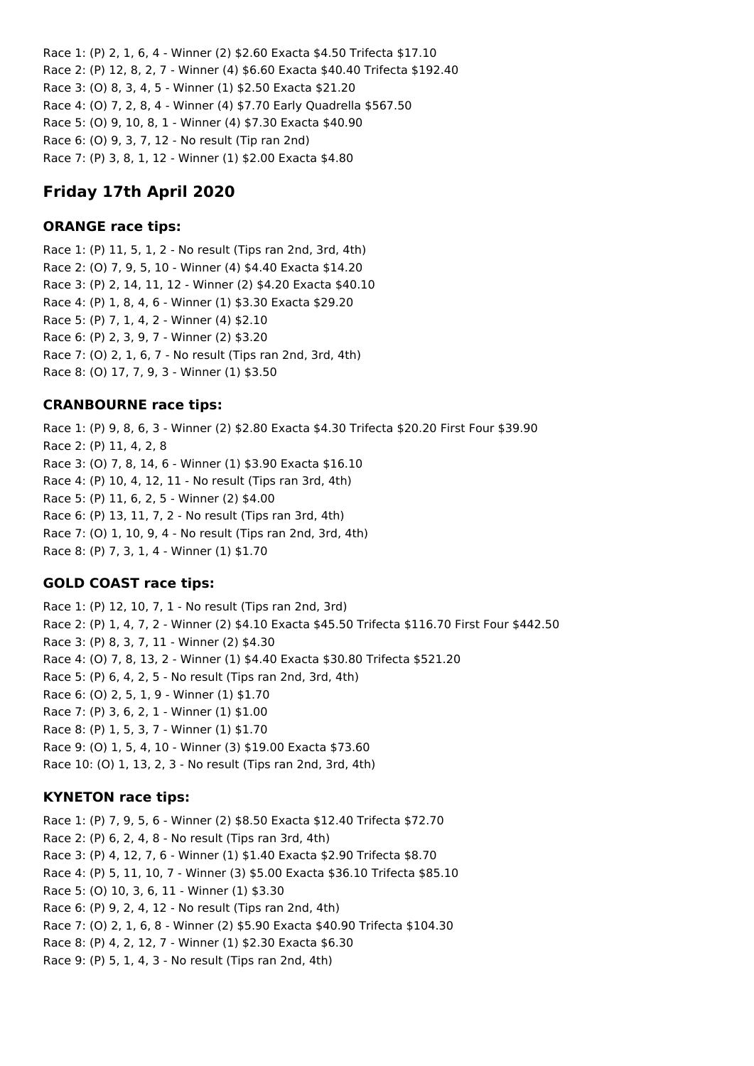Race 1: (P) 2, 1, 6, 4 - Winner (2) $2.60 Exacta $4.50 Trifecta $17.10
Race 2: (P) 12, 8, 2, 7 - Winner (4) $6.60 Exacta $40.40 Trifecta $192.40
Race 3: (O) 8, 3, 4, 5 - Winner (1) $2.50 Exacta $21.20
Race 4: (O) 7, 2, 8, 4 - Winner (4) $7.70 Early Quadrella $567.50
Race 5: (O) 9, 10, 8, 1 - Winner (4) $7.30 Exacta $40.90
Race 6: (O) 9, 3, 7, 12 - No result (Tip ran 2nd)
Race 7: (P) 3, 8, 1, 12 - Winner (1) $2.00 Exacta $4.80

## Friday 17th April 2020

### ORANGE race tips:

Race 1: (P) 11, 5, 1, 2 - No result (Tips ran 2nd, 3rd, 4th)
Race 2: (O) 7, 9, 5, 10 - Winner (4) $4.40 Exacta $14.20
Race 3: (P) 2, 14, 11, 12 - Winner (2) $4.20 Exacta $40.10
Race 4: (P) 1, 8, 4, 6 - Winner (1) $3.30 Exacta $29.20
Race 5: (P) 7, 1, 4, 2 - Winner (4) $2.10
Race 6: (P) 2, 3, 9, 7 - Winner (2) $3.20
Race 7: (O) 2, 1, 6, 7 - No result (Tips ran 2nd, 3rd, 4th)
Race 8: (O) 17, 7, 9, 3 - Winner (1) $3.50

### CRANBOURNE race tips:

Race 1: (P) 9, 8, 6, 3 - Winner (2) $2.80 Exacta $4.30 Trifecta $20.20 First Four $39.90
Race 2: (P) 11, 4, 2, 8
Race 3: (O) 7, 8, 14, 6 - Winner (1) $3.90 Exacta $16.10
Race 4: (P) 10, 4, 12, 11 - No result (Tips ran 3rd, 4th)
Race 5: (P) 11, 6, 2, 5 - Winner (2) $4.00
Race 6: (P) 13, 11, 7, 2 - No result (Tips ran 3rd, 4th)
Race 7: (O) 1, 10, 9, 4 - No result (Tips ran 2nd, 3rd, 4th)
Race 8: (P) 7, 3, 1, 4 - Winner (1) $1.70

### GOLD COAST race tips:

Race 1: (P) 12, 10, 7, 1 - No result (Tips ran 2nd, 3rd)
Race 2: (P) 1, 4, 7, 2 - Winner (2) $4.10 Exacta $45.50 Trifecta $116.70 First Four $442.50
Race 3: (P) 8, 3, 7, 11 - Winner (2) $4.30
Race 4: (O) 7, 8, 13, 2 - Winner (1) $4.40 Exacta $30.80 Trifecta $521.20
Race 5: (P) 6, 4, 2, 5 - No result (Tips ran 2nd, 3rd, 4th)
Race 6: (O) 2, 5, 1, 9 - Winner (1) $1.70
Race 7: (P) 3, 6, 2, 1 - Winner (1) $1.00
Race 8: (P) 1, 5, 3, 7 - Winner (1) $1.70
Race 9: (O) 1, 5, 4, 10 - Winner (3) $19.00 Exacta $73.60
Race 10: (O) 1, 13, 2, 3 - No result (Tips ran 2nd, 3rd, 4th)

### KYNETON race tips:

Race 1: (P) 7, 9, 5, 6 - Winner (2) $8.50 Exacta $12.40 Trifecta $72.70
Race 2: (P) 6, 2, 4, 8 - No result (Tips ran 3rd, 4th)
Race 3: (P) 4, 12, 7, 6 - Winner (1) $1.40 Exacta $2.90 Trifecta $8.70
Race 4: (P) 5, 11, 10, 7 - Winner (3) $5.00 Exacta $36.10 Trifecta $85.10
Race 5: (O) 10, 3, 6, 11 - Winner (1) $3.30
Race 6: (P) 9, 2, 4, 12 - No result (Tips ran 2nd, 4th)
Race 7: (O) 2, 1, 6, 8 - Winner (2) $5.90 Exacta $40.90 Trifecta $104.30
Race 8: (P) 4, 2, 12, 7 - Winner (1) $2.30 Exacta $6.30
Race 9: (P) 5, 1, 4, 3 - No result (Tips ran 2nd, 4th)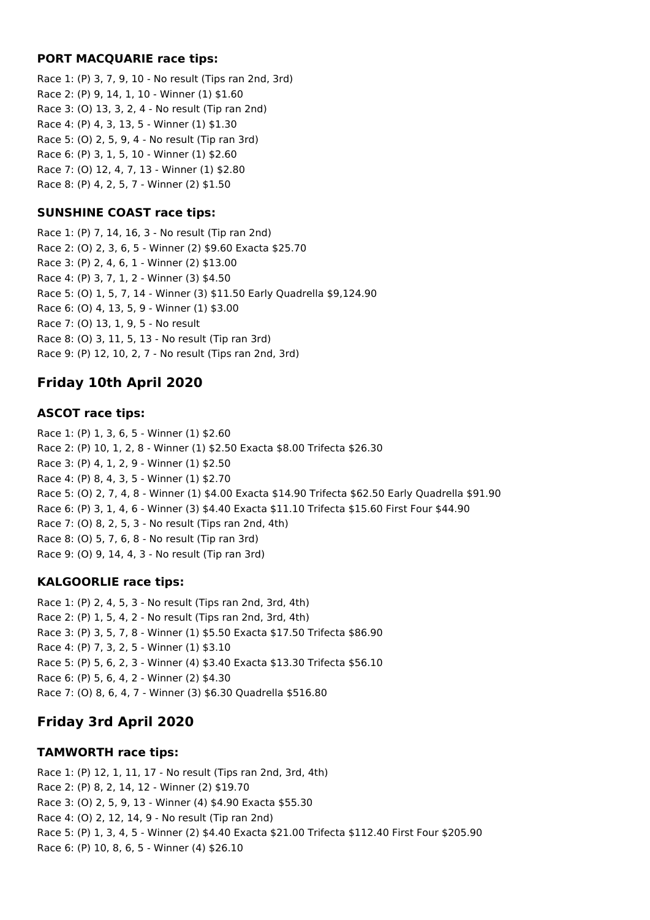### PORT MACQUARIE race tips:

Race 1: (P) 3, 7, 9, 10 - No result (Tips ran 2nd, 3rd)
Race 2: (P) 9, 14, 1, 10 - Winner (1) $1.60
Race 3: (O) 13, 3, 2, 4 - No result (Tip ran 2nd)
Race 4: (P) 4, 3, 13, 5 - Winner (1) $1.30
Race 5: (O) 2, 5, 9, 4 - No result (Tip ran 3rd)
Race 6: (P) 3, 1, 5, 10 - Winner (1) $2.60
Race 7: (O) 12, 4, 7, 13 - Winner (1) $2.80
Race 8: (P) 4, 2, 5, 7 - Winner (2) $1.50

### SUNSHINE COAST race tips:

Race 1: (P) 7, 14, 16, 3 - No result (Tip ran 2nd)
Race 2: (O) 2, 3, 6, 5 - Winner (2) $9.60 Exacta $25.70
Race 3: (P) 2, 4, 6, 1 - Winner (2) $13.00
Race 4: (P) 3, 7, 1, 2 - Winner (3) $4.50
Race 5: (O) 1, 5, 7, 14 - Winner (3) $11.50 Early Quadrella $9,124.90
Race 6: (O) 4, 13, 5, 9 - Winner (1) $3.00
Race 7: (O) 13, 1, 9, 5 - No result
Race 8: (O) 3, 11, 5, 13 - No result (Tip ran 3rd)
Race 9: (P) 12, 10, 2, 7 - No result (Tips ran 2nd, 3rd)

## Friday 10th April 2020

### ASCOT race tips:

Race 1: (P) 1, 3, 6, 5 - Winner (1) $2.60
Race 2: (P) 10, 1, 2, 8 - Winner (1) $2.50 Exacta $8.00 Trifecta $26.30
Race 3: (P) 4, 1, 2, 9 - Winner (1) $2.50
Race 4: (P) 8, 4, 3, 5 - Winner (1) $2.70
Race 5: (O) 2, 7, 4, 8 - Winner (1) $4.00 Exacta $14.90 Trifecta $62.50 Early Quadrella $91.90
Race 6: (P) 3, 1, 4, 6 - Winner (3) $4.40 Exacta $11.10 Trifecta $15.60 First Four $44.90
Race 7: (O) 8, 2, 5, 3 - No result (Tips ran 2nd, 4th)
Race 8: (O) 5, 7, 6, 8 - No result (Tip ran 3rd)
Race 9: (O) 9, 14, 4, 3 - No result (Tip ran 3rd)

### KALGOORLIE race tips:

Race 1: (P) 2, 4, 5, 3 - No result (Tips ran 2nd, 3rd, 4th)
Race 2: (P) 1, 5, 4, 2 - No result (Tips ran 2nd, 3rd, 4th)
Race 3: (P) 3, 5, 7, 8 - Winner (1) $5.50 Exacta $17.50 Trifecta $86.90
Race 4: (P) 7, 3, 2, 5 - Winner (1) $3.10
Race 5: (P) 5, 6, 2, 3 - Winner (4) $3.40 Exacta $13.30 Trifecta $56.10
Race 6: (P) 5, 6, 4, 2 - Winner (2) $4.30
Race 7: (O) 8, 6, 4, 7 - Winner (3) $6.30 Quadrella $516.80

## Friday 3rd April 2020

### TAMWORTH race tips:

Race 1: (P) 12, 1, 11, 17 - No result (Tips ran 2nd, 3rd, 4th)
Race 2: (P) 8, 2, 14, 12 - Winner (2) $19.70
Race 3: (O) 2, 5, 9, 13 - Winner (4) $4.90 Exacta $55.30
Race 4: (O) 2, 12, 14, 9 - No result (Tip ran 2nd)
Race 5: (P) 1, 3, 4, 5 - Winner (2) $4.40 Exacta $21.00 Trifecta $112.40 First Four $205.90
Race 6: (P) 10, 8, 6, 5 - Winner (4) $26.10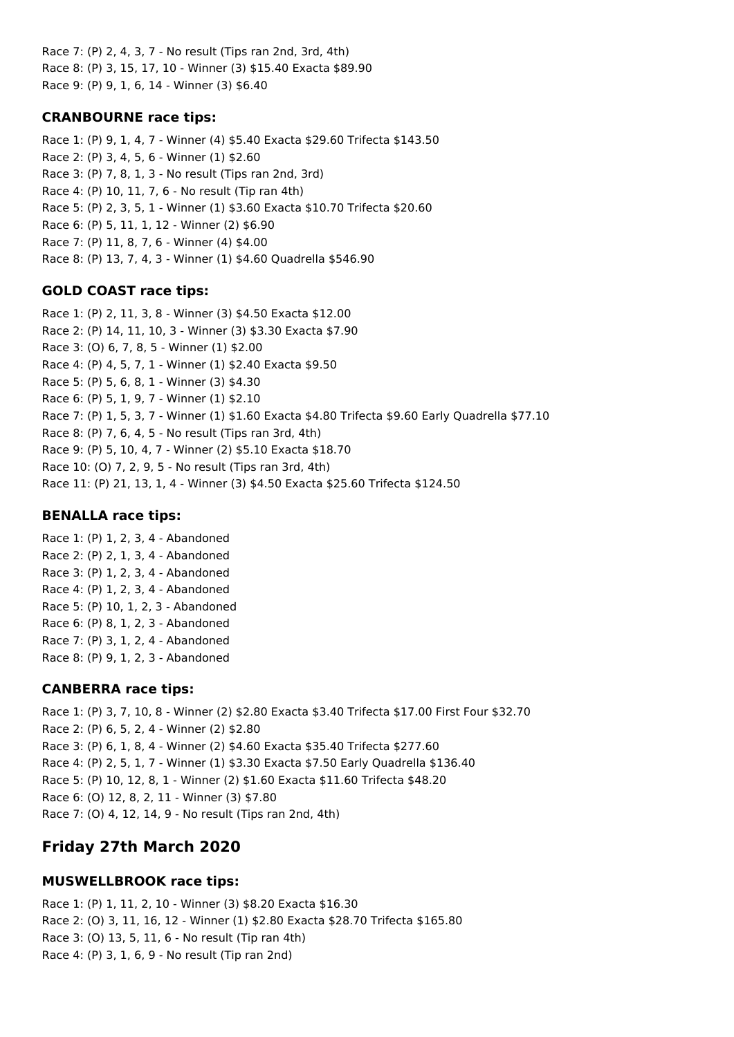Race 7: (P) 2, 4, 3, 7 - No result (Tips ran 2nd, 3rd, 4th)
Race 8: (P) 3, 15, 17, 10 - Winner (3) $15.40 Exacta $89.90
Race 9: (P) 9, 1, 6, 14 - Winner (3) $6.40

### CRANBOURNE race tips:

Race 1: (P) 9, 1, 4, 7 - Winner (4) $5.40 Exacta $29.60 Trifecta $143.50
Race 2: (P) 3, 4, 5, 6 - Winner (1) $2.60
Race 3: (P) 7, 8, 1, 3 - No result (Tips ran 2nd, 3rd)
Race 4: (P) 10, 11, 7, 6 - No result (Tip ran 4th)
Race 5: (P) 2, 3, 5, 1 - Winner (1) $3.60 Exacta $10.70 Trifecta $20.60
Race 6: (P) 5, 11, 1, 12 - Winner (2) $6.90
Race 7: (P) 11, 8, 7, 6 - Winner (4) $4.00
Race 8: (P) 13, 7, 4, 3 - Winner (1) $4.60 Quadrella $546.90

### GOLD COAST race tips:

Race 1: (P) 2, 11, 3, 8 - Winner (3) $4.50 Exacta $12.00
Race 2: (P) 14, 11, 10, 3 - Winner (3) $3.30 Exacta $7.90
Race 3: (O) 6, 7, 8, 5 - Winner (1) $2.00
Race 4: (P) 4, 5, 7, 1 - Winner (1) $2.40 Exacta $9.50
Race 5: (P) 5, 6, 8, 1 - Winner (3) $4.30
Race 6: (P) 5, 1, 9, 7 - Winner (1) $2.10
Race 7: (P) 1, 5, 3, 7 - Winner (1) $1.60 Exacta $4.80 Trifecta $9.60 Early Quadrella $77.10
Race 8: (P) 7, 6, 4, 5 - No result (Tips ran 3rd, 4th)
Race 9: (P) 5, 10, 4, 7 - Winner (2) $5.10 Exacta $18.70
Race 10: (O) 7, 2, 9, 5 - No result (Tips ran 3rd, 4th)
Race 11: (P) 21, 13, 1, 4 - Winner (3) $4.50 Exacta $25.60 Trifecta $124.50

### BENALLA race tips:

Race 1: (P) 1, 2, 3, 4 - Abandoned
Race 2: (P) 2, 1, 3, 4 - Abandoned
Race 3: (P) 1, 2, 3, 4 - Abandoned
Race 4: (P) 1, 2, 3, 4 - Abandoned
Race 5: (P) 10, 1, 2, 3 - Abandoned
Race 6: (P) 8, 1, 2, 3 - Abandoned
Race 7: (P) 3, 1, 2, 4 - Abandoned
Race 8: (P) 9, 1, 2, 3 - Abandoned

### CANBERRA race tips:

Race 1: (P) 3, 7, 10, 8 - Winner (2) $2.80 Exacta $3.40 Trifecta $17.00 First Four $32.70
Race 2: (P) 6, 5, 2, 4 - Winner (2) $2.80
Race 3: (P) 6, 1, 8, 4 - Winner (2) $4.60 Exacta $35.40 Trifecta $277.60
Race 4: (P) 2, 5, 1, 7 - Winner (1) $3.30 Exacta $7.50 Early Quadrella $136.40
Race 5: (P) 10, 12, 8, 1 - Winner (2) $1.60 Exacta $11.60 Trifecta $48.20
Race 6: (O) 12, 8, 2, 11 - Winner (3) $7.80
Race 7: (O) 4, 12, 14, 9 - No result (Tips ran 2nd, 4th)

## Friday 27th March 2020

### MUSWELLBROOK race tips:

Race 1: (P) 1, 11, 2, 10 - Winner (3) $8.20 Exacta $16.30
Race 2: (O) 3, 11, 16, 12 - Winner (1) $2.80 Exacta $28.70 Trifecta $165.80
Race 3: (O) 13, 5, 11, 6 - No result (Tip ran 4th)
Race 4: (P) 3, 1, 6, 9 - No result (Tip ran 2nd)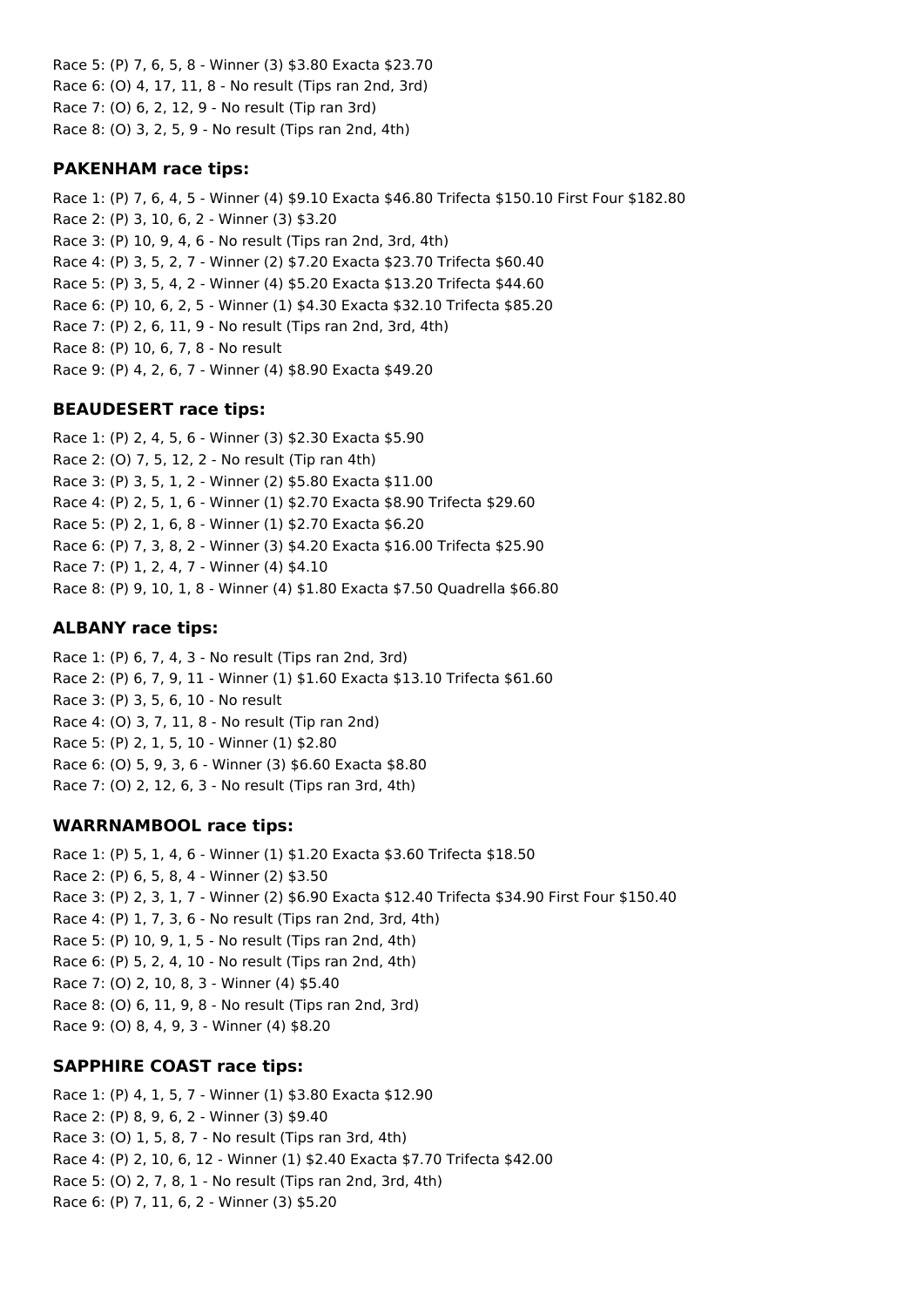Race 5: (P) 7, 6, 5, 8 - Winner (3) $3.80 Exacta $23.70
Race 6: (O) 4, 17, 11, 8 - No result (Tips ran 2nd, 3rd)
Race 7: (O) 6, 2, 12, 9 - No result (Tip ran 3rd)
Race 8: (O) 3, 2, 5, 9 - No result (Tips ran 2nd, 4th)

### PAKENHAM race tips:

Race 1: (P) 7, 6, 4, 5 - Winner (4) $9.10 Exacta $46.80 Trifecta $150.10 First Four $182.80
Race 2: (P) 3, 10, 6, 2 - Winner (3) $3.20
Race 3: (P) 10, 9, 4, 6 - No result (Tips ran 2nd, 3rd, 4th)
Race 4: (P) 3, 5, 2, 7 - Winner (2) $7.20 Exacta $23.70 Trifecta $60.40
Race 5: (P) 3, 5, 4, 2 - Winner (4) $5.20 Exacta $13.20 Trifecta $44.60
Race 6: (P) 10, 6, 2, 5 - Winner (1) $4.30 Exacta $32.10 Trifecta $85.20
Race 7: (P) 2, 6, 11, 9 - No result (Tips ran 2nd, 3rd, 4th)
Race 8: (P) 10, 6, 7, 8 - No result
Race 9: (P) 4, 2, 6, 7 - Winner (4) $8.90 Exacta $49.20

### BEAUDESERT race tips:

Race 1: (P) 2, 4, 5, 6 - Winner (3) $2.30 Exacta $5.90
Race 2: (O) 7, 5, 12, 2 - No result (Tip ran 4th)
Race 3: (P) 3, 5, 1, 2 - Winner (2) $5.80 Exacta $11.00
Race 4: (P) 2, 5, 1, 6 - Winner (1) $2.70 Exacta $8.90 Trifecta $29.60
Race 5: (P) 2, 1, 6, 8 - Winner (1) $2.70 Exacta $6.20
Race 6: (P) 7, 3, 8, 2 - Winner (3) $4.20 Exacta $16.00 Trifecta $25.90
Race 7: (P) 1, 2, 4, 7 - Winner (4) $4.10
Race 8: (P) 9, 10, 1, 8 - Winner (4) $1.80 Exacta $7.50 Quadrella $66.80

### ALBANY race tips:

Race 1: (P) 6, 7, 4, 3 - No result (Tips ran 2nd, 3rd)
Race 2: (P) 6, 7, 9, 11 - Winner (1) $1.60 Exacta $13.10 Trifecta $61.60
Race 3: (P) 3, 5, 6, 10 - No result
Race 4: (O) 3, 7, 11, 8 - No result (Tip ran 2nd)
Race 5: (P) 2, 1, 5, 10 - Winner (1) $2.80
Race 6: (O) 5, 9, 3, 6 - Winner (3) $6.60 Exacta $8.80
Race 7: (O) 2, 12, 6, 3 - No result (Tips ran 3rd, 4th)

### WARRNAMBOOL race tips:

Race 1: (P) 5, 1, 4, 6 - Winner (1) $1.20 Exacta $3.60 Trifecta $18.50
Race 2: (P) 6, 5, 8, 4 - Winner (2) $3.50
Race 3: (P) 2, 3, 1, 7 - Winner (2) $6.90 Exacta $12.40 Trifecta $34.90 First Four $150.40
Race 4: (P) 1, 7, 3, 6 - No result (Tips ran 2nd, 3rd, 4th)
Race 5: (P) 10, 9, 1, 5 - No result (Tips ran 2nd, 4th)
Race 6: (P) 5, 2, 4, 10 - No result (Tips ran 2nd, 4th)
Race 7: (O) 2, 10, 8, 3 - Winner (4) $5.40
Race 8: (O) 6, 11, 9, 8 - No result (Tips ran 2nd, 3rd)
Race 9: (O) 8, 4, 9, 3 - Winner (4) $8.20

### SAPPHIRE COAST race tips:

Race 1: (P) 4, 1, 5, 7 - Winner (1) $3.80 Exacta $12.90
Race 2: (P) 8, 9, 6, 2 - Winner (3) $9.40
Race 3: (O) 1, 5, 8, 7 - No result (Tips ran 3rd, 4th)
Race 4: (P) 2, 10, 6, 12 - Winner (1) $2.40 Exacta $7.70 Trifecta $42.00
Race 5: (O) 2, 7, 8, 1 - No result (Tips ran 2nd, 3rd, 4th)
Race 6: (P) 7, 11, 6, 2 - Winner (3) $5.20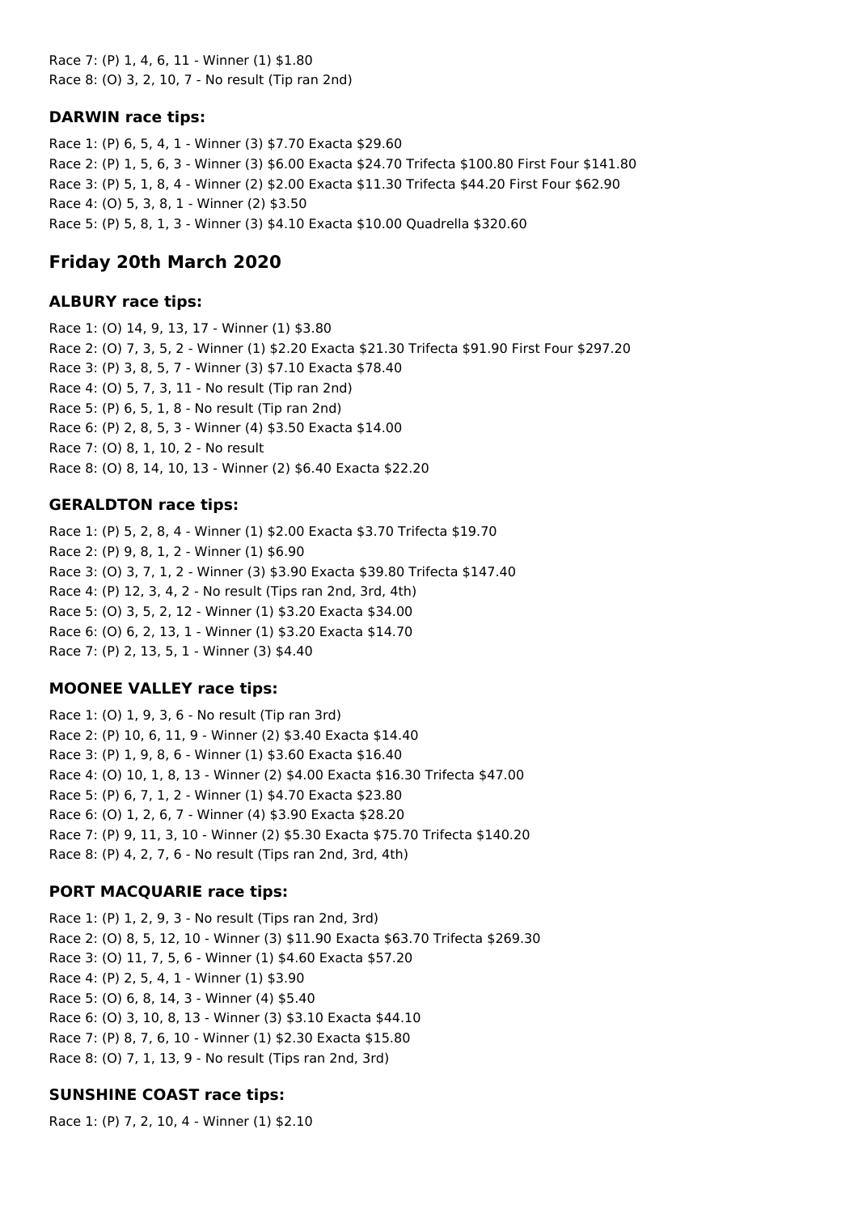Race 7: (P) 1, 4, 6, 11 - Winner (1) $1.80
Race 8: (O) 3, 2, 10, 7 - No result (Tip ran 2nd)

### DARWIN race tips:

Race 1: (P) 6, 5, 4, 1 - Winner (3) $7.70 Exacta $29.60
Race 2: (P) 1, 5, 6, 3 - Winner (3) $6.00 Exacta $24.70 Trifecta $100.80 First Four $141.80
Race 3: (P) 5, 1, 8, 4 - Winner (2) $2.00 Exacta $11.30 Trifecta $44.20 First Four $62.90
Race 4: (O) 5, 3, 8, 1 - Winner (2) $3.50
Race 5: (P) 5, 8, 1, 3 - Winner (3) $4.10 Exacta $10.00 Quadrella $320.60

## Friday 20th March 2020

### ALBURY race tips:

Race 1: (O) 14, 9, 13, 17 - Winner (1) $3.80
Race 2: (O) 7, 3, 5, 2 - Winner (1) $2.20 Exacta $21.30 Trifecta $91.90 First Four $297.20
Race 3: (P) 3, 8, 5, 7 - Winner (3) $7.10 Exacta $78.40
Race 4: (O) 5, 7, 3, 11 - No result (Tip ran 2nd)
Race 5: (P) 6, 5, 1, 8 - No result (Tip ran 2nd)
Race 6: (P) 2, 8, 5, 3 - Winner (4) $3.50 Exacta $14.00
Race 7: (O) 8, 1, 10, 2 - No result
Race 8: (O) 8, 14, 10, 13 - Winner (2) $6.40 Exacta $22.20

### GERALDTON race tips:

Race 1: (P) 5, 2, 8, 4 - Winner (1) $2.00 Exacta $3.70 Trifecta $19.70
Race 2: (P) 9, 8, 1, 2 - Winner (1) $6.90
Race 3: (O) 3, 7, 1, 2 - Winner (3) $3.90 Exacta $39.80 Trifecta $147.40
Race 4: (P) 12, 3, 4, 2 - No result (Tips ran 2nd, 3rd, 4th)
Race 5: (O) 3, 5, 2, 12 - Winner (1) $3.20 Exacta $34.00
Race 6: (O) 6, 2, 13, 1 - Winner (1) $3.20 Exacta $14.70
Race 7: (P) 2, 13, 5, 1 - Winner (3) $4.40

### MOONEE VALLEY race tips:

Race 1: (O) 1, 9, 3, 6 - No result (Tip ran 3rd)
Race 2: (P) 10, 6, 11, 9 - Winner (2) $3.40 Exacta $14.40
Race 3: (P) 1, 9, 8, 6 - Winner (1) $3.60 Exacta $16.40
Race 4: (O) 10, 1, 8, 13 - Winner (2) $4.00 Exacta $16.30 Trifecta $47.00
Race 5: (P) 6, 7, 1, 2 - Winner (1) $4.70 Exacta $23.80
Race 6: (O) 1, 2, 6, 7 - Winner (4) $3.90 Exacta $28.20
Race 7: (P) 9, 11, 3, 10 - Winner (2) $5.30 Exacta $75.70 Trifecta $140.20
Race 8: (P) 4, 2, 7, 6 - No result (Tips ran 2nd, 3rd, 4th)

### PORT MACQUARIE race tips:

Race 1: (P) 1, 2, 9, 3 - No result (Tips ran 2nd, 3rd)
Race 2: (O) 8, 5, 12, 10 - Winner (3) $11.90 Exacta $63.70 Trifecta $269.30
Race 3: (O) 11, 7, 5, 6 - Winner (1) $4.60 Exacta $57.20
Race 4: (P) 2, 5, 4, 1 - Winner (1) $3.90
Race 5: (O) 6, 8, 14, 3 - Winner (4) $5.40
Race 6: (O) 3, 10, 8, 13 - Winner (3) $3.10 Exacta $44.10
Race 7: (P) 8, 7, 6, 10 - Winner (1) $2.30 Exacta $15.80
Race 8: (O) 7, 1, 13, 9 - No result (Tips ran 2nd, 3rd)

### SUNSHINE COAST race tips:

Race 1: (P) 7, 2, 10, 4 - Winner (1) $2.10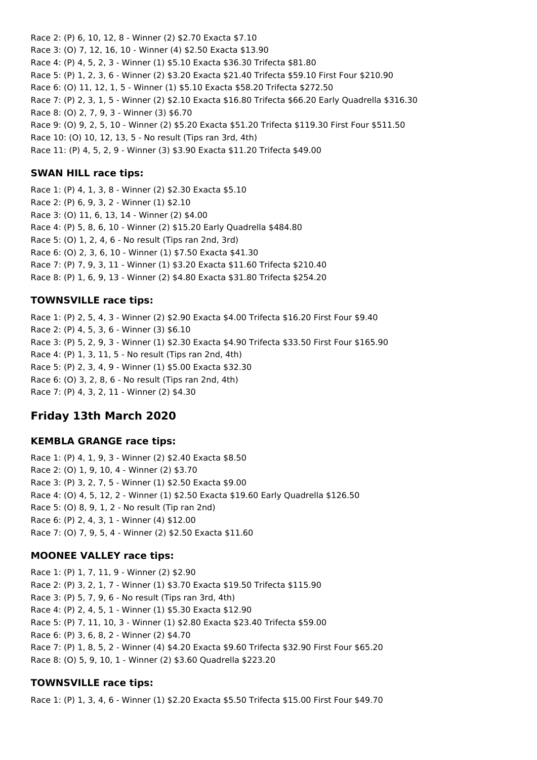Race 2: (P) 6, 10, 12, 8 - Winner (2) $2.70 Exacta $7.10
Race 3: (O) 7, 12, 16, 10 - Winner (4) $2.50 Exacta $13.90
Race 4: (P) 4, 5, 2, 3 - Winner (1) $5.10 Exacta $36.30 Trifecta $81.80
Race 5: (P) 1, 2, 3, 6 - Winner (2) $3.20 Exacta $21.40 Trifecta $59.10 First Four $210.90
Race 6: (O) 11, 12, 1, 5 - Winner (1) $5.10 Exacta $58.20 Trifecta $272.50
Race 7: (P) 2, 3, 1, 5 - Winner (2) $2.10 Exacta $16.80 Trifecta $66.20 Early Quadrella $316.30
Race 8: (O) 2, 7, 9, 3 - Winner (3) $6.70
Race 9: (O) 9, 2, 5, 10 - Winner (2) $5.20 Exacta $51.20 Trifecta $119.30 First Four $511.50
Race 10: (O) 10, 12, 13, 5 - No result (Tips ran 3rd, 4th)
Race 11: (P) 4, 5, 2, 9 - Winner (3) $3.90 Exacta $11.20 Trifecta $49.00

### SWAN HILL race tips:

Race 1: (P) 4, 1, 3, 8 - Winner (2) $2.30 Exacta $5.10
Race 2: (P) 6, 9, 3, 2 - Winner (1) $2.10
Race 3: (O) 11, 6, 13, 14 - Winner (2) $4.00
Race 4: (P) 5, 8, 6, 10 - Winner (2) $15.20 Early Quadrella $484.80
Race 5: (O) 1, 2, 4, 6 - No result (Tips ran 2nd, 3rd)
Race 6: (O) 2, 3, 6, 10 - Winner (1) $7.50 Exacta $41.30
Race 7: (P) 7, 9, 3, 11 - Winner (1) $3.20 Exacta $11.60 Trifecta $210.40
Race 8: (P) 1, 6, 9, 13 - Winner (2) $4.80 Exacta $31.80 Trifecta $254.20

### TOWNSVILLE race tips:

Race 1: (P) 2, 5, 4, 3 - Winner (2) $2.90 Exacta $4.00 Trifecta $16.20 First Four $9.40
Race 2: (P) 4, 5, 3, 6 - Winner (3) $6.10
Race 3: (P) 5, 2, 9, 3 - Winner (1) $2.30 Exacta $4.90 Trifecta $33.50 First Four $165.90
Race 4: (P) 1, 3, 11, 5 - No result (Tips ran 2nd, 4th)
Race 5: (P) 2, 3, 4, 9 - Winner (1) $5.00 Exacta $32.30
Race 6: (O) 3, 2, 8, 6 - No result (Tips ran 2nd, 4th)
Race 7: (P) 4, 3, 2, 11 - Winner (2) $4.30

## Friday 13th March 2020

### KEMBLA GRANGE race tips:

Race 1: (P) 4, 1, 9, 3 - Winner (2) $2.40 Exacta $8.50
Race 2: (O) 1, 9, 10, 4 - Winner (2) $3.70
Race 3: (P) 3, 2, 7, 5 - Winner (1) $2.50 Exacta $9.00
Race 4: (O) 4, 5, 12, 2 - Winner (1) $2.50 Exacta $19.60 Early Quadrella $126.50
Race 5: (O) 8, 9, 1, 2 - No result (Tip ran 2nd)
Race 6: (P) 2, 4, 3, 1 - Winner (4) $12.00
Race 7: (O) 7, 9, 5, 4 - Winner (2) $2.50 Exacta $11.60

### MOONEE VALLEY race tips:

Race 1: (P) 1, 7, 11, 9 - Winner (2) $2.90
Race 2: (P) 3, 2, 1, 7 - Winner (1) $3.70 Exacta $19.50 Trifecta $115.90
Race 3: (P) 5, 7, 9, 6 - No result (Tips ran 3rd, 4th)
Race 4: (P) 2, 4, 5, 1 - Winner (1) $5.30 Exacta $12.90
Race 5: (P) 7, 11, 10, 3 - Winner (1) $2.80 Exacta $23.40 Trifecta $59.00
Race 6: (P) 3, 6, 8, 2 - Winner (2) $4.70
Race 7: (P) 1, 8, 5, 2 - Winner (4) $4.20 Exacta $9.60 Trifecta $32.90 First Four $65.20
Race 8: (O) 5, 9, 10, 1 - Winner (2) $3.60 Quadrella $223.20

### TOWNSVILLE race tips:

Race 1: (P) 1, 3, 4, 6 - Winner (1) $2.20 Exacta $5.50 Trifecta $15.00 First Four $49.70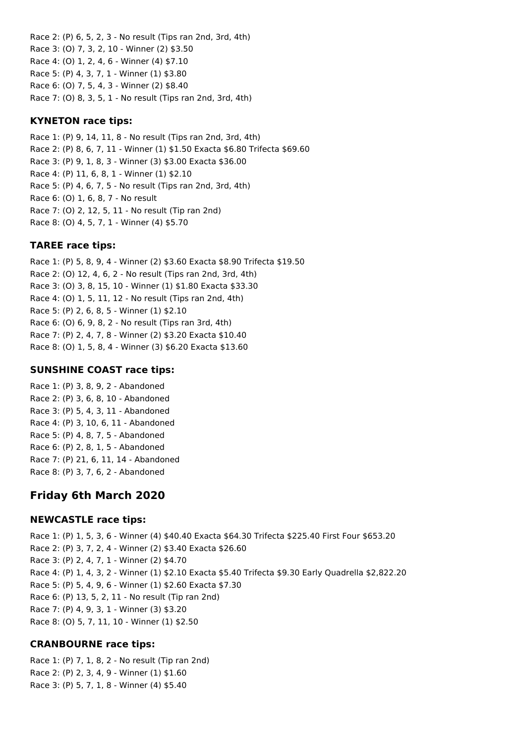Race 2: (P) 6, 5, 2, 3 - No result (Tips ran 2nd, 3rd, 4th)
Race 3: (O) 7, 3, 2, 10 - Winner (2) $3.50
Race 4: (O) 1, 2, 4, 6 - Winner (4) $7.10
Race 5: (P) 4, 3, 7, 1 - Winner (1) $3.80
Race 6: (O) 7, 5, 4, 3 - Winner (2) $8.40
Race 7: (O) 8, 3, 5, 1 - No result (Tips ran 2nd, 3rd, 4th)

### KYNETON race tips:

Race 1: (P) 9, 14, 11, 8 - No result (Tips ran 2nd, 3rd, 4th)
Race 2: (P) 8, 6, 7, 11 - Winner (1) $1.50 Exacta $6.80 Trifecta $69.60
Race 3: (P) 9, 1, 8, 3 - Winner (3) $3.00 Exacta $36.00
Race 4: (P) 11, 6, 8, 1 - Winner (1) $2.10
Race 5: (P) 4, 6, 7, 5 - No result (Tips ran 2nd, 3rd, 4th)
Race 6: (O) 1, 6, 8, 7 - No result
Race 7: (O) 2, 12, 5, 11 - No result (Tip ran 2nd)
Race 8: (O) 4, 5, 7, 1 - Winner (4) $5.70

### TAREE race tips:

Race 1: (P) 5, 8, 9, 4 - Winner (2) $3.60 Exacta $8.90 Trifecta $19.50
Race 2: (O) 12, 4, 6, 2 - No result (Tips ran 2nd, 3rd, 4th)
Race 3: (O) 3, 8, 15, 10 - Winner (1) $1.80 Exacta $33.30
Race 4: (O) 1, 5, 11, 12 - No result (Tips ran 2nd, 4th)
Race 5: (P) 2, 6, 8, 5 - Winner (1) $2.10
Race 6: (O) 6, 9, 8, 2 - No result (Tips ran 3rd, 4th)
Race 7: (P) 2, 4, 7, 8 - Winner (2) $3.20 Exacta $10.40
Race 8: (O) 1, 5, 8, 4 - Winner (3) $6.20 Exacta $13.60

### SUNSHINE COAST race tips:

Race 1: (P) 3, 8, 9, 2 - Abandoned
Race 2: (P) 3, 6, 8, 10 - Abandoned
Race 3: (P) 5, 4, 3, 11 - Abandoned
Race 4: (P) 3, 10, 6, 11 - Abandoned
Race 5: (P) 4, 8, 7, 5 - Abandoned
Race 6: (P) 2, 8, 1, 5 - Abandoned
Race 7: (P) 21, 6, 11, 14 - Abandoned
Race 8: (P) 3, 7, 6, 2 - Abandoned

## Friday 6th March 2020

### NEWCASTLE race tips:

Race 1: (P) 1, 5, 3, 6 - Winner (4) $40.40 Exacta $64.30 Trifecta $225.40 First Four $653.20
Race 2: (P) 3, 7, 2, 4 - Winner (2) $3.40 Exacta $26.60
Race 3: (P) 2, 4, 7, 1 - Winner (2) $4.70
Race 4: (P) 1, 4, 3, 2 - Winner (1) $2.10 Exacta $5.40 Trifecta $9.30 Early Quadrella $2,822.20
Race 5: (P) 5, 4, 9, 6 - Winner (1) $2.60 Exacta $7.30
Race 6: (P) 13, 5, 2, 11 - No result (Tip ran 2nd)
Race 7: (P) 4, 9, 3, 1 - Winner (3) $3.20
Race 8: (O) 5, 7, 11, 10 - Winner (1) $2.50

### CRANBOURNE race tips:

Race 1: (P) 7, 1, 8, 2 - No result (Tip ran 2nd)
Race 2: (P) 2, 3, 4, 9 - Winner (1) $1.60
Race 3: (P) 5, 7, 1, 8 - Winner (4) $5.40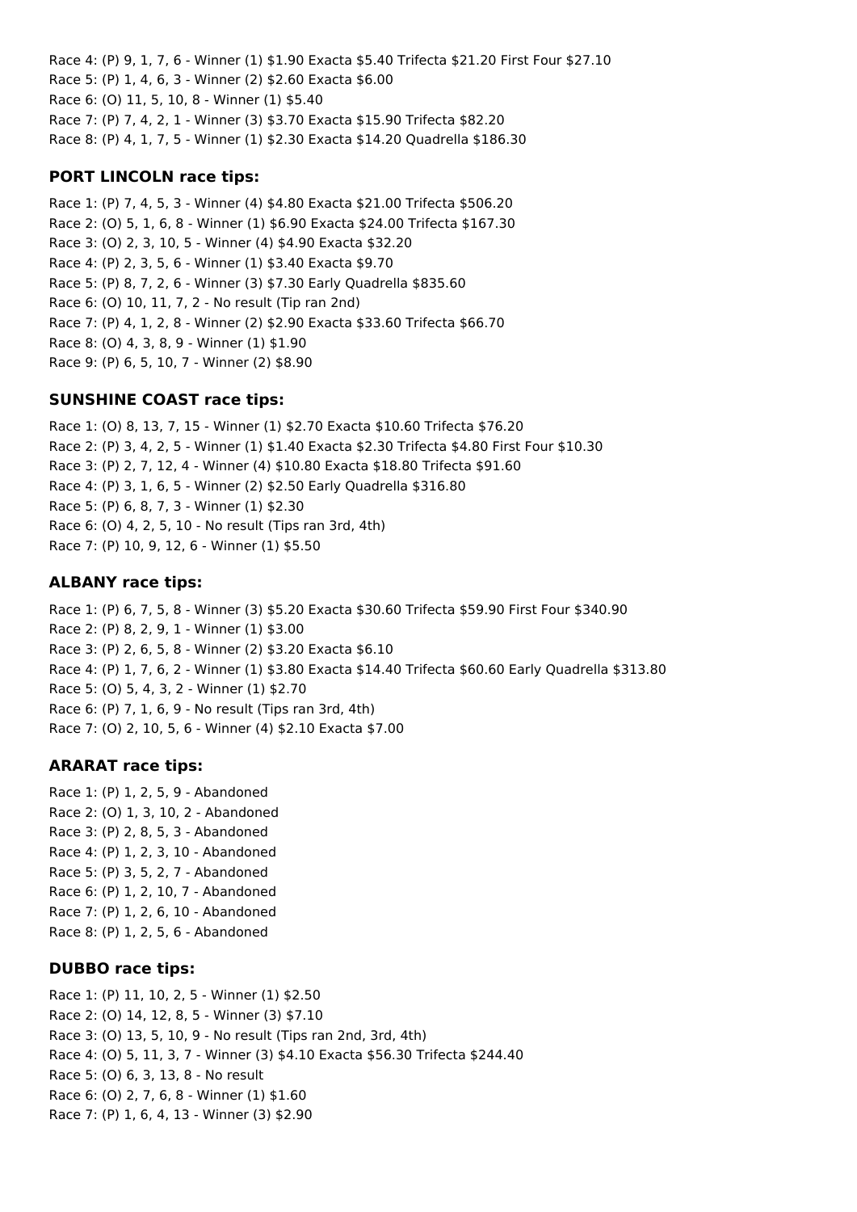Race 4: (P) 9, 1, 7, 6 - Winner (1) $1.90 Exacta $5.40 Trifecta $21.20 First Four $27.10
Race 5: (P) 1, 4, 6, 3 - Winner (2) $2.60 Exacta $6.00
Race 6: (O) 11, 5, 10, 8 - Winner (1) $5.40
Race 7: (P) 7, 4, 2, 1 - Winner (3) $3.70 Exacta $15.90 Trifecta $82.20
Race 8: (P) 4, 1, 7, 5 - Winner (1) $2.30 Exacta $14.20 Quadrella $186.30

### PORT LINCOLN race tips:

Race 1: (P) 7, 4, 5, 3 - Winner (4) $4.80 Exacta $21.00 Trifecta $506.20
Race 2: (O) 5, 1, 6, 8 - Winner (1) $6.90 Exacta $24.00 Trifecta $167.30
Race 3: (O) 2, 3, 10, 5 - Winner (4) $4.90 Exacta $32.20
Race 4: (P) 2, 3, 5, 6 - Winner (1) $3.40 Exacta $9.70
Race 5: (P) 8, 7, 2, 6 - Winner (3) $7.30 Early Quadrella $835.60
Race 6: (O) 10, 11, 7, 2 - No result (Tip ran 2nd)
Race 7: (P) 4, 1, 2, 8 - Winner (2) $2.90 Exacta $33.60 Trifecta $66.70
Race 8: (O) 4, 3, 8, 9 - Winner (1) $1.90
Race 9: (P) 6, 5, 10, 7 - Winner (2) $8.90

### SUNSHINE COAST race tips:

Race 1: (O) 8, 13, 7, 15 - Winner (1) $2.70 Exacta $10.60 Trifecta $76.20
Race 2: (P) 3, 4, 2, 5 - Winner (1) $1.40 Exacta $2.30 Trifecta $4.80 First Four $10.30
Race 3: (P) 2, 7, 12, 4 - Winner (4) $10.80 Exacta $18.80 Trifecta $91.60
Race 4: (P) 3, 1, 6, 5 - Winner (2) $2.50 Early Quadrella $316.80
Race 5: (P) 6, 8, 7, 3 - Winner (1) $2.30
Race 6: (O) 4, 2, 5, 10 - No result (Tips ran 3rd, 4th)
Race 7: (P) 10, 9, 12, 6 - Winner (1) $5.50

### ALBANY race tips:

Race 1: (P) 6, 7, 5, 8 - Winner (3) $5.20 Exacta $30.60 Trifecta $59.90 First Four $340.90
Race 2: (P) 8, 2, 9, 1 - Winner (1) $3.00
Race 3: (P) 2, 6, 5, 8 - Winner (2) $3.20 Exacta $6.10
Race 4: (P) 1, 7, 6, 2 - Winner (1) $3.80 Exacta $14.40 Trifecta $60.60 Early Quadrella $313.80
Race 5: (O) 5, 4, 3, 2 - Winner (1) $2.70
Race 6: (P) 7, 1, 6, 9 - No result (Tips ran 3rd, 4th)
Race 7: (O) 2, 10, 5, 6 - Winner (4) $2.10 Exacta $7.00

### ARARAT race tips:

Race 1: (P) 1, 2, 5, 9 - Abandoned
Race 2: (O) 1, 3, 10, 2 - Abandoned
Race 3: (P) 2, 8, 5, 3 - Abandoned
Race 4: (P) 1, 2, 3, 10 - Abandoned
Race 5: (P) 3, 5, 2, 7 - Abandoned
Race 6: (P) 1, 2, 10, 7 - Abandoned
Race 7: (P) 1, 2, 6, 10 - Abandoned
Race 8: (P) 1, 2, 5, 6 - Abandoned

### DUBBO race tips:

Race 1: (P) 11, 10, 2, 5 - Winner (1) $2.50
Race 2: (O) 14, 12, 8, 5 - Winner (3) $7.10
Race 3: (O) 13, 5, 10, 9 - No result (Tips ran 2nd, 3rd, 4th)
Race 4: (O) 5, 11, 3, 7 - Winner (3) $4.10 Exacta $56.30 Trifecta $244.40
Race 5: (O) 6, 3, 13, 8 - No result
Race 6: (O) 2, 7, 6, 8 - Winner (1) $1.60
Race 7: (P) 1, 6, 4, 13 - Winner (3) $2.90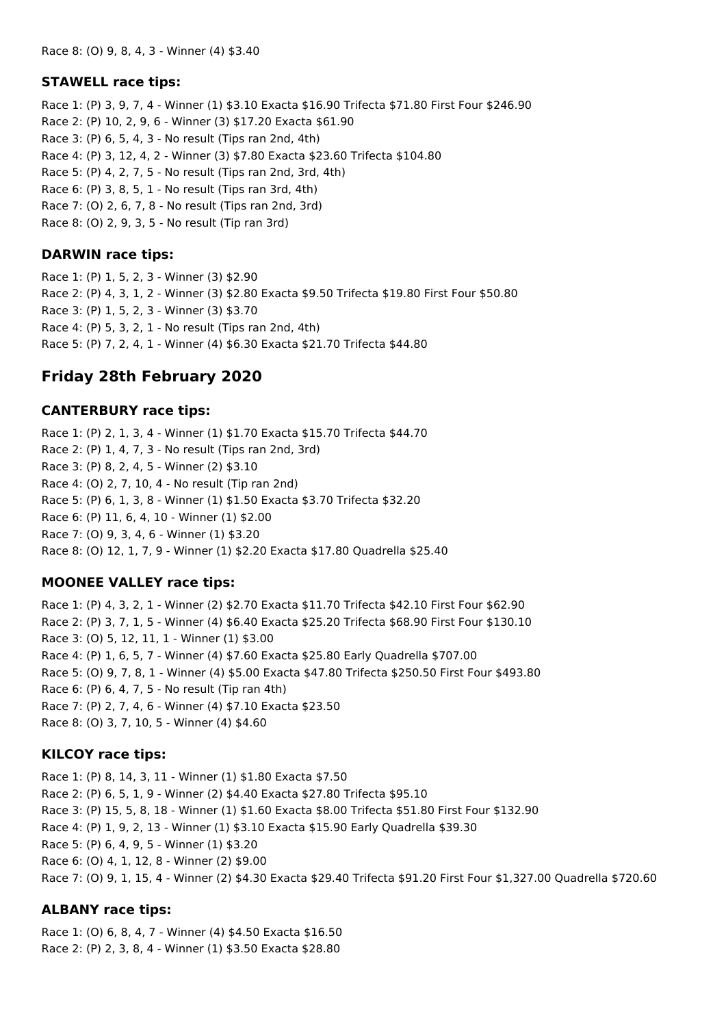Race 8: (O) 9, 8, 4, 3 - Winner (4) $3.40

### STAWELL race tips:

Race 1: (P) 3, 9, 7, 4 - Winner (1) $3.10 Exacta $16.90 Trifecta $71.80 First Four $246.90
Race 2: (P) 10, 2, 9, 6 - Winner (3) $17.20 Exacta $61.90
Race 3: (P) 6, 5, 4, 3 - No result (Tips ran 2nd, 4th)
Race 4: (P) 3, 12, 4, 2 - Winner (3) $7.80 Exacta $23.60 Trifecta $104.80
Race 5: (P) 4, 2, 7, 5 - No result (Tips ran 2nd, 3rd, 4th)
Race 6: (P) 3, 8, 5, 1 - No result (Tips ran 3rd, 4th)
Race 7: (O) 2, 6, 7, 8 - No result (Tips ran 2nd, 3rd)
Race 8: (O) 2, 9, 3, 5 - No result (Tip ran 3rd)

### DARWIN race tips:

Race 1: (P) 1, 5, 2, 3 - Winner (3) $2.90
Race 2: (P) 4, 3, 1, 2 - Winner (3) $2.80 Exacta $9.50 Trifecta $19.80 First Four $50.80
Race 3: (P) 1, 5, 2, 3 - Winner (3) $3.70
Race 4: (P) 5, 3, 2, 1 - No result (Tips ran 2nd, 4th)
Race 5: (P) 7, 2, 4, 1 - Winner (4) $6.30 Exacta $21.70 Trifecta $44.80

## Friday 28th February 2020

### CANTERBURY race tips:

Race 1: (P) 2, 1, 3, 4 - Winner (1) $1.70 Exacta $15.70 Trifecta $44.70
Race 2: (P) 1, 4, 7, 3 - No result (Tips ran 2nd, 3rd)
Race 3: (P) 8, 2, 4, 5 - Winner (2) $3.10
Race 4: (O) 2, 7, 10, 4 - No result (Tip ran 2nd)
Race 5: (P) 6, 1, 3, 8 - Winner (1) $1.50 Exacta $3.70 Trifecta $32.20
Race 6: (P) 11, 6, 4, 10 - Winner (1) $2.00
Race 7: (O) 9, 3, 4, 6 - Winner (1) $3.20
Race 8: (O) 12, 1, 7, 9 - Winner (1) $2.20 Exacta $17.80 Quadrella $25.40

### MOONEE VALLEY race tips:

Race 1: (P) 4, 3, 2, 1 - Winner (2) $2.70 Exacta $11.70 Trifecta $42.10 First Four $62.90
Race 2: (P) 3, 7, 1, 5 - Winner (4) $6.40 Exacta $25.20 Trifecta $68.90 First Four $130.10
Race 3: (O) 5, 12, 11, 1 - Winner (1) $3.00
Race 4: (P) 1, 6, 5, 7 - Winner (4) $7.60 Exacta $25.80 Early Quadrella $707.00
Race 5: (O) 9, 7, 8, 1 - Winner (4) $5.00 Exacta $47.80 Trifecta $250.50 First Four $493.80
Race 6: (P) 6, 4, 7, 5 - No result (Tip ran 4th)
Race 7: (P) 2, 7, 4, 6 - Winner (4) $7.10 Exacta $23.50
Race 8: (O) 3, 7, 10, 5 - Winner (4) $4.60

### KILCOY race tips:

Race 1: (P) 8, 14, 3, 11 - Winner (1) $1.80 Exacta $7.50
Race 2: (P) 6, 5, 1, 9 - Winner (2) $4.40 Exacta $27.80 Trifecta $95.10
Race 3: (P) 15, 5, 8, 18 - Winner (1) $1.60 Exacta $8.00 Trifecta $51.80 First Four $132.90
Race 4: (P) 1, 9, 2, 13 - Winner (1) $3.10 Exacta $15.90 Early Quadrella $39.30
Race 5: (P) 6, 4, 9, 5 - Winner (1) $3.20
Race 6: (O) 4, 1, 12, 8 - Winner (2) $9.00
Race 7: (O) 9, 1, 15, 4 - Winner (2) $4.30 Exacta $29.40 Trifecta $91.20 First Four $1,327.00 Quadrella $720.60

### ALBANY race tips:

Race 1: (O) 6, 8, 4, 7 - Winner (4) $4.50 Exacta $16.50
Race 2: (P) 2, 3, 8, 4 - Winner (1) $3.50 Exacta $28.80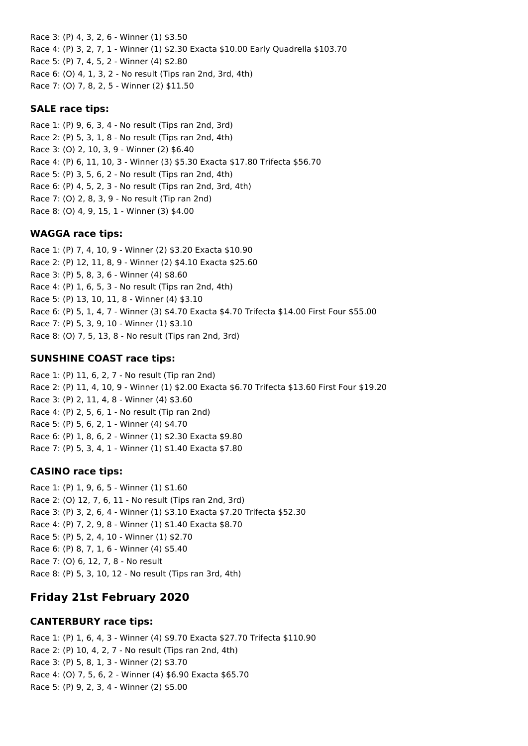Race 3: (P) 4, 3, 2, 6 - Winner (1) $3.50
Race 4: (P) 3, 2, 7, 1 - Winner (1) $2.30 Exacta $10.00 Early Quadrella $103.70
Race 5: (P) 7, 4, 5, 2 - Winner (4) $2.80
Race 6: (O) 4, 1, 3, 2 - No result (Tips ran 2nd, 3rd, 4th)
Race 7: (O) 7, 8, 2, 5 - Winner (2) $11.50

### SALE race tips:

Race 1: (P) 9, 6, 3, 4 - No result (Tips ran 2nd, 3rd)
Race 2: (P) 5, 3, 1, 8 - No result (Tips ran 2nd, 4th)
Race 3: (O) 2, 10, 3, 9 - Winner (2) $6.40
Race 4: (P) 6, 11, 10, 3 - Winner (3) $5.30 Exacta $17.80 Trifecta $56.70
Race 5: (P) 3, 5, 6, 2 - No result (Tips ran 2nd, 4th)
Race 6: (P) 4, 5, 2, 3 - No result (Tips ran 2nd, 3rd, 4th)
Race 7: (O) 2, 8, 3, 9 - No result (Tip ran 2nd)
Race 8: (O) 4, 9, 15, 1 - Winner (3) $4.00

### WAGGA race tips:

Race 1: (P) 7, 4, 10, 9 - Winner (2) $3.20 Exacta $10.90
Race 2: (P) 12, 11, 8, 9 - Winner (2) $4.10 Exacta $25.60
Race 3: (P) 5, 8, 3, 6 - Winner (4) $8.60
Race 4: (P) 1, 6, 5, 3 - No result (Tips ran 2nd, 4th)
Race 5: (P) 13, 10, 11, 8 - Winner (4) $3.10
Race 6: (P) 5, 1, 4, 7 - Winner (3) $4.70 Exacta $4.70 Trifecta $14.00 First Four $55.00
Race 7: (P) 5, 3, 9, 10 - Winner (1) $3.10
Race 8: (O) 7, 5, 13, 8 - No result (Tips ran 2nd, 3rd)

### SUNSHINE COAST race tips:

Race 1: (P) 11, 6, 2, 7 - No result (Tip ran 2nd)
Race 2: (P) 11, 4, 10, 9 - Winner (1) $2.00 Exacta $6.70 Trifecta $13.60 First Four $19.20
Race 3: (P) 2, 11, 4, 8 - Winner (4) $3.60
Race 4: (P) 2, 5, 6, 1 - No result (Tip ran 2nd)
Race 5: (P) 5, 6, 2, 1 - Winner (4) $4.70
Race 6: (P) 1, 8, 6, 2 - Winner (1) $2.30 Exacta $9.80
Race 7: (P) 5, 3, 4, 1 - Winner (1) $1.40 Exacta $7.80

### CASINO race tips:

Race 1: (P) 1, 9, 6, 5 - Winner (1) $1.60
Race 2: (O) 12, 7, 6, 11 - No result (Tips ran 2nd, 3rd)
Race 3: (P) 3, 2, 6, 4 - Winner (1) $3.10 Exacta $7.20 Trifecta $52.30
Race 4: (P) 7, 2, 9, 8 - Winner (1) $1.40 Exacta $8.70
Race 5: (P) 5, 2, 4, 10 - Winner (1) $2.70
Race 6: (P) 8, 7, 1, 6 - Winner (4) $5.40
Race 7: (O) 6, 12, 7, 8 - No result
Race 8: (P) 5, 3, 10, 12 - No result (Tips ran 3rd, 4th)

## Friday 21st February 2020

### CANTERBURY race tips:

Race 1: (P) 1, 6, 4, 3 - Winner (4) $9.70 Exacta $27.70 Trifecta $110.90
Race 2: (P) 10, 4, 2, 7 - No result (Tips ran 2nd, 4th)
Race 3: (P) 5, 8, 1, 3 - Winner (2) $3.70
Race 4: (O) 7, 5, 6, 2 - Winner (4) $6.90 Exacta $65.70
Race 5: (P) 9, 2, 3, 4 - Winner (2) $5.00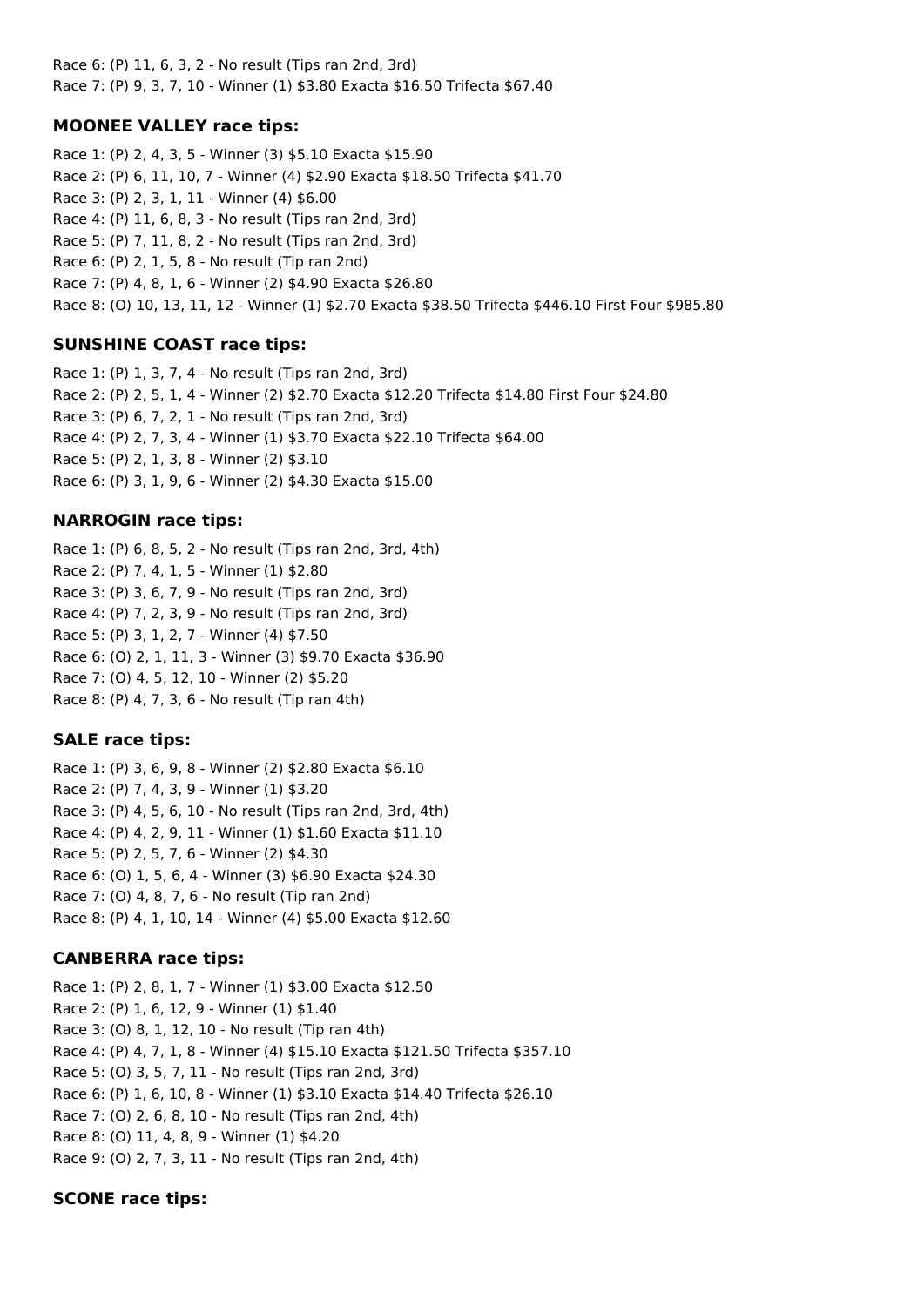Race 6: (P) 11, 6, 3, 2 - No result (Tips ran 2nd, 3rd)
Race 7: (P) 9, 3, 7, 10 - Winner (1) $3.80 Exacta $16.50 Trifecta $67.40

### MOONEE VALLEY race tips:

Race 1: (P) 2, 4, 3, 5 - Winner (3) $5.10 Exacta $15.90
Race 2: (P) 6, 11, 10, 7 - Winner (4) $2.90 Exacta $18.50 Trifecta $41.70
Race 3: (P) 2, 3, 1, 11 - Winner (4) $6.00
Race 4: (P) 11, 6, 8, 3 - No result (Tips ran 2nd, 3rd)
Race 5: (P) 7, 11, 8, 2 - No result (Tips ran 2nd, 3rd)
Race 6: (P) 2, 1, 5, 8 - No result (Tip ran 2nd)
Race 7: (P) 4, 8, 1, 6 - Winner (2) $4.90 Exacta $26.80
Race 8: (O) 10, 13, 11, 12 - Winner (1) $2.70 Exacta $38.50 Trifecta $446.10 First Four $985.80

### SUNSHINE COAST race tips:

Race 1: (P) 1, 3, 7, 4 - No result (Tips ran 2nd, 3rd)
Race 2: (P) 2, 5, 1, 4 - Winner (2) $2.70 Exacta $12.20 Trifecta $14.80 First Four $24.80
Race 3: (P) 6, 7, 2, 1 - No result (Tips ran 2nd, 3rd)
Race 4: (P) 2, 7, 3, 4 - Winner (1) $3.70 Exacta $22.10 Trifecta $64.00
Race 5: (P) 2, 1, 3, 8 - Winner (2) $3.10
Race 6: (P) 3, 1, 9, 6 - Winner (2) $4.30 Exacta $15.00

### NARROGIN race tips:

Race 1: (P) 6, 8, 5, 2 - No result (Tips ran 2nd, 3rd, 4th)
Race 2: (P) 7, 4, 1, 5 - Winner (1) $2.80
Race 3: (P) 3, 6, 7, 9 - No result (Tips ran 2nd, 3rd)
Race 4: (P) 7, 2, 3, 9 - No result (Tips ran 2nd, 3rd)
Race 5: (P) 3, 1, 2, 7 - Winner (4) $7.50
Race 6: (O) 2, 1, 11, 3 - Winner (3) $9.70 Exacta $36.90
Race 7: (O) 4, 5, 12, 10 - Winner (2) $5.20
Race 8: (P) 4, 7, 3, 6 - No result (Tip ran 4th)

### SALE race tips:

Race 1: (P) 3, 6, 9, 8 - Winner (2) $2.80 Exacta $6.10
Race 2: (P) 7, 4, 3, 9 - Winner (1) $3.20
Race 3: (P) 4, 5, 6, 10 - No result (Tips ran 2nd, 3rd, 4th)
Race 4: (P) 4, 2, 9, 11 - Winner (1) $1.60 Exacta $11.10
Race 5: (P) 2, 5, 7, 6 - Winner (2) $4.30
Race 6: (O) 1, 5, 6, 4 - Winner (3) $6.90 Exacta $24.30
Race 7: (O) 4, 8, 7, 6 - No result (Tip ran 2nd)
Race 8: (P) 4, 1, 10, 14 - Winner (4) $5.00 Exacta $12.60

### CANBERRA race tips:

Race 1: (P) 2, 8, 1, 7 - Winner (1) $3.00 Exacta $12.50
Race 2: (P) 1, 6, 12, 9 - Winner (1) $1.40
Race 3: (O) 8, 1, 12, 10 - No result (Tip ran 4th)
Race 4: (P) 4, 7, 1, 8 - Winner (4) $15.10 Exacta $121.50 Trifecta $357.10
Race 5: (O) 3, 5, 7, 11 - No result (Tips ran 2nd, 3rd)
Race 6: (P) 1, 6, 10, 8 - Winner (1) $3.10 Exacta $14.40 Trifecta $26.10
Race 7: (O) 2, 6, 8, 10 - No result (Tips ran 2nd, 4th)
Race 8: (O) 11, 4, 8, 9 - Winner (1) $4.20
Race 9: (O) 2, 7, 3, 11 - No result (Tips ran 2nd, 4th)

### SCONE race tips: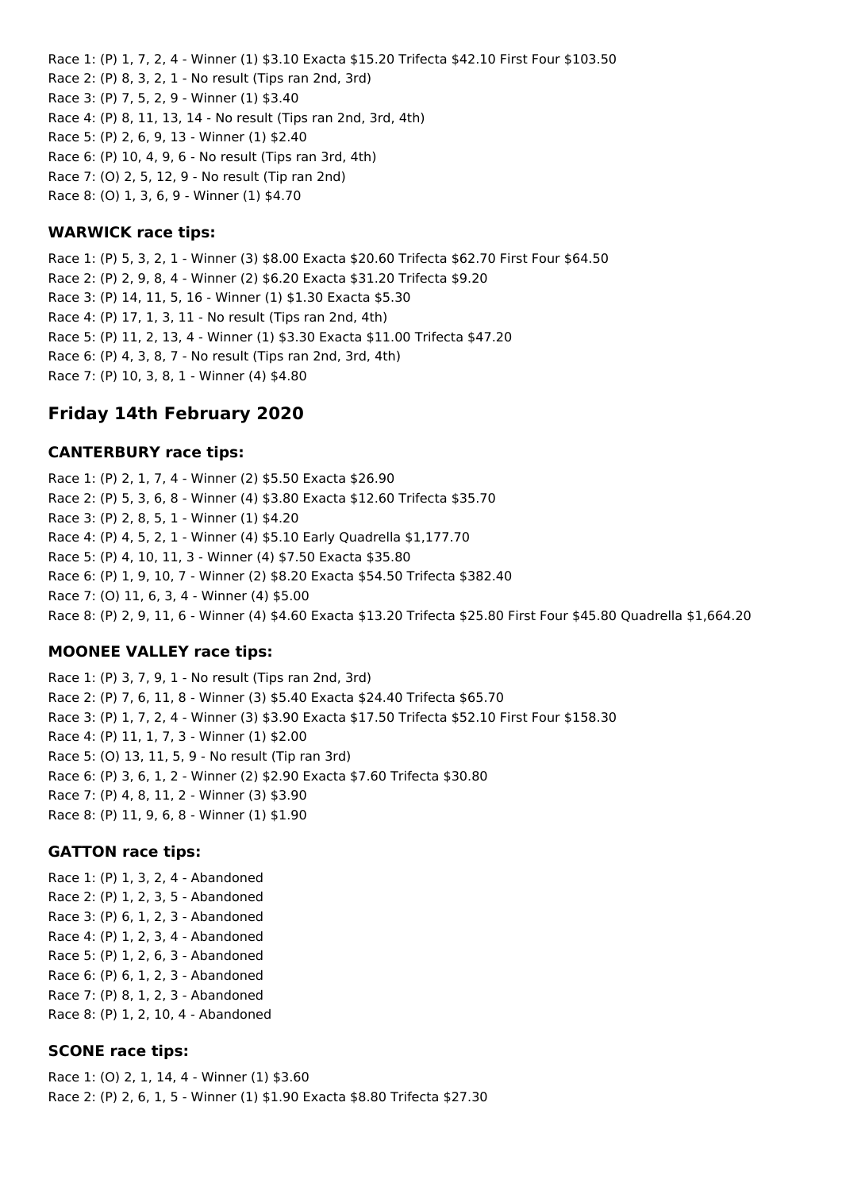Race 1: (P) 1, 7, 2, 4 - Winner (1) $3.10 Exacta $15.20 Trifecta $42.10 First Four $103.50
Race 2: (P) 8, 3, 2, 1 - No result (Tips ran 2nd, 3rd)
Race 3: (P) 7, 5, 2, 9 - Winner (1) $3.40
Race 4: (P) 8, 11, 13, 14 - No result (Tips ran 2nd, 3rd, 4th)
Race 5: (P) 2, 6, 9, 13 - Winner (1) $2.40
Race 6: (P) 10, 4, 9, 6 - No result (Tips ran 3rd, 4th)
Race 7: (O) 2, 5, 12, 9 - No result (Tip ran 2nd)
Race 8: (O) 1, 3, 6, 9 - Winner (1) $4.70

### WARWICK race tips:

Race 1: (P) 5, 3, 2, 1 - Winner (3) $8.00 Exacta $20.60 Trifecta $62.70 First Four $64.50
Race 2: (P) 2, 9, 8, 4 - Winner (2) $6.20 Exacta $31.20 Trifecta $9.20
Race 3: (P) 14, 11, 5, 16 - Winner (1) $1.30 Exacta $5.30
Race 4: (P) 17, 1, 3, 11 - No result (Tips ran 2nd, 4th)
Race 5: (P) 11, 2, 13, 4 - Winner (1) $3.30 Exacta $11.00 Trifecta $47.20
Race 6: (P) 4, 3, 8, 7 - No result (Tips ran 2nd, 3rd, 4th)
Race 7: (P) 10, 3, 8, 1 - Winner (4) $4.80

## Friday 14th February 2020

### CANTERBURY race tips:

Race 1: (P) 2, 1, 7, 4 - Winner (2) $5.50 Exacta $26.90
Race 2: (P) 5, 3, 6, 8 - Winner (4) $3.80 Exacta $12.60 Trifecta $35.70
Race 3: (P) 2, 8, 5, 1 - Winner (1) $4.20
Race 4: (P) 4, 5, 2, 1 - Winner (4) $5.10 Early Quadrella $1,177.70
Race 5: (P) 4, 10, 11, 3 - Winner (4) $7.50 Exacta $35.80
Race 6: (P) 1, 9, 10, 7 - Winner (2) $8.20 Exacta $54.50 Trifecta $382.40
Race 7: (O) 11, 6, 3, 4 - Winner (4) $5.00
Race 8: (P) 2, 9, 11, 6 - Winner (4) $4.60 Exacta $13.20 Trifecta $25.80 First Four $45.80 Quadrella $1,664.20

### MOONEE VALLEY race tips:

Race 1: (P) 3, 7, 9, 1 - No result (Tips ran 2nd, 3rd)
Race 2: (P) 7, 6, 11, 8 - Winner (3) $5.40 Exacta $24.40 Trifecta $65.70
Race 3: (P) 1, 7, 2, 4 - Winner (3) $3.90 Exacta $17.50 Trifecta $52.10 First Four $158.30
Race 4: (P) 11, 1, 7, 3 - Winner (1) $2.00
Race 5: (O) 13, 11, 5, 9 - No result (Tip ran 3rd)
Race 6: (P) 3, 6, 1, 2 - Winner (2) $2.90 Exacta $7.60 Trifecta $30.80
Race 7: (P) 4, 8, 11, 2 - Winner (3) $3.90
Race 8: (P) 11, 9, 6, 8 - Winner (1) $1.90

### GATTON race tips:

Race 1: (P) 1, 3, 2, 4 - Abandoned
Race 2: (P) 1, 2, 3, 5 - Abandoned
Race 3: (P) 6, 1, 2, 3 - Abandoned
Race 4: (P) 1, 2, 3, 4 - Abandoned
Race 5: (P) 1, 2, 6, 3 - Abandoned
Race 6: (P) 6, 1, 2, 3 - Abandoned
Race 7: (P) 8, 1, 2, 3 - Abandoned
Race 8: (P) 1, 2, 10, 4 - Abandoned

### SCONE race tips:

Race 1: (O) 2, 1, 14, 4 - Winner (1) $3.60
Race 2: (P) 2, 6, 1, 5 - Winner (1) $1.90 Exacta $8.80 Trifecta $27.30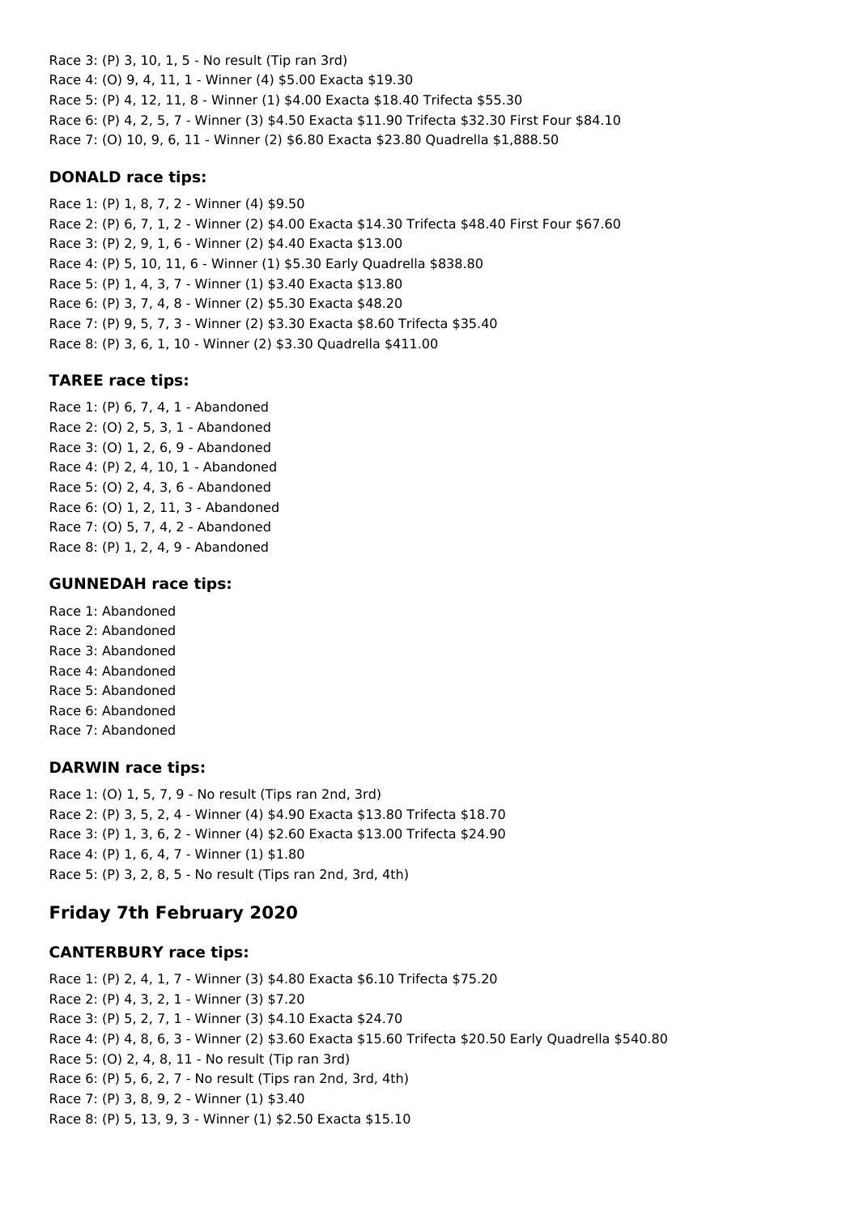Race 3: (P) 3, 10, 1, 5 - No result (Tip ran 3rd)
Race 4: (O) 9, 4, 11, 1 - Winner (4) $5.00 Exacta $19.30
Race 5: (P) 4, 12, 11, 8 - Winner (1) $4.00 Exacta $18.40 Trifecta $55.30
Race 6: (P) 4, 2, 5, 7 - Winner (3) $4.50 Exacta $11.90 Trifecta $32.30 First Four $84.10
Race 7: (O) 10, 9, 6, 11 - Winner (2) $6.80 Exacta $23.80 Quadrella $1,888.50

### DONALD race tips:

Race 1: (P) 1, 8, 7, 2 - Winner (4) $9.50
Race 2: (P) 6, 7, 1, 2 - Winner (2) $4.00 Exacta $14.30 Trifecta $48.40 First Four $67.60
Race 3: (P) 2, 9, 1, 6 - Winner (2) $4.40 Exacta $13.00
Race 4: (P) 5, 10, 11, 6 - Winner (1) $5.30 Early Quadrella $838.80
Race 5: (P) 1, 4, 3, 7 - Winner (1) $3.40 Exacta $13.80
Race 6: (P) 3, 7, 4, 8 - Winner (2) $5.30 Exacta $48.20
Race 7: (P) 9, 5, 7, 3 - Winner (2) $3.30 Exacta $8.60 Trifecta $35.40
Race 8: (P) 3, 6, 1, 10 - Winner (2) $3.30 Quadrella $411.00

### TAREE race tips:

Race 1: (P) 6, 7, 4, 1 - Abandoned
Race 2: (O) 2, 5, 3, 1 - Abandoned
Race 3: (O) 1, 2, 6, 9 - Abandoned
Race 4: (P) 2, 4, 10, 1 - Abandoned
Race 5: (O) 2, 4, 3, 6 - Abandoned
Race 6: (O) 1, 2, 11, 3 - Abandoned
Race 7: (O) 5, 7, 4, 2 - Abandoned
Race 8: (P) 1, 2, 4, 9 - Abandoned

### GUNNEDAH race tips:

Race 1: Abandoned
Race 2: Abandoned
Race 3: Abandoned
Race 4: Abandoned
Race 5: Abandoned
Race 6: Abandoned
Race 7: Abandoned

### DARWIN race tips:

Race 1: (O) 1, 5, 7, 9 - No result (Tips ran 2nd, 3rd)
Race 2: (P) 3, 5, 2, 4 - Winner (4) $4.90 Exacta $13.80 Trifecta $18.70
Race 3: (P) 1, 3, 6, 2 - Winner (4) $2.60 Exacta $13.00 Trifecta $24.90
Race 4: (P) 1, 6, 4, 7 - Winner (1) $1.80
Race 5: (P) 3, 2, 8, 5 - No result (Tips ran 2nd, 3rd, 4th)

## Friday 7th February 2020

### CANTERBURY race tips:

Race 1: (P) 2, 4, 1, 7 - Winner (3) $4.80 Exacta $6.10 Trifecta $75.20
Race 2: (P) 4, 3, 2, 1 - Winner (3) $7.20
Race 3: (P) 5, 2, 7, 1 - Winner (3) $4.10 Exacta $24.70
Race 4: (P) 4, 8, 6, 3 - Winner (2) $3.60 Exacta $15.60 Trifecta $20.50 Early Quadrella $540.80
Race 5: (O) 2, 4, 8, 11 - No result (Tip ran 3rd)
Race 6: (P) 5, 6, 2, 7 - No result (Tips ran 2nd, 3rd, 4th)
Race 7: (P) 3, 8, 9, 2 - Winner (1) $3.40
Race 8: (P) 5, 13, 9, 3 - Winner (1) $2.50 Exacta $15.10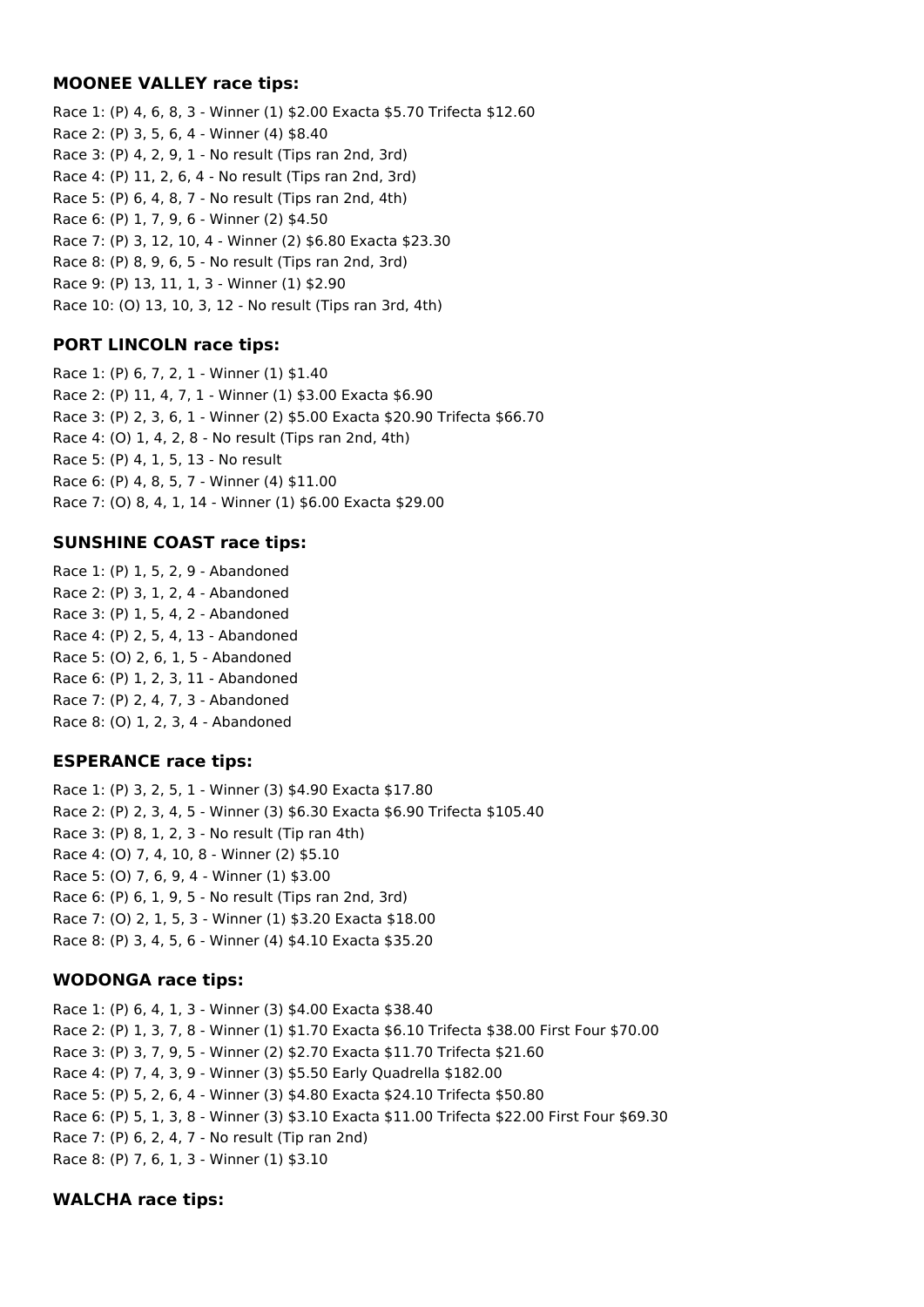### MOONEE VALLEY race tips:

Race 1: (P) 4, 6, 8, 3 - Winner (1) $2.00 Exacta $5.70 Trifecta $12.60
Race 2: (P) 3, 5, 6, 4 - Winner (4) $8.40
Race 3: (P) 4, 2, 9, 1 - No result (Tips ran 2nd, 3rd)
Race 4: (P) 11, 2, 6, 4 - No result (Tips ran 2nd, 3rd)
Race 5: (P) 6, 4, 8, 7 - No result (Tips ran 2nd, 4th)
Race 6: (P) 1, 7, 9, 6 - Winner (2) $4.50
Race 7: (P) 3, 12, 10, 4 - Winner (2) $6.80 Exacta $23.30
Race 8: (P) 8, 9, 6, 5 - No result (Tips ran 2nd, 3rd)
Race 9: (P) 13, 11, 1, 3 - Winner (1) $2.90
Race 10: (O) 13, 10, 3, 12 - No result (Tips ran 3rd, 4th)

### PORT LINCOLN race tips:

Race 1: (P) 6, 7, 2, 1 - Winner (1) $1.40
Race 2: (P) 11, 4, 7, 1 - Winner (1) $3.00 Exacta $6.90
Race 3: (P) 2, 3, 6, 1 - Winner (2) $5.00 Exacta $20.90 Trifecta $66.70
Race 4: (O) 1, 4, 2, 8 - No result (Tips ran 2nd, 4th)
Race 5: (P) 4, 1, 5, 13 - No result
Race 6: (P) 4, 8, 5, 7 - Winner (4) $11.00
Race 7: (O) 8, 4, 1, 14 - Winner (1) $6.00 Exacta $29.00

### SUNSHINE COAST race tips:

Race 1: (P) 1, 5, 2, 9 - Abandoned
Race 2: (P) 3, 1, 2, 4 - Abandoned
Race 3: (P) 1, 5, 4, 2 - Abandoned
Race 4: (P) 2, 5, 4, 13 - Abandoned
Race 5: (O) 2, 6, 1, 5 - Abandoned
Race 6: (P) 1, 2, 3, 11 - Abandoned
Race 7: (P) 2, 4, 7, 3 - Abandoned
Race 8: (O) 1, 2, 3, 4 - Abandoned

### ESPERANCE race tips:

Race 1: (P) 3, 2, 5, 1 - Winner (3) $4.90 Exacta $17.80
Race 2: (P) 2, 3, 4, 5 - Winner (3) $6.30 Exacta $6.90 Trifecta $105.40
Race 3: (P) 8, 1, 2, 3 - No result (Tip ran 4th)
Race 4: (O) 7, 4, 10, 8 - Winner (2) $5.10
Race 5: (O) 7, 6, 9, 4 - Winner (1) $3.00
Race 6: (P) 6, 1, 9, 5 - No result (Tips ran 2nd, 3rd)
Race 7: (O) 2, 1, 5, 3 - Winner (1) $3.20 Exacta $18.00
Race 8: (P) 3, 4, 5, 6 - Winner (4) $4.10 Exacta $35.20

### WODONGA race tips:

Race 1: (P) 6, 4, 1, 3 - Winner (3) $4.00 Exacta $38.40
Race 2: (P) 1, 3, 7, 8 - Winner (1) $1.70 Exacta $6.10 Trifecta $38.00 First Four $70.00
Race 3: (P) 3, 7, 9, 5 - Winner (2) $2.70 Exacta $11.70 Trifecta $21.60
Race 4: (P) 7, 4, 3, 9 - Winner (3) $5.50 Early Quadrella $182.00
Race 5: (P) 5, 2, 6, 4 - Winner (3) $4.80 Exacta $24.10 Trifecta $50.80
Race 6: (P) 5, 1, 3, 8 - Winner (3) $3.10 Exacta $11.00 Trifecta $22.00 First Four $69.30
Race 7: (P) 6, 2, 4, 7 - No result (Tip ran 2nd)
Race 8: (P) 7, 6, 1, 3 - Winner (1) $3.10

### WALCHA race tips: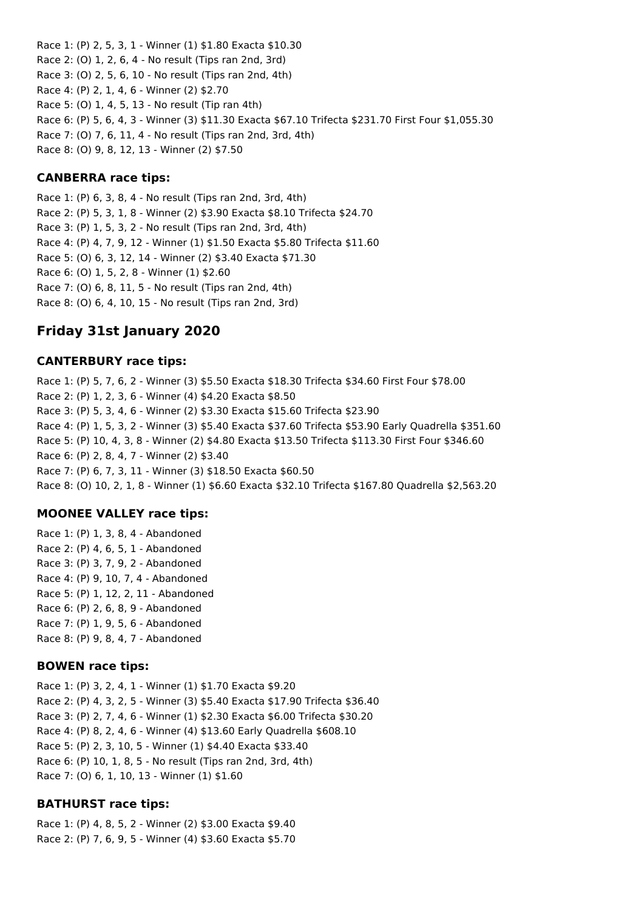Race 1: (P) 2, 5, 3, 1 - Winner (1) $1.80 Exacta $10.30
Race 2: (O) 1, 2, 6, 4 - No result (Tips ran 2nd, 3rd)
Race 3: (O) 2, 5, 6, 10 - No result (Tips ran 2nd, 4th)
Race 4: (P) 2, 1, 4, 6 - Winner (2) $2.70
Race 5: (O) 1, 4, 5, 13 - No result (Tip ran 4th)
Race 6: (P) 5, 6, 4, 3 - Winner (3) $11.30 Exacta $67.10 Trifecta $231.70 First Four $1,055.30
Race 7: (O) 7, 6, 11, 4 - No result (Tips ran 2nd, 3rd, 4th)
Race 8: (O) 9, 8, 12, 13 - Winner (2) $7.50

### CANBERRA race tips:

Race 1: (P) 6, 3, 8, 4 - No result (Tips ran 2nd, 3rd, 4th)
Race 2: (P) 5, 3, 1, 8 - Winner (2) $3.90 Exacta $8.10 Trifecta $24.70
Race 3: (P) 1, 5, 3, 2 - No result (Tips ran 2nd, 3rd, 4th)
Race 4: (P) 4, 7, 9, 12 - Winner (1) $1.50 Exacta $5.80 Trifecta $11.60
Race 5: (O) 6, 3, 12, 14 - Winner (2) $3.40 Exacta $71.30
Race 6: (O) 1, 5, 2, 8 - Winner (1) $2.60
Race 7: (O) 6, 8, 11, 5 - No result (Tips ran 2nd, 4th)
Race 8: (O) 6, 4, 10, 15 - No result (Tips ran 2nd, 3rd)

## Friday 31st January 2020

### CANTERBURY race tips:

Race 1: (P) 5, 7, 6, 2 - Winner (3) $5.50 Exacta $18.30 Trifecta $34.60 First Four $78.00
Race 2: (P) 1, 2, 3, 6 - Winner (4) $4.20 Exacta $8.50
Race 3: (P) 5, 3, 4, 6 - Winner (2) $3.30 Exacta $15.60 Trifecta $23.90
Race 4: (P) 1, 5, 3, 2 - Winner (3) $5.40 Exacta $37.60 Trifecta $53.90 Early Quadrella $351.60
Race 5: (P) 10, 4, 3, 8 - Winner (2) $4.80 Exacta $13.50 Trifecta $113.30 First Four $346.60
Race 6: (P) 2, 8, 4, 7 - Winner (2) $3.40
Race 7: (P) 6, 7, 3, 11 - Winner (3) $18.50 Exacta $60.50
Race 8: (O) 10, 2, 1, 8 - Winner (1) $6.60 Exacta $32.10 Trifecta $167.80 Quadrella $2,563.20

### MOONEE VALLEY race tips:

Race 1: (P) 1, 3, 8, 4 - Abandoned
Race 2: (P) 4, 6, 5, 1 - Abandoned
Race 3: (P) 3, 7, 9, 2 - Abandoned
Race 4: (P) 9, 10, 7, 4 - Abandoned
Race 5: (P) 1, 12, 2, 11 - Abandoned
Race 6: (P) 2, 6, 8, 9 - Abandoned
Race 7: (P) 1, 9, 5, 6 - Abandoned
Race 8: (P) 9, 8, 4, 7 - Abandoned

### BOWEN race tips:

Race 1: (P) 3, 2, 4, 1 - Winner (1) $1.70 Exacta $9.20
Race 2: (P) 4, 3, 2, 5 - Winner (3) $5.40 Exacta $17.90 Trifecta $36.40
Race 3: (P) 2, 7, 4, 6 - Winner (1) $2.30 Exacta $6.00 Trifecta $30.20
Race 4: (P) 8, 2, 4, 6 - Winner (4) $13.60 Early Quadrella $608.10
Race 5: (P) 2, 3, 10, 5 - Winner (1) $4.40 Exacta $33.40
Race 6: (P) 10, 1, 8, 5 - No result (Tips ran 2nd, 3rd, 4th)
Race 7: (O) 6, 1, 10, 13 - Winner (1) $1.60

### BATHURST race tips:

Race 1: (P) 4, 8, 5, 2 - Winner (2) $3.00 Exacta $9.40
Race 2: (P) 7, 6, 9, 5 - Winner (4) $3.60 Exacta $5.70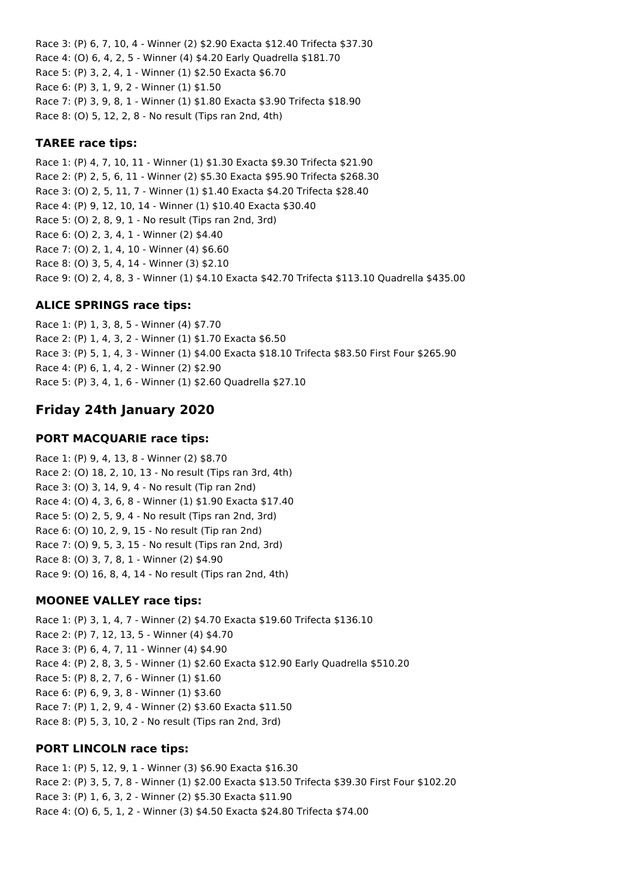Race 3: (P) 6, 7, 10, 4 - Winner (2) $2.90 Exacta $12.40 Trifecta $37.30
Race 4: (O) 6, 4, 2, 5 - Winner (4) $4.20 Early Quadrella $181.70
Race 5: (P) 3, 2, 4, 1 - Winner (1) $2.50 Exacta $6.70
Race 6: (P) 3, 1, 9, 2 - Winner (1) $1.50
Race 7: (P) 3, 9, 8, 1 - Winner (1) $1.80 Exacta $3.90 Trifecta $18.90
Race 8: (O) 5, 12, 2, 8 - No result (Tips ran 2nd, 4th)

### TAREE race tips:

Race 1: (P) 4, 7, 10, 11 - Winner (1) $1.30 Exacta $9.30 Trifecta $21.90
Race 2: (P) 2, 5, 6, 11 - Winner (2) $5.30 Exacta $95.90 Trifecta $268.30
Race 3: (O) 2, 5, 11, 7 - Winner (1) $1.40 Exacta $4.20 Trifecta $28.40
Race 4: (P) 9, 12, 10, 14 - Winner (1) $10.40 Exacta $30.40
Race 5: (O) 2, 8, 9, 1 - No result (Tips ran 2nd, 3rd)
Race 6: (O) 2, 3, 4, 1 - Winner (2) $4.40
Race 7: (O) 2, 1, 4, 10 - Winner (4) $6.60
Race 8: (O) 3, 5, 4, 14 - Winner (3) $2.10
Race 9: (O) 2, 4, 8, 3 - Winner (1) $4.10 Exacta $42.70 Trifecta $113.10 Quadrella $435.00

### ALICE SPRINGS race tips:

Race 1: (P) 1, 3, 8, 5 - Winner (4) $7.70
Race 2: (P) 1, 4, 3, 2 - Winner (1) $1.70 Exacta $6.50
Race 3: (P) 5, 1, 4, 3 - Winner (1) $4.00 Exacta $18.10 Trifecta $83.50 First Four $265.90
Race 4: (P) 6, 1, 4, 2 - Winner (2) $2.90
Race 5: (P) 3, 4, 1, 6 - Winner (1) $2.60 Quadrella $27.10

## Friday 24th January 2020

### PORT MACQUARIE race tips:

Race 1: (P) 9, 4, 13, 8 - Winner (2) $8.70
Race 2: (O) 18, 2, 10, 13 - No result (Tips ran 3rd, 4th)
Race 3: (O) 3, 14, 9, 4 - No result (Tip ran 2nd)
Race 4: (O) 4, 3, 6, 8 - Winner (1) $1.90 Exacta $17.40
Race 5: (O) 2, 5, 9, 4 - No result (Tips ran 2nd, 3rd)
Race 6: (O) 10, 2, 9, 15 - No result (Tip ran 2nd)
Race 7: (O) 9, 5, 3, 15 - No result (Tips ran 2nd, 3rd)
Race 8: (O) 3, 7, 8, 1 - Winner (2) $4.90
Race 9: (O) 16, 8, 4, 14 - No result (Tips ran 2nd, 4th)

### MOONEE VALLEY race tips:

Race 1: (P) 3, 1, 4, 7 - Winner (2) $4.70 Exacta $19.60 Trifecta $136.10
Race 2: (P) 7, 12, 13, 5 - Winner (4) $4.70
Race 3: (P) 6, 4, 7, 11 - Winner (4) $4.90
Race 4: (P) 2, 8, 3, 5 - Winner (1) $2.60 Exacta $12.90 Early Quadrella $510.20
Race 5: (P) 8, 2, 7, 6 - Winner (1) $1.60
Race 6: (P) 6, 9, 3, 8 - Winner (1) $3.60
Race 7: (P) 1, 2, 9, 4 - Winner (2) $3.60 Exacta $11.50
Race 8: (P) 5, 3, 10, 2 - No result (Tips ran 2nd, 3rd)

### PORT LINCOLN race tips:

Race 1: (P) 5, 12, 9, 1 - Winner (3) $6.90 Exacta $16.30
Race 2: (P) 3, 5, 7, 8 - Winner (1) $2.00 Exacta $13.50 Trifecta $39.30 First Four $102.20
Race 3: (P) 1, 6, 3, 2 - Winner (2) $5.30 Exacta $11.90
Race 4: (O) 6, 5, 1, 2 - Winner (3) $4.50 Exacta $24.80 Trifecta $74.00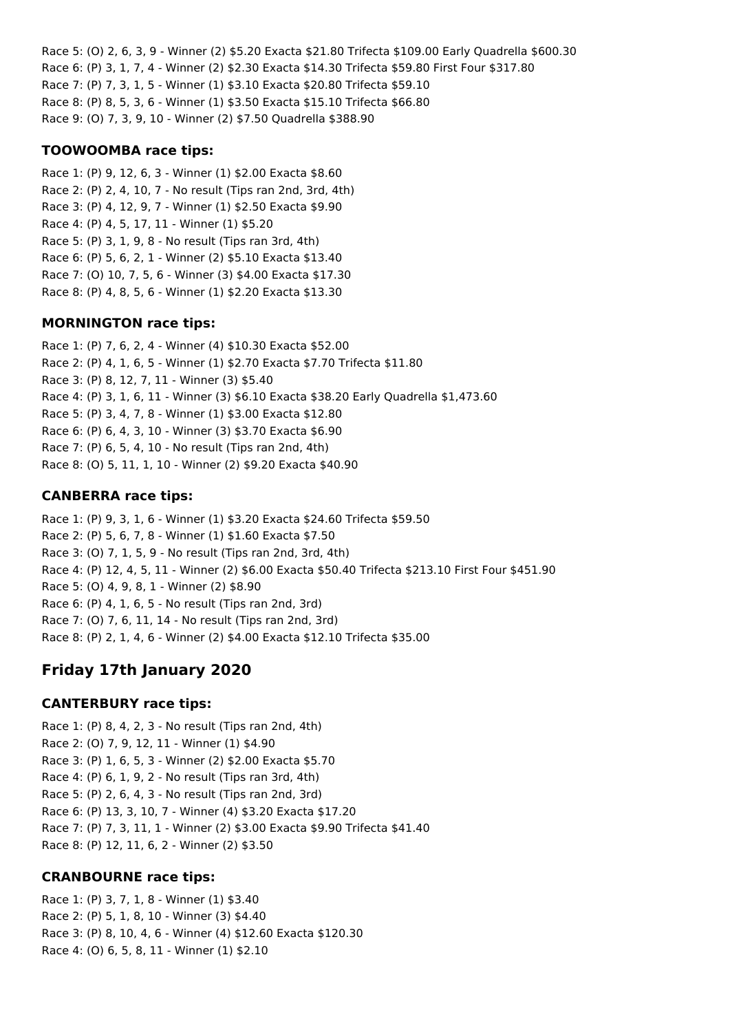Race 5: (O) 2, 6, 3, 9 - Winner (2) $5.20 Exacta $21.80 Trifecta $109.00 Early Quadrella $600.30
Race 6: (P) 3, 1, 7, 4 - Winner (2) $2.30 Exacta $14.30 Trifecta $59.80 First Four $317.80
Race 7: (P) 7, 3, 1, 5 - Winner (1) $3.10 Exacta $20.80 Trifecta $59.10
Race 8: (P) 8, 5, 3, 6 - Winner (1) $3.50 Exacta $15.10 Trifecta $66.80
Race 9: (O) 7, 3, 9, 10 - Winner (2) $7.50 Quadrella $388.90

### TOOWOOMBA race tips:

Race 1: (P) 9, 12, 6, 3 - Winner (1) $2.00 Exacta $8.60
Race 2: (P) 2, 4, 10, 7 - No result (Tips ran 2nd, 3rd, 4th)
Race 3: (P) 4, 12, 9, 7 - Winner (1) $2.50 Exacta $9.90
Race 4: (P) 4, 5, 17, 11 - Winner (1) $5.20
Race 5: (P) 3, 1, 9, 8 - No result (Tips ran 3rd, 4th)
Race 6: (P) 5, 6, 2, 1 - Winner (2) $5.10 Exacta $13.40
Race 7: (O) 10, 7, 5, 6 - Winner (3) $4.00 Exacta $17.30
Race 8: (P) 4, 8, 5, 6 - Winner (1) $2.20 Exacta $13.30

### MORNINGTON race tips:

Race 1: (P) 7, 6, 2, 4 - Winner (4) $10.30 Exacta $52.00
Race 2: (P) 4, 1, 6, 5 - Winner (1) $2.70 Exacta $7.70 Trifecta $11.80
Race 3: (P) 8, 12, 7, 11 - Winner (3) $5.40
Race 4: (P) 3, 1, 6, 11 - Winner (3) $6.10 Exacta $38.20 Early Quadrella $1,473.60
Race 5: (P) 3, 4, 7, 8 - Winner (1) $3.00 Exacta $12.80
Race 6: (P) 6, 4, 3, 10 - Winner (3) $3.70 Exacta $6.90
Race 7: (P) 6, 5, 4, 10 - No result (Tips ran 2nd, 4th)
Race 8: (O) 5, 11, 1, 10 - Winner (2) $9.20 Exacta $40.90

### CANBERRA race tips:

Race 1: (P) 9, 3, 1, 6 - Winner (1) $3.20 Exacta $24.60 Trifecta $59.50
Race 2: (P) 5, 6, 7, 8 - Winner (1) $1.60 Exacta $7.50
Race 3: (O) 7, 1, 5, 9 - No result (Tips ran 2nd, 3rd, 4th)
Race 4: (P) 12, 4, 5, 11 - Winner (2) $6.00 Exacta $50.40 Trifecta $213.10 First Four $451.90
Race 5: (O) 4, 9, 8, 1 - Winner (2) $8.90
Race 6: (P) 4, 1, 6, 5 - No result (Tips ran 2nd, 3rd)
Race 7: (O) 7, 6, 11, 14 - No result (Tips ran 2nd, 3rd)
Race 8: (P) 2, 1, 4, 6 - Winner (2) $4.00 Exacta $12.10 Trifecta $35.00

## Friday 17th January 2020

### CANTERBURY race tips:

Race 1: (P) 8, 4, 2, 3 - No result (Tips ran 2nd, 4th)
Race 2: (O) 7, 9, 12, 11 - Winner (1) $4.90
Race 3: (P) 1, 6, 5, 3 - Winner (2) $2.00 Exacta $5.70
Race 4: (P) 6, 1, 9, 2 - No result (Tips ran 3rd, 4th)
Race 5: (P) 2, 6, 4, 3 - No result (Tips ran 2nd, 3rd)
Race 6: (P) 13, 3, 10, 7 - Winner (4) $3.20 Exacta $17.20
Race 7: (P) 7, 3, 11, 1 - Winner (2) $3.00 Exacta $9.90 Trifecta $41.40
Race 8: (P) 12, 11, 6, 2 - Winner (2) $3.50

### CRANBOURNE race tips:

Race 1: (P) 3, 7, 1, 8 - Winner (1) $3.40
Race 2: (P) 5, 1, 8, 10 - Winner (3) $4.40
Race 3: (P) 8, 10, 4, 6 - Winner (4) $12.60 Exacta $120.30
Race 4: (O) 6, 5, 8, 11 - Winner (1) $2.10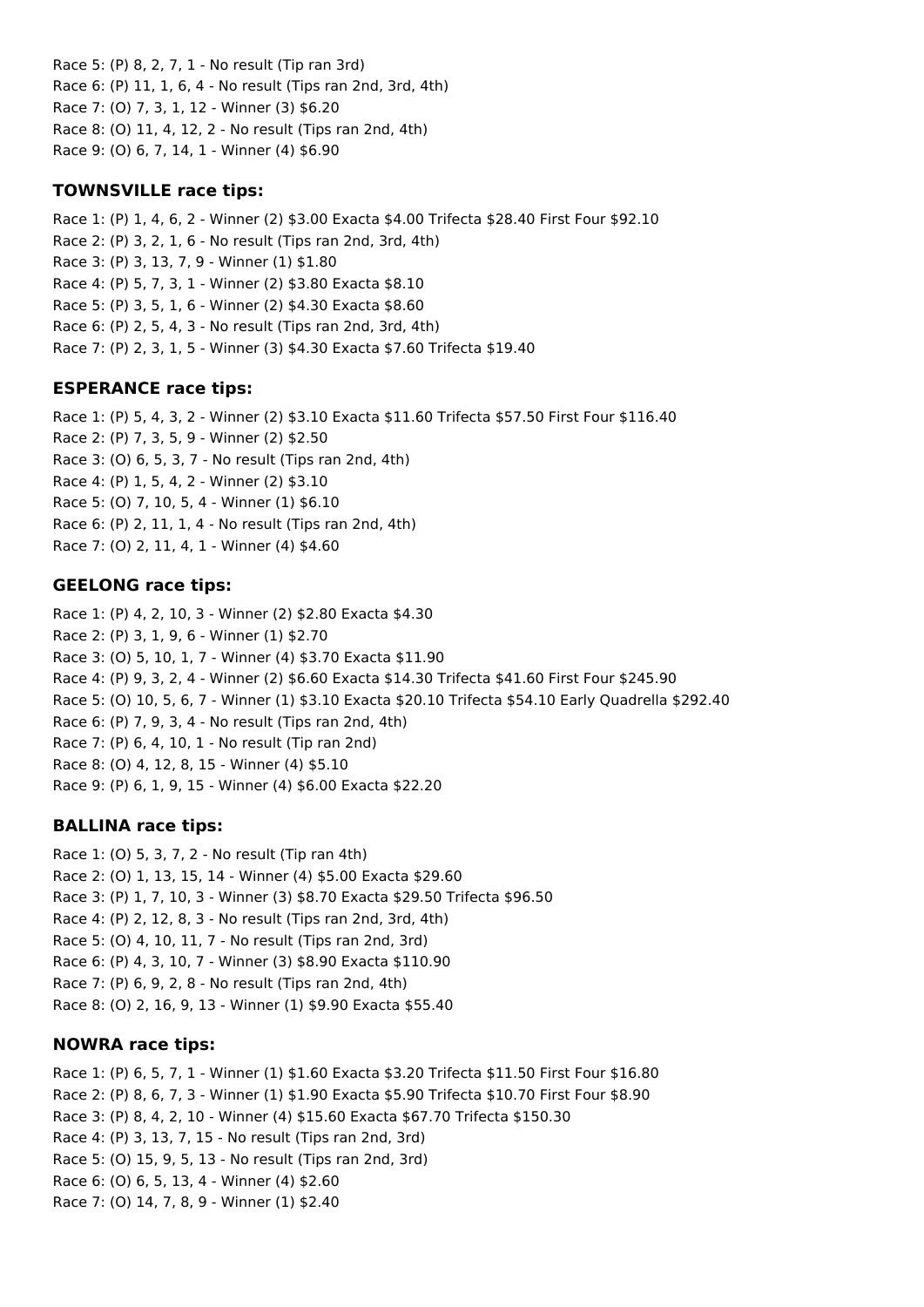Race 5: (P) 8, 2, 7, 1 - No result (Tip ran 3rd)
Race 6: (P) 11, 1, 6, 4 - No result (Tips ran 2nd, 3rd, 4th)
Race 7: (O) 7, 3, 1, 12 - Winner (3) $6.20
Race 8: (O) 11, 4, 12, 2 - No result (Tips ran 2nd, 4th)
Race 9: (O) 6, 7, 14, 1 - Winner (4) $6.90

### TOWNSVILLE race tips:

Race 1: (P) 1, 4, 6, 2 - Winner (2) $3.00 Exacta $4.00 Trifecta $28.40 First Four $92.10
Race 2: (P) 3, 2, 1, 6 - No result (Tips ran 2nd, 3rd, 4th)
Race 3: (P) 3, 13, 7, 9 - Winner (1) $1.80
Race 4: (P) 5, 7, 3, 1 - Winner (2) $3.80 Exacta $8.10
Race 5: (P) 3, 5, 1, 6 - Winner (2) $4.30 Exacta $8.60
Race 6: (P) 2, 5, 4, 3 - No result (Tips ran 2nd, 3rd, 4th)
Race 7: (P) 2, 3, 1, 5 - Winner (3) $4.30 Exacta $7.60 Trifecta $19.40

### ESPERANCE race tips:

Race 1: (P) 5, 4, 3, 2 - Winner (2) $3.10 Exacta $11.60 Trifecta $57.50 First Four $116.40
Race 2: (P) 7, 3, 5, 9 - Winner (2) $2.50
Race 3: (O) 6, 5, 3, 7 - No result (Tips ran 2nd, 4th)
Race 4: (P) 1, 5, 4, 2 - Winner (2) $3.10
Race 5: (O) 7, 10, 5, 4 - Winner (1) $6.10
Race 6: (P) 2, 11, 1, 4 - No result (Tips ran 2nd, 4th)
Race 7: (O) 2, 11, 4, 1 - Winner (4) $4.60

### GEELONG race tips:

Race 1: (P) 4, 2, 10, 3 - Winner (2) $2.80 Exacta $4.30
Race 2: (P) 3, 1, 9, 6 - Winner (1) $2.70
Race 3: (O) 5, 10, 1, 7 - Winner (4) $3.70 Exacta $11.90
Race 4: (P) 9, 3, 2, 4 - Winner (2) $6.60 Exacta $14.30 Trifecta $41.60 First Four $245.90
Race 5: (O) 10, 5, 6, 7 - Winner (1) $3.10 Exacta $20.10 Trifecta $54.10 Early Quadrella $292.40
Race 6: (P) 7, 9, 3, 4 - No result (Tips ran 2nd, 4th)
Race 7: (P) 6, 4, 10, 1 - No result (Tip ran 2nd)
Race 8: (O) 4, 12, 8, 15 - Winner (4) $5.10
Race 9: (P) 6, 1, 9, 15 - Winner (4) $6.00 Exacta $22.20

### BALLINA race tips:

Race 1: (O) 5, 3, 7, 2 - No result (Tip ran 4th)
Race 2: (O) 1, 13, 15, 14 - Winner (4) $5.00 Exacta $29.60
Race 3: (P) 1, 7, 10, 3 - Winner (3) $8.70 Exacta $29.50 Trifecta $96.50
Race 4: (P) 2, 12, 8, 3 - No result (Tips ran 2nd, 3rd, 4th)
Race 5: (O) 4, 10, 11, 7 - No result (Tips ran 2nd, 3rd)
Race 6: (P) 4, 3, 10, 7 - Winner (3) $8.90 Exacta $110.90
Race 7: (P) 6, 9, 2, 8 - No result (Tips ran 2nd, 4th)
Race 8: (O) 2, 16, 9, 13 - Winner (1) $9.90 Exacta $55.40

### NOWRA race tips:

Race 1: (P) 6, 5, 7, 1 - Winner (1) $1.60 Exacta $3.20 Trifecta $11.50 First Four $16.80
Race 2: (P) 8, 6, 7, 3 - Winner (1) $1.90 Exacta $5.90 Trifecta $10.70 First Four $8.90
Race 3: (P) 8, 4, 2, 10 - Winner (4) $15.60 Exacta $67.70 Trifecta $150.30
Race 4: (P) 3, 13, 7, 15 - No result (Tips ran 2nd, 3rd)
Race 5: (O) 15, 9, 5, 13 - No result (Tips ran 2nd, 3rd)
Race 6: (O) 6, 5, 13, 4 - Winner (4) $2.60
Race 7: (O) 14, 7, 8, 9 - Winner (1) $2.40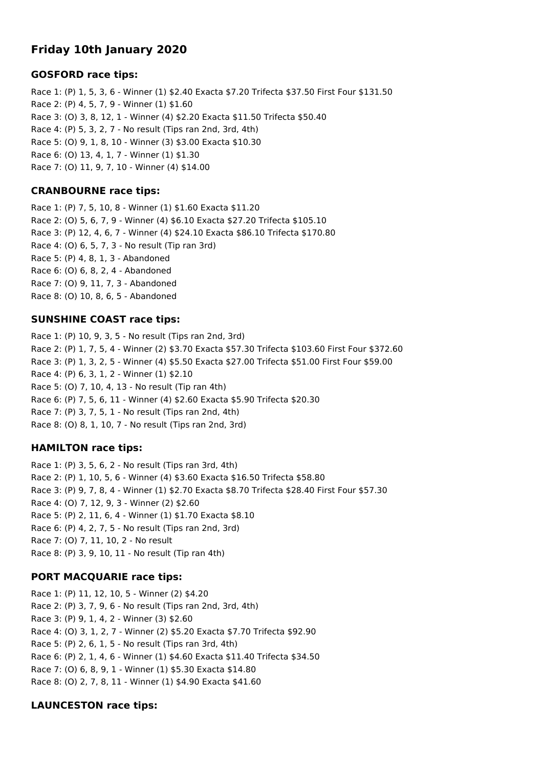## Friday 10th January 2020

### GOSFORD race tips:

Race 1: (P) 1, 5, 3, 6 - Winner (1) $2.40 Exacta $7.20 Trifecta $37.50 First Four $131.50
Race 2: (P) 4, 5, 7, 9 - Winner (1) $1.60
Race 3: (O) 3, 8, 12, 1 - Winner (4) $2.20 Exacta $11.50 Trifecta $50.40
Race 4: (P) 5, 3, 2, 7 - No result (Tips ran 2nd, 3rd, 4th)
Race 5: (O) 9, 1, 8, 10 - Winner (3) $3.00 Exacta $10.30
Race 6: (O) 13, 4, 1, 7 - Winner (1) $1.30
Race 7: (O) 11, 9, 7, 10 - Winner (4) $14.00

### CRANBOURNE race tips:

Race 1: (P) 7, 5, 10, 8 - Winner (1) $1.60 Exacta $11.20
Race 2: (O) 5, 6, 7, 9 - Winner (4) $6.10 Exacta $27.20 Trifecta $105.10
Race 3: (P) 12, 4, 6, 7 - Winner (4) $24.10 Exacta $86.10 Trifecta $170.80
Race 4: (O) 6, 5, 7, 3 - No result (Tip ran 3rd)
Race 5: (P) 4, 8, 1, 3 - Abandoned
Race 6: (O) 6, 8, 2, 4 - Abandoned
Race 7: (O) 9, 11, 7, 3 - Abandoned
Race 8: (O) 10, 8, 6, 5 - Abandoned

### SUNSHINE COAST race tips:

Race 1: (P) 10, 9, 3, 5 - No result (Tips ran 2nd, 3rd)
Race 2: (P) 1, 7, 5, 4 - Winner (2) $3.70 Exacta $57.30 Trifecta $103.60 First Four $372.60
Race 3: (P) 1, 3, 2, 5 - Winner (4) $5.50 Exacta $27.00 Trifecta $51.00 First Four $59.00
Race 4: (P) 6, 3, 1, 2 - Winner (1) $2.10
Race 5: (O) 7, 10, 4, 13 - No result (Tip ran 4th)
Race 6: (P) 7, 5, 6, 11 - Winner (4) $2.60 Exacta $5.90 Trifecta $20.30
Race 7: (P) 3, 7, 5, 1 - No result (Tips ran 2nd, 4th)
Race 8: (O) 8, 1, 10, 7 - No result (Tips ran 2nd, 3rd)

### HAMILTON race tips:

Race 1: (P) 3, 5, 6, 2 - No result (Tips ran 3rd, 4th)
Race 2: (P) 1, 10, 5, 6 - Winner (4) $3.60 Exacta $16.50 Trifecta $58.80
Race 3: (P) 9, 7, 8, 4 - Winner (1) $2.70 Exacta $8.70 Trifecta $28.40 First Four $57.30
Race 4: (O) 7, 12, 9, 3 - Winner (2) $2.60
Race 5: (P) 2, 11, 6, 4 - Winner (1) $1.70 Exacta $8.10
Race 6: (P) 4, 2, 7, 5 - No result (Tips ran 2nd, 3rd)
Race 7: (O) 7, 11, 10, 2 - No result
Race 8: (P) 3, 9, 10, 11 - No result (Tip ran 4th)

### PORT MACQUARIE race tips:

Race 1: (P) 11, 12, 10, 5 - Winner (2) $4.20
Race 2: (P) 3, 7, 9, 6 - No result (Tips ran 2nd, 3rd, 4th)
Race 3: (P) 9, 1, 4, 2 - Winner (3) $2.60
Race 4: (O) 3, 1, 2, 7 - Winner (2) $5.20 Exacta $7.70 Trifecta $92.90
Race 5: (P) 2, 6, 1, 5 - No result (Tips ran 3rd, 4th)
Race 6: (P) 2, 1, 4, 6 - Winner (1) $4.60 Exacta $11.40 Trifecta $34.50
Race 7: (O) 6, 8, 9, 1 - Winner (1) $5.30 Exacta $14.80
Race 8: (O) 2, 7, 8, 11 - Winner (1) $4.90 Exacta $41.60

### LAUNCESTON race tips: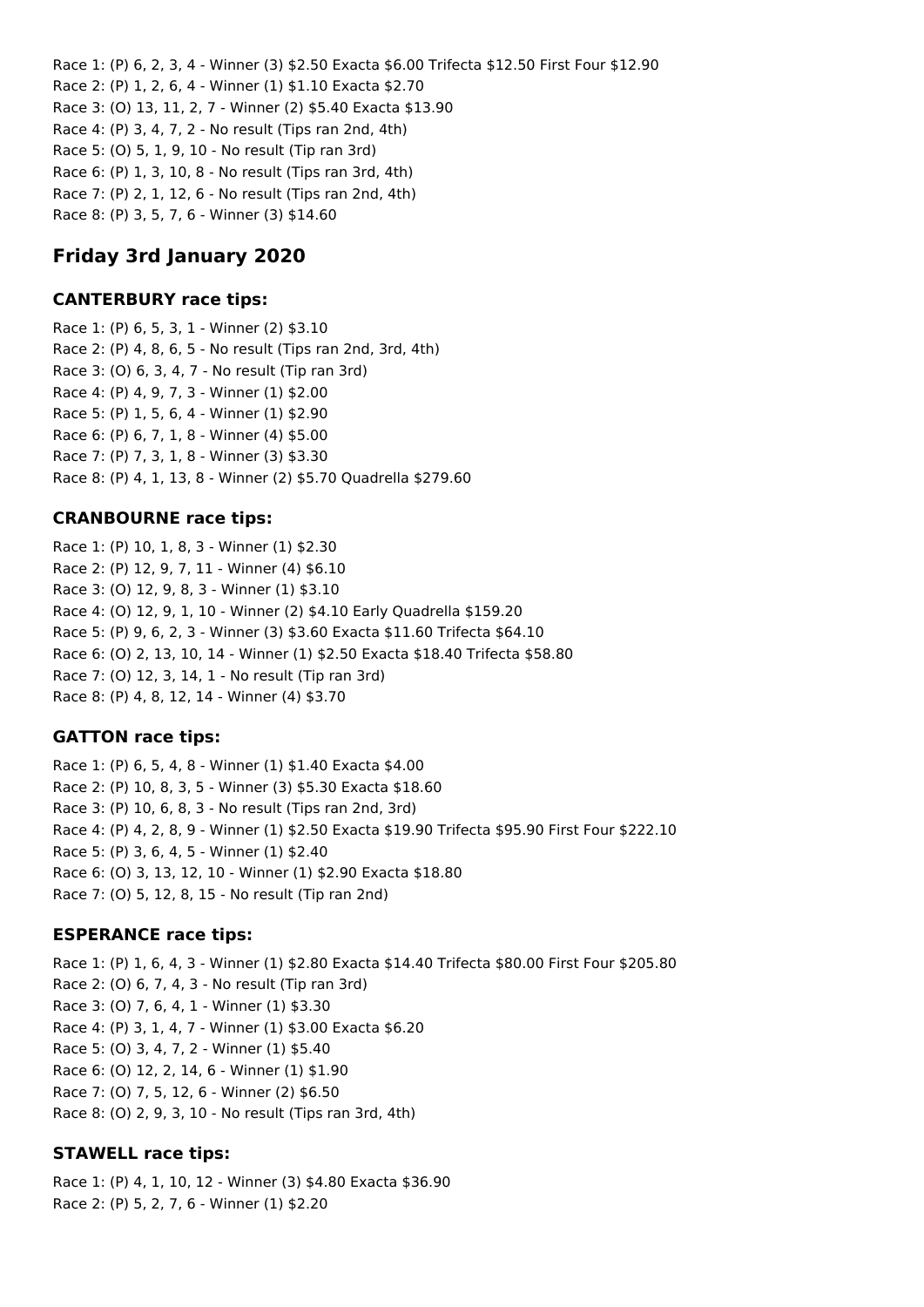Race 1: (P) 6, 2, 3, 4 - Winner (3) $2.50 Exacta $6.00 Trifecta $12.50 First Four $12.90
Race 2: (P) 1, 2, 6, 4 - Winner (1) $1.10 Exacta $2.70
Race 3: (O) 13, 11, 2, 7 - Winner (2) $5.40 Exacta $13.90
Race 4: (P) 3, 4, 7, 2 - No result (Tips ran 2nd, 4th)
Race 5: (O) 5, 1, 9, 10 - No result (Tip ran 3rd)
Race 6: (P) 1, 3, 10, 8 - No result (Tips ran 3rd, 4th)
Race 7: (P) 2, 1, 12, 6 - No result (Tips ran 2nd, 4th)
Race 8: (P) 3, 5, 7, 6 - Winner (3) $14.60

## Friday 3rd January 2020

### CANTERBURY race tips:

Race 1: (P) 6, 5, 3, 1 - Winner (2) $3.10
Race 2: (P) 4, 8, 6, 5 - No result (Tips ran 2nd, 3rd, 4th)
Race 3: (O) 6, 3, 4, 7 - No result (Tip ran 3rd)
Race 4: (P) 4, 9, 7, 3 - Winner (1) $2.00
Race 5: (P) 1, 5, 6, 4 - Winner (1) $2.90
Race 6: (P) 6, 7, 1, 8 - Winner (4) $5.00
Race 7: (P) 7, 3, 1, 8 - Winner (3) $3.30
Race 8: (P) 4, 1, 13, 8 - Winner (2) $5.70 Quadrella $279.60

### CRANBOURNE race tips:

Race 1: (P) 10, 1, 8, 3 - Winner (1) $2.30
Race 2: (P) 12, 9, 7, 11 - Winner (4) $6.10
Race 3: (O) 12, 9, 8, 3 - Winner (1) $3.10
Race 4: (O) 12, 9, 1, 10 - Winner (2) $4.10 Early Quadrella $159.20
Race 5: (P) 9, 6, 2, 3 - Winner (3) $3.60 Exacta $11.60 Trifecta $64.10
Race 6: (O) 2, 13, 10, 14 - Winner (1) $2.50 Exacta $18.40 Trifecta $58.80
Race 7: (O) 12, 3, 14, 1 - No result (Tip ran 3rd)
Race 8: (P) 4, 8, 12, 14 - Winner (4) $3.70

### GATTON race tips:

Race 1: (P) 6, 5, 4, 8 - Winner (1) $1.40 Exacta $4.00
Race 2: (P) 10, 8, 3, 5 - Winner (3) $5.30 Exacta $18.60
Race 3: (P) 10, 6, 8, 3 - No result (Tips ran 2nd, 3rd)
Race 4: (P) 4, 2, 8, 9 - Winner (1) $2.50 Exacta $19.90 Trifecta $95.90 First Four $222.10
Race 5: (P) 3, 6, 4, 5 - Winner (1) $2.40
Race 6: (O) 3, 13, 12, 10 - Winner (1) $2.90 Exacta $18.80
Race 7: (O) 5, 12, 8, 15 - No result (Tip ran 2nd)

### ESPERANCE race tips:

Race 1: (P) 1, 6, 4, 3 - Winner (1) $2.80 Exacta $14.40 Trifecta $80.00 First Four $205.80
Race 2: (O) 6, 7, 4, 3 - No result (Tip ran 3rd)
Race 3: (O) 7, 6, 4, 1 - Winner (1) $3.30
Race 4: (P) 3, 1, 4, 7 - Winner (1) $3.00 Exacta $6.20
Race 5: (O) 3, 4, 7, 2 - Winner (1) $5.40
Race 6: (O) 12, 2, 14, 6 - Winner (1) $1.90
Race 7: (O) 7, 5, 12, 6 - Winner (2) $6.50
Race 8: (O) 2, 9, 3, 10 - No result (Tips ran 3rd, 4th)

### STAWELL race tips:

Race 1: (P) 4, 1, 10, 12 - Winner (3) $4.80 Exacta $36.90
Race 2: (P) 5, 2, 7, 6 - Winner (1) $2.20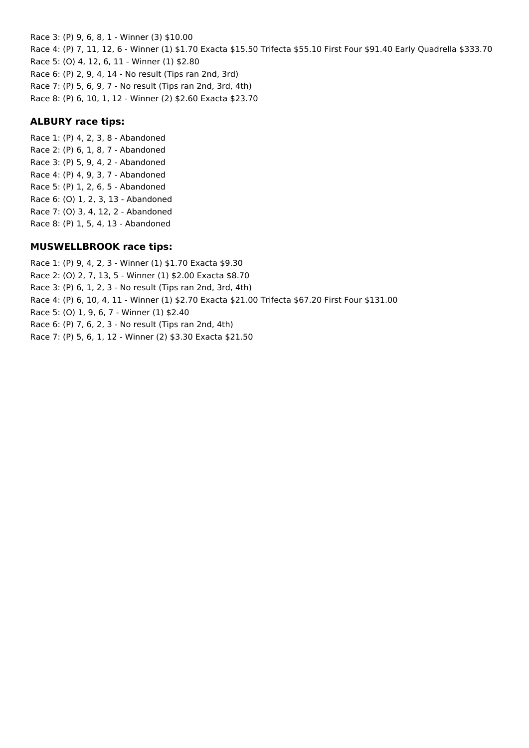Race 3: (P) 9, 6, 8, 1 - Winner (3) $10.00
Race 4: (P) 7, 11, 12, 6 - Winner (1) $1.70 Exacta $15.50 Trifecta $55.10 First Four $91.40 Early Quadrella $333.70
Race 5: (O) 4, 12, 6, 11 - Winner (1) $2.80
Race 6: (P) 2, 9, 4, 14 - No result (Tips ran 2nd, 3rd)
Race 7: (P) 5, 6, 9, 7 - No result (Tips ran 2nd, 3rd, 4th)
Race 8: (P) 6, 10, 1, 12 - Winner (2) $2.60 Exacta $23.70

### ALBURY race tips:

Race 1: (P) 4, 2, 3, 8 - Abandoned
Race 2: (P) 6, 1, 8, 7 - Abandoned
Race 3: (P) 5, 9, 4, 2 - Abandoned
Race 4: (P) 4, 9, 3, 7 - Abandoned
Race 5: (P) 1, 2, 6, 5 - Abandoned
Race 6: (O) 1, 2, 3, 13 - Abandoned
Race 7: (O) 3, 4, 12, 2 - Abandoned
Race 8: (P) 1, 5, 4, 13 - Abandoned

### MUSWELLBROOK race tips:

Race 1: (P) 9, 4, 2, 3 - Winner (1) $1.70 Exacta $9.30
Race 2: (O) 2, 7, 13, 5 - Winner (1) $2.00 Exacta $8.70
Race 3: (P) 6, 1, 2, 3 - No result (Tips ran 2nd, 3rd, 4th)
Race 4: (P) 6, 10, 4, 11 - Winner (1) $2.70 Exacta $21.00 Trifecta $67.20 First Four $131.00
Race 5: (O) 1, 9, 6, 7 - Winner (1) $2.40
Race 6: (P) 7, 6, 2, 3 - No result (Tips ran 2nd, 4th)
Race 7: (P) 5, 6, 1, 12 - Winner (2) $3.30 Exacta $21.50